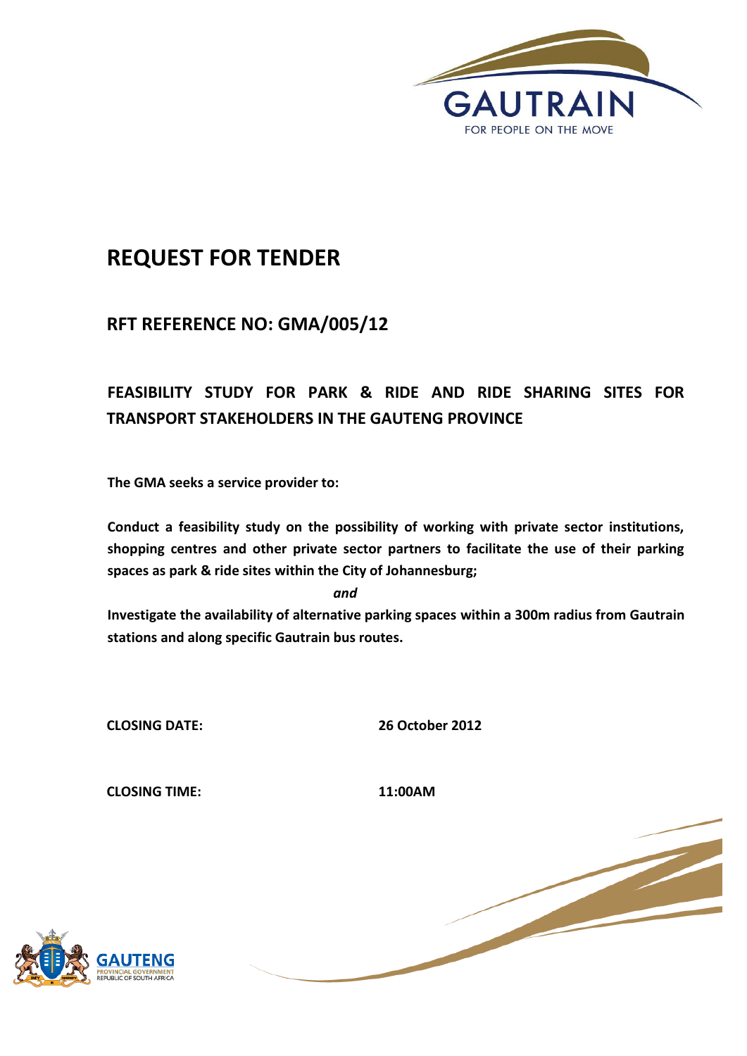# REQUEST FOR TENDER

## RFT REFERENCE NO: GMA/005/12

## FEASIBILITY STUDY FOR PARK & RIDE AND RIDE SHARING SITES FOR TRANSPORT STAKEHOLDERS IN THE GAUTENG PROVINCE

**The GMA seeks a service provider to:**

**Conduct a feasibility study on the possibility of working with private sector institutions, shopping centres and other private sector partners to facilitate the use of their parking spaces as park & ride sites within the City of Johannesburg;**

***and***

**Investigate the availability of alternative parking spaces within a 300m radius from Gautrain stations and along specific Gautrain bus routes.**

**CLOSING DATE:** **26 October 2012**

**CLOSING TIME:** **11:00AM**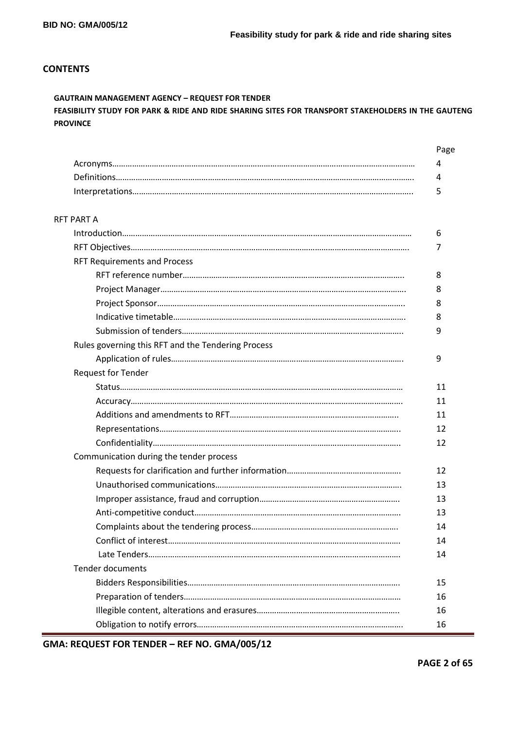## CONTENTS

**GAUTRAIN MANAGEMENT AGENCY – REQUEST FOR TENDER**

**FEASIBILITY STUDY FOR PARK & RIDE AND RIDE SHARING SITES FOR TRANSPORT STAKEHOLDERS IN THE GAUTENG PROVINCE**

| | Page |
|---|---|
| Acronyms | 4 |
| Definitions | 4 |
| Interpretations | 5 |
| **RFT PART A** | |
| Introduction | 6 |
| RFT Objectives | 7 |
| RFT Requirements and Process | |
| RFT reference number | 8 |
| Project Manager | 8 |
| Project Sponsor | 8 |
| Indicative timetable | 8 |
| Submission of tenders | 9 |
| Rules governing this RFT and the Tendering Process | |
| Application of rules | 9 |
| Request for Tender | |
| Status | 11 |
| Accuracy | 11 |
| Additions and amendments to RFT | 11 |
| Representations | 12 |
| Confidentiality | 12 |
| Communication during the tender process | |
| Requests for clarification and further information | 12 |
| Unauthorised communications | 13 |
| Improper assistance, fraud and corruption | 13 |
| Anti-competitive conduct | 13 |
| Complaints about the tendering process | 14 |
| Conflict of interest | 14 |
| Late Tenders | 14 |
| Tender documents | |
| Bidders Responsibilities | 15 |
| Preparation of tenders | 16 |
| Illegible content, alterations and erasures | 16 |
| Obligation to notify errors | 16 |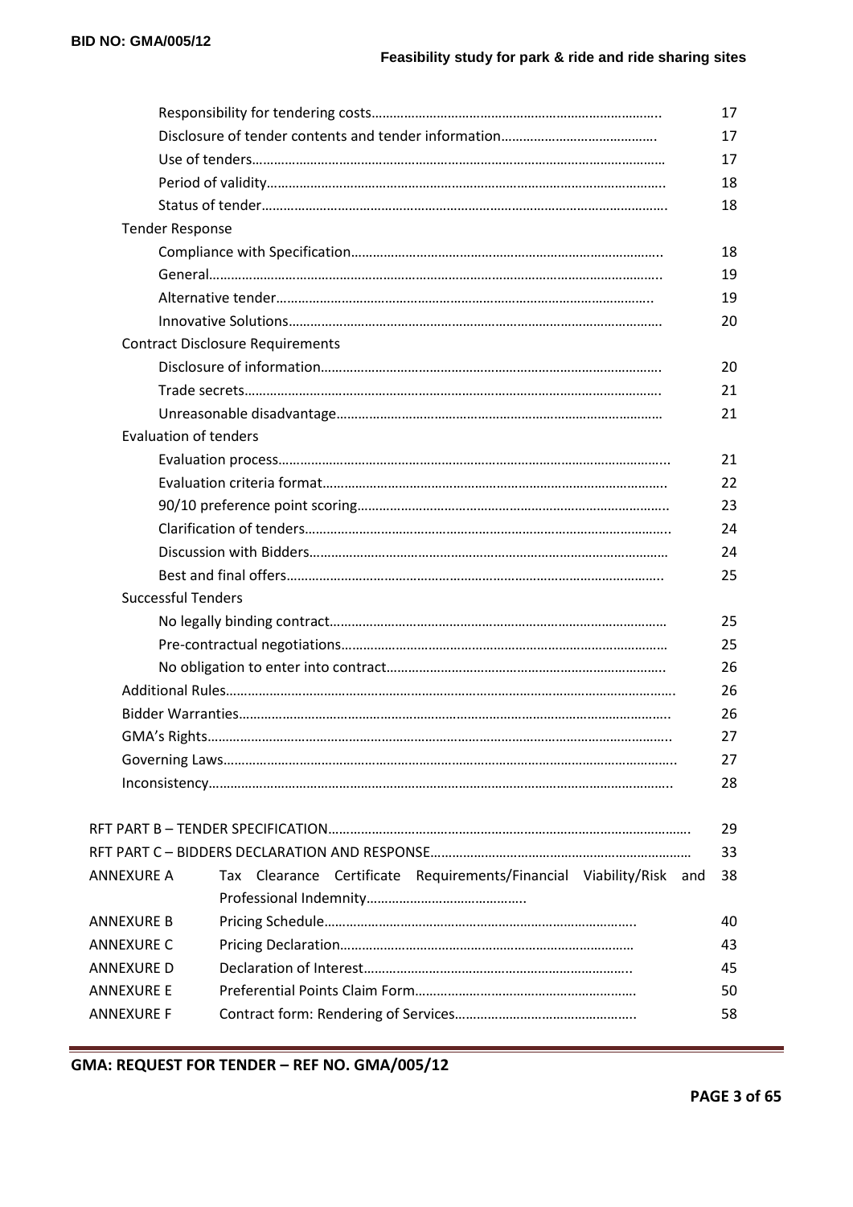| | | |
|---|---|---|
| | Responsibility for tendering costs………………………………………………………………….. | 17 |
| | Disclosure of tender contents and tender information…………………………………… | 17 |
| | Use of tenders……………………………………………………………………………………………… | 17 |
| | Period of validity………………………………………………………………………………………….. | 18 |
| | Status of tender……………………………………………………………………………………………. | 18 |
| Tender Response | | |
| | Compliance with Specification………………………………………………………………………….. | 18 |
| | General……………………………………………………………………………………………………….. | 19 |
| | Alternative tender……………………………………………………………………………………….. | 19 |
| | Innovative Solutions……………………………………………………………………………………… | 20 |
| Contract Disclosure Requirements | | |
| | Disclosure of information……………………………………………………………………………… | 20 |
| | Trade secrets………………………………………………………………………………………………. | 21 |
| | Unreasonable disadvantage……………………………………………………………………………… | 21 |
| Evaluation of tenders | | |
| | Evaluation process……………………………………………………………………………………….. | 21 |
| | Evaluation criteria format……………………………………………………………………………….. | 22 |
| | 90/10 preference point scoring……………………………………………………………………….. | 23 |
| | Clarification of tenders………………………………………………………………………………….. | 24 |
| | Discussion with Bidders………………………………………………………………………………… | 24 |
| | Best and final offers……………………………………………………………………………………….. | 25 |
| Successful Tenders | | |
| | No legally binding contract……………………………………………………………………………… | 25 |
| | Pre-contractual negotiations…………………………………………………………………………… | 25 |
| | No obligation to enter into contract…………………………………………………………………. | 26 |
| Additional Rules……………………………………………………………………………………………………. | | 26 |
| Bidder Warranties…………………………………………………………………………………………………. | | 26 |
| GMA's Rights……………………………………………………………………………………………………….. | | 27 |
| Governing Laws……………………………………………………………………………………………………... | | 27 |
| Inconsistency………………………………………………………………………………………………………... | | 28 |

| | | |
|---|---|---|
| RFT PART B – TENDER SPECIFICATION………………………………………………………………………………………. | | 29 |
| RFT PART C – BIDDERS DECLARATION AND RESPONSE……………………………………………………………… | | 33 |
| ANNEXURE A | Tax Clearance Certificate Requirements/Financial Viability/Risk and Professional Indemnity……………………………………….. | 38 |
| ANNEXURE B | Pricing Schedule…………………………………………………………………….. | 40 |
| ANNEXURE C | Pricing Declaration……………………………………………………………………… | 43 |
| ANNEXURE D | Declaration of Interest……………………………………………………………….. | 45 |
| ANNEXURE E | Preferential Points Claim Form…………………………………………………….. | 50 |
| ANNEXURE F | Contract form: Rendering of Services………………………………………….. | 58 |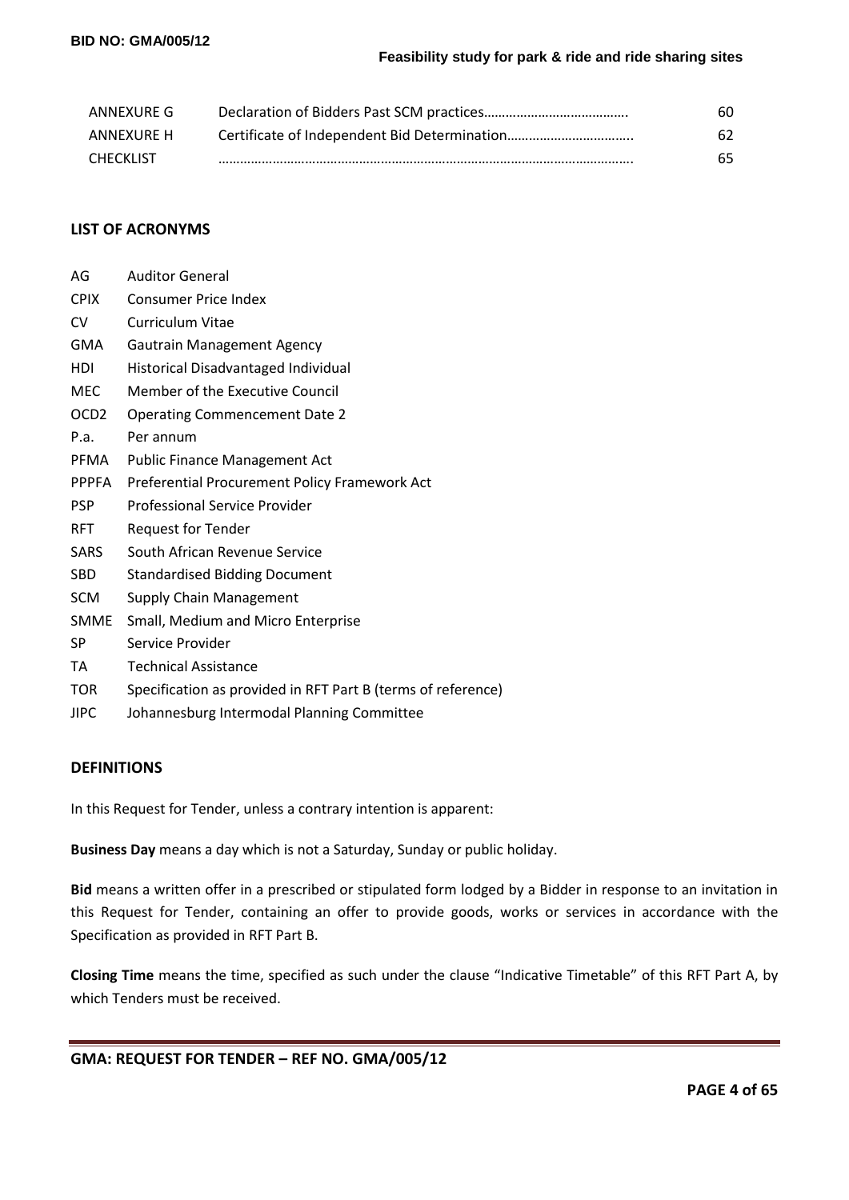| | | |
|---|---|---|
| ANNEXURE G | Declaration of Bidders Past SCM practices…………………………………. | 60 |
| ANNEXURE H | Certificate of Independent Bid Determination…………………………….. | 62 |
| CHECKLIST | ………………………………………………………………………………………………. | 65 |

## LIST OF ACRONYMS

| | |
|---|---|
| AG | Auditor General |
| CPIX | Consumer Price Index |
| CV | Curriculum Vitae |
| GMA | Gautrain Management Agency |
| HDI | Historical Disadvantaged Individual |
| MEC | Member of the Executive Council |
| OCD2 | Operating Commencement Date 2 |
| P.a. | Per annum |
| PFMA | Public Finance Management Act |
| PPPFA | Preferential Procurement Policy Framework Act |
| PSP | Professional Service Provider |
| RFT | Request for Tender |
| SARS | South African Revenue Service |
| SBD | Standardised Bidding Document |
| SCM | Supply Chain Management |
| SMME | Small, Medium and Micro Enterprise |
| SP | Service Provider |
| TA | Technical Assistance |
| TOR | Specification as provided in RFT Part B (terms of reference) |
| JIPC | Johannesburg Intermodal Planning Committee |

## DEFINITIONS

In this Request for Tender, unless a contrary intention is apparent:

**Business Day** means a day which is not a Saturday, Sunday or public holiday.

**Bid** means a written offer in a prescribed or stipulated form lodged by a Bidder in response to an invitation in this Request for Tender, containing an offer to provide goods, works or services in accordance with the Specification as provided in RFT Part B.

**Closing Time** means the time, specified as such under the clause "Indicative Timetable" of this RFT Part A, by which Tenders must be received.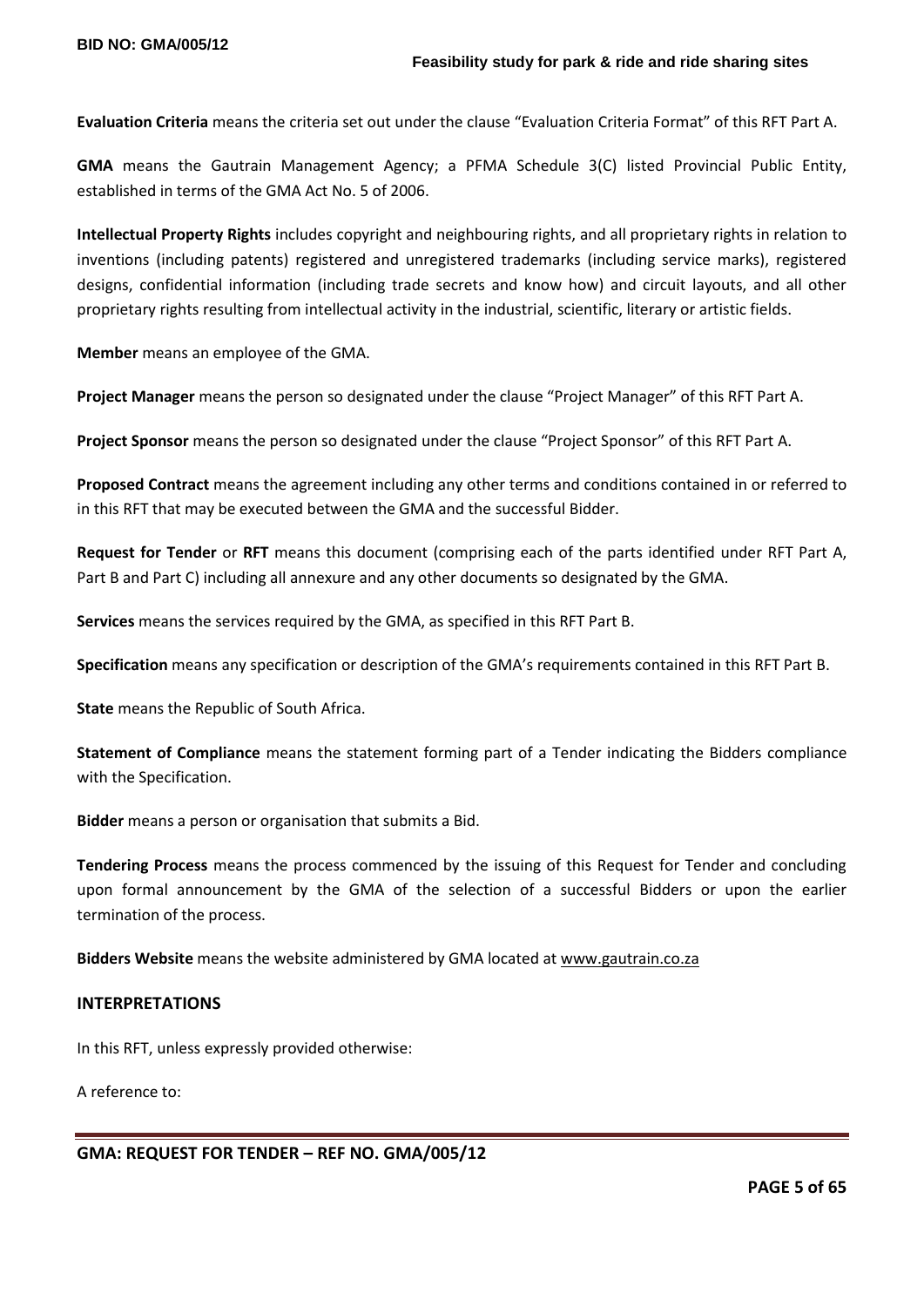**Evaluation Criteria** means the criteria set out under the clause "Evaluation Criteria Format" of this RFT Part A.

**GMA** means the Gautrain Management Agency; a PFMA Schedule 3(C) listed Provincial Public Entity, established in terms of the GMA Act No. 5 of 2006.

**Intellectual Property Rights** includes copyright and neighbouring rights, and all proprietary rights in relation to inventions (including patents) registered and unregistered trademarks (including service marks), registered designs, confidential information (including trade secrets and know how) and circuit layouts, and all other proprietary rights resulting from intellectual activity in the industrial, scientific, literary or artistic fields.

**Member** means an employee of the GMA.

**Project Manager** means the person so designated under the clause "Project Manager" of this RFT Part A.

**Project Sponsor** means the person so designated under the clause "Project Sponsor" of this RFT Part A.

**Proposed Contract** means the agreement including any other terms and conditions contained in or referred to in this RFT that may be executed between the GMA and the successful Bidder.

**Request for Tender** or **RFT** means this document (comprising each of the parts identified under RFT Part A, Part B and Part C) including all annexure and any other documents so designated by the GMA.

**Services** means the services required by the GMA, as specified in this RFT Part B.

**Specification** means any specification or description of the GMA's requirements contained in this RFT Part B.

**State** means the Republic of South Africa.

**Statement of Compliance** means the statement forming part of a Tender indicating the Bidders compliance with the Specification.

**Bidder** means a person or organisation that submits a Bid.

**Tendering Process** means the process commenced by the issuing of this Request for Tender and concluding upon formal announcement by the GMA of the selection of a successful Bidders or upon the earlier termination of the process.

**Bidders Website** means the website administered by GMA located at www.gautrain.co.za

## INTERPRETATIONS

In this RFT, unless expressly provided otherwise:

A reference to: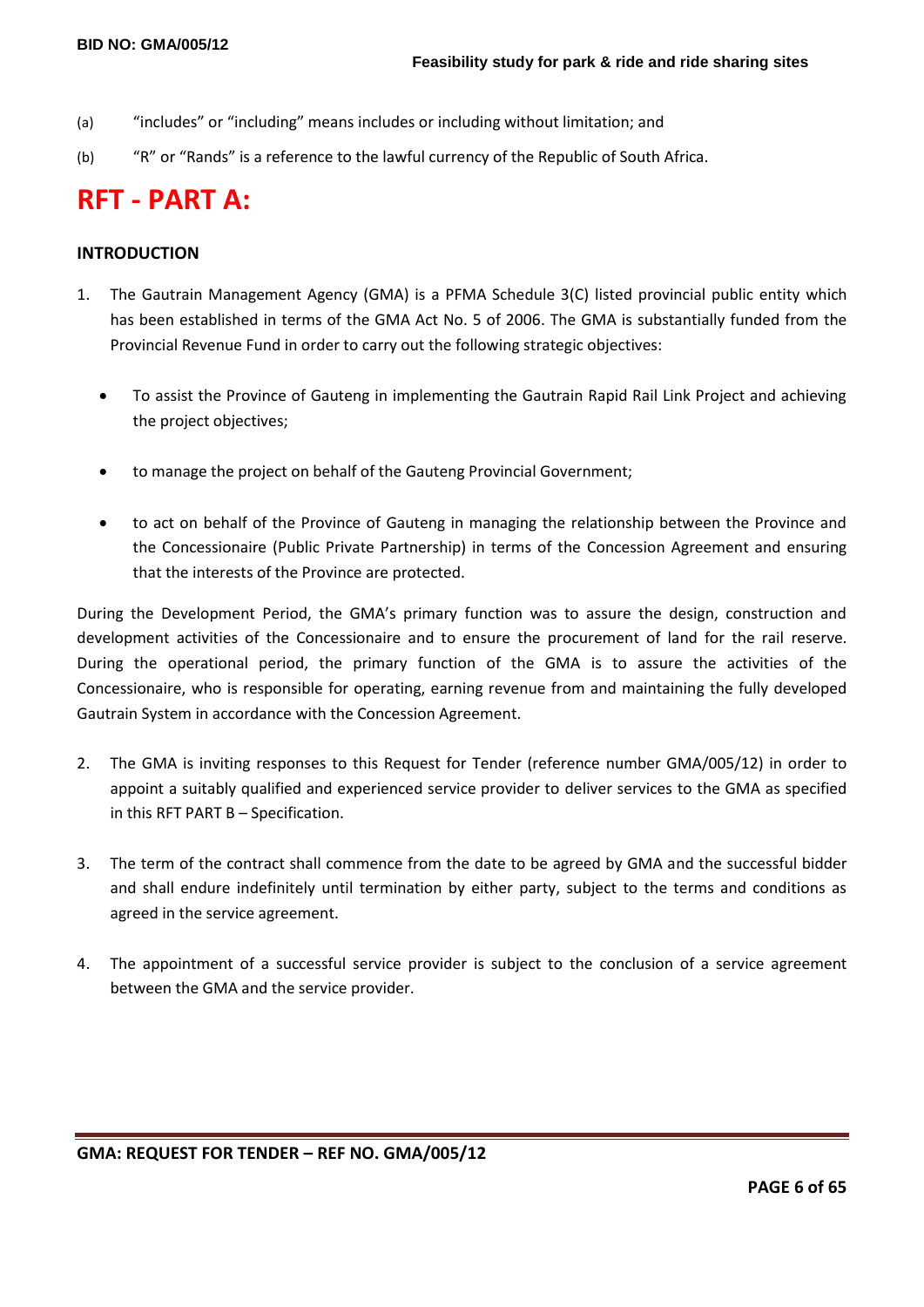(a) "includes" or "including" means includes or including without limitation; and

(b) "R" or "Rands" is a reference to the lawful currency of the Republic of South Africa.

# RFT - PART A:

## INTRODUCTION

1. The Gautrain Management Agency (GMA) is a PFMA Schedule 3(C) listed provincial public entity which has been established in terms of the GMA Act No. 5 of 2006. The GMA is substantially funded from the Provincial Revenue Fund in order to carry out the following strategic objectives:

   - To assist the Province of Gauteng in implementing the Gautrain Rapid Rail Link Project and achieving the project objectives;
   - to manage the project on behalf of the Gauteng Provincial Government;
   - to act on behalf of the Province of Gauteng in managing the relationship between the Province and the Concessionaire (Public Private Partnership) in terms of the Concession Agreement and ensuring that the interests of the Province are protected.

During the Development Period, the GMA's primary function was to assure the design, construction and development activities of the Concessionaire and to ensure the procurement of land for the rail reserve. During the operational period, the primary function of the GMA is to assure the activities of the Concessionaire, who is responsible for operating, earning revenue from and maintaining the fully developed Gautrain System in accordance with the Concession Agreement.

2. The GMA is inviting responses to this Request for Tender (reference number GMA/005/12) in order to appoint a suitably qualified and experienced service provider to deliver services to the GMA as specified in this RFT PART B – Specification.

3. The term of the contract shall commence from the date to be agreed by GMA and the successful bidder and shall endure indefinitely until termination by either party, subject to the terms and conditions as agreed in the service agreement.

4. The appointment of a successful service provider is subject to the conclusion of a service agreement between the GMA and the service provider.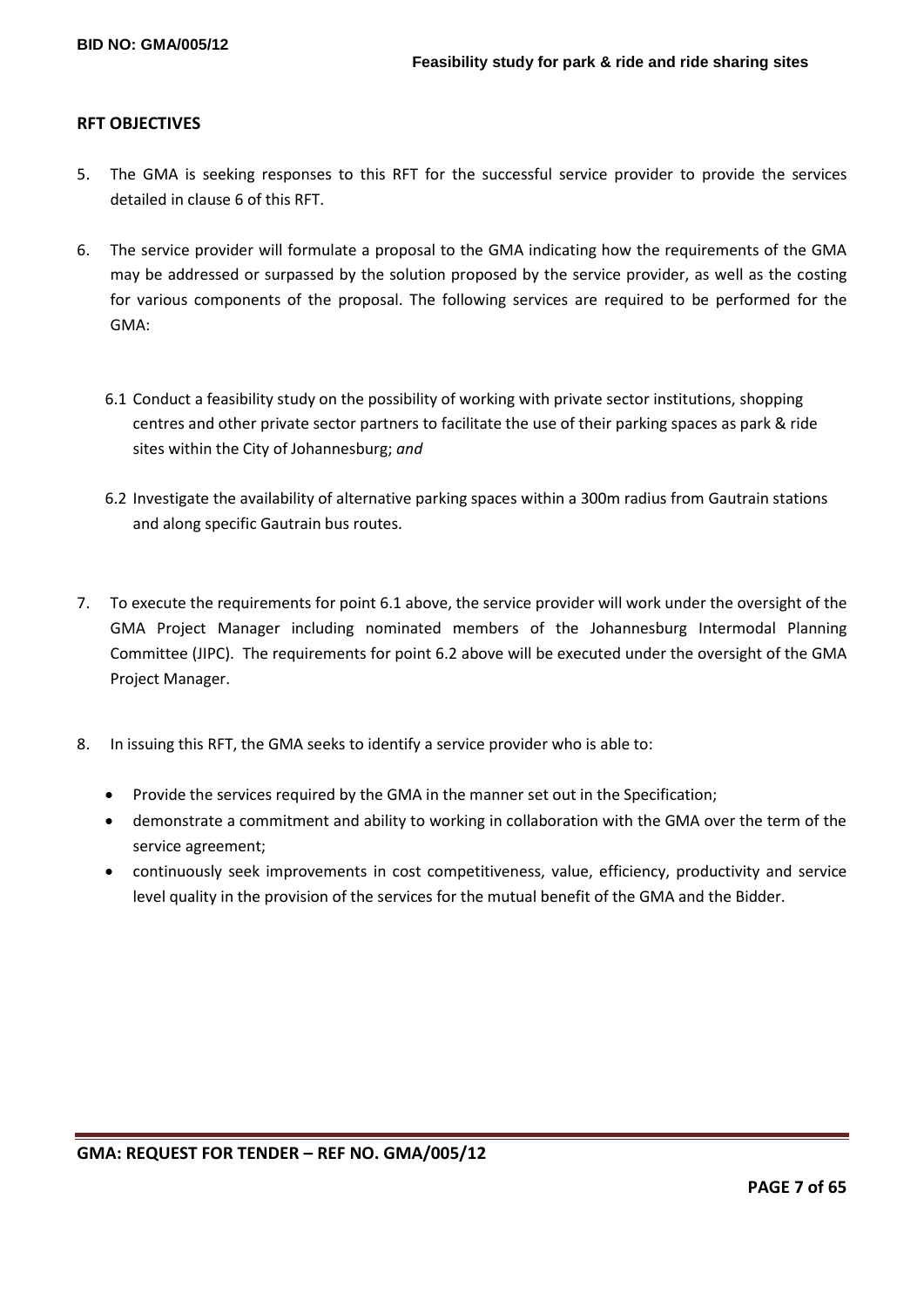## RFT OBJECTIVES

5. The GMA is seeking responses to this RFT for the successful service provider to provide the services detailed in clause 6 of this RFT.

6. The service provider will formulate a proposal to the GMA indicating how the requirements of the GMA may be addressed or surpassed by the solution proposed by the service provider, as well as the costing for various components of the proposal. The following services are required to be performed for the GMA:

   6.1 Conduct a feasibility study on the possibility of working with private sector institutions, shopping centres and other private sector partners to facilitate the use of their parking spaces as park & ride sites within the City of Johannesburg; *and*

   6.2 Investigate the availability of alternative parking spaces within a 300m radius from Gautrain stations and along specific Gautrain bus routes.

7. To execute the requirements for point 6.1 above, the service provider will work under the oversight of the GMA Project Manager including nominated members of the Johannesburg Intermodal Planning Committee (JIPC). The requirements for point 6.2 above will be executed under the oversight of the GMA Project Manager.

8. In issuing this RFT, the GMA seeks to identify a service provider who is able to:

   - Provide the services required by the GMA in the manner set out in the Specification;
   - demonstrate a commitment and ability to working in collaboration with the GMA over the term of the service agreement;
   - continuously seek improvements in cost competitiveness, value, efficiency, productivity and service level quality in the provision of the services for the mutual benefit of the GMA and the Bidder.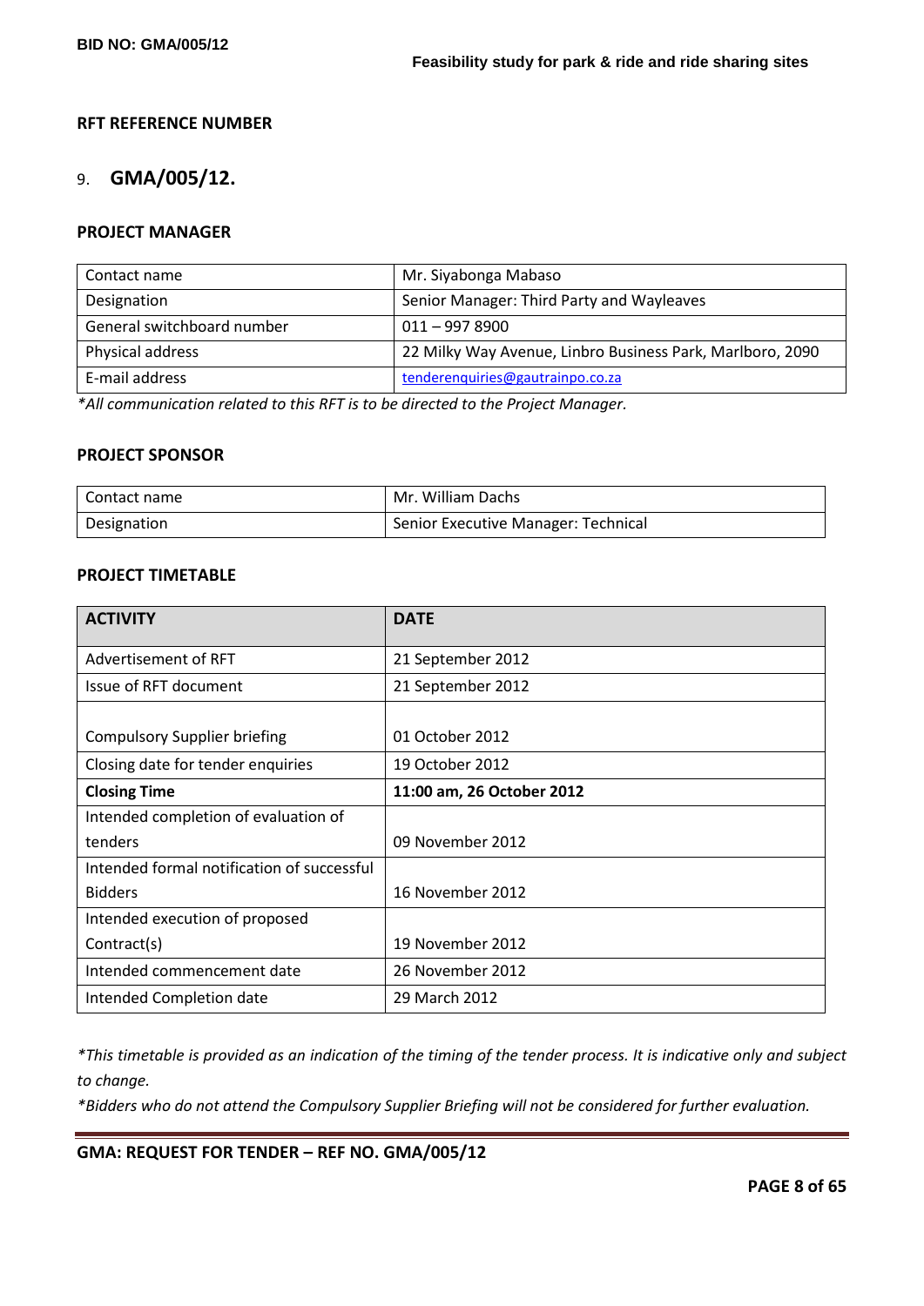## RFT REFERENCE NUMBER

9. **GMA/005/12.**

## PROJECT MANAGER

| Contact name | Mr. Siyabonga Mabaso |
|---|---|
| Designation | Senior Manager: Third Party and Wayleaves |
| General switchboard number | 011 – 997 8900 |
| Physical address | 22 Milky Way Avenue, Linbro Business Park, Marlboro, 2090 |
| E-mail address | tenderenquiries@gautrainpo.co.za |

*\*All communication related to this RFT is to be directed to the Project Manager.*

## PROJECT SPONSOR

| Contact name | Mr. William Dachs |
|---|---|
| Designation | Senior Executive Manager: Technical |

## PROJECT TIMETABLE

| ACTIVITY | DATE |
|---|---|
| Advertisement of RFT | 21 September 2012 |
| Issue of RFT document | 21 September 2012 |
| Compulsory Supplier briefing | 01 October 2012 |
| Closing date for tender enquiries | 19 October 2012 |
| **Closing Time** | **11:00 am, 26 October 2012** |
| Intended completion of evaluation of tenders | 09 November 2012 |
| Intended formal notification of successful Bidders | 16 November 2012 |
| Intended execution of proposed Contract(s) | 19 November 2012 |
| Intended commencement date | 26 November 2012 |
| Intended Completion date | 29 March 2012 |

*\*This timetable is provided as an indication of the timing of the tender process. It is indicative only and subject to change.*

*\*Bidders who do not attend the Compulsory Supplier Briefing will not be considered for further evaluation.*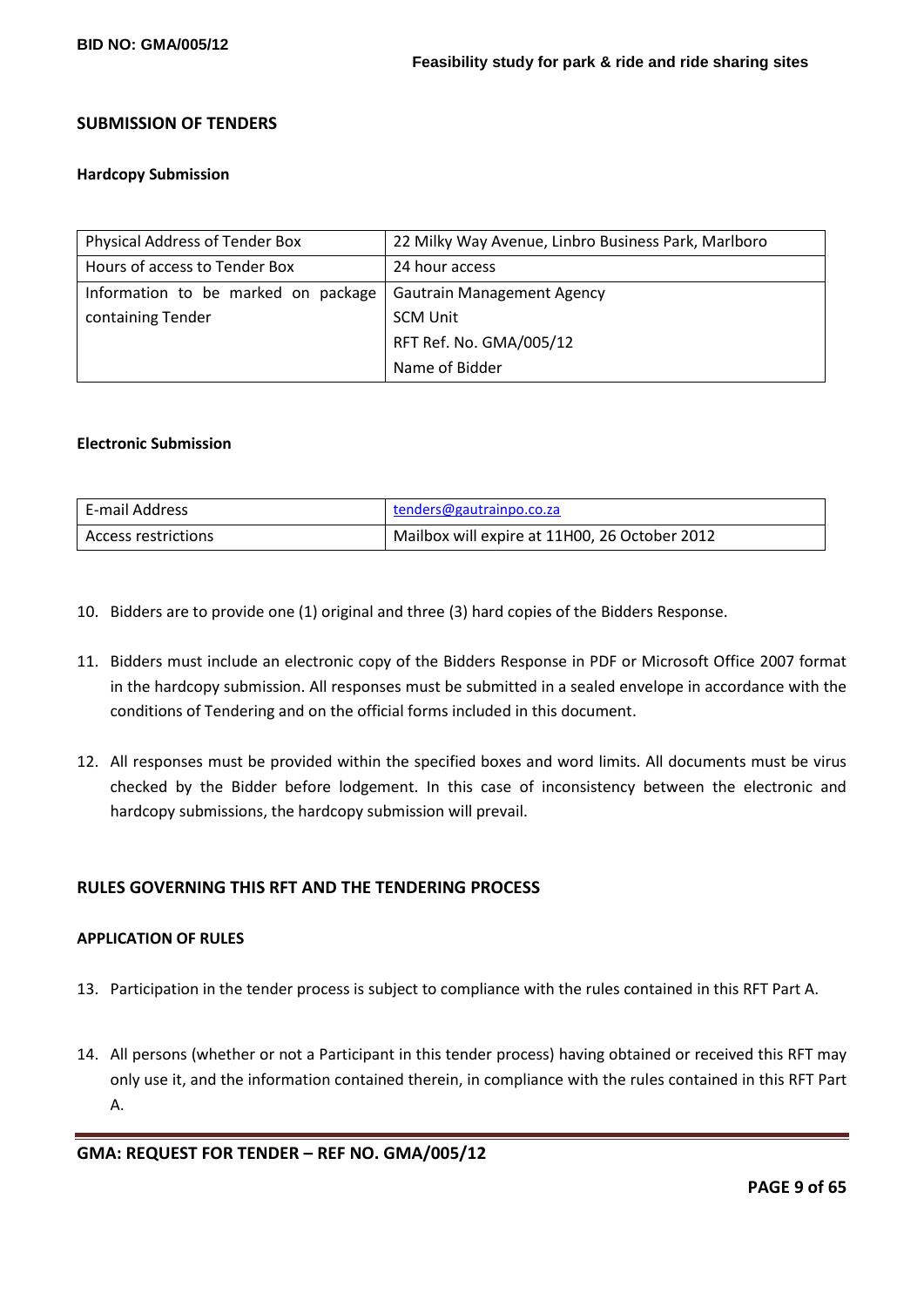## SUBMISSION OF TENDERS

### Hardcopy Submission

| | |
|---|---|
| Physical Address of Tender Box | 22 Milky Way Avenue, Linbro Business Park, Marlboro |
| Hours of access to Tender Box | 24 hour access |
| Information to be marked on package containing Tender | Gautrain Management Agency<br>SCM Unit<br>RFT Ref. No. GMA/005/12<br>Name of Bidder |

### Electronic Submission

| | |
|---|---|
| E-mail Address | tenders@gautrainpo.co.za |
| Access restrictions | Mailbox will expire at 11H00, 26 October 2012 |

10. Bidders are to provide one (1) original and three (3) hard copies of the Bidders Response.

11. Bidders must include an electronic copy of the Bidders Response in PDF or Microsoft Office 2007 format in the hardcopy submission. All responses must be submitted in a sealed envelope in accordance with the conditions of Tendering and on the official forms included in this document.

12. All responses must be provided within the specified boxes and word limits. All documents must be virus checked by the Bidder before lodgement. In this case of inconsistency between the electronic and hardcopy submissions, the hardcopy submission will prevail.

## RULES GOVERNING THIS RFT AND THE TENDERING PROCESS

### APPLICATION OF RULES

13. Participation in the tender process is subject to compliance with the rules contained in this RFT Part A.

14. All persons (whether or not a Participant in this tender process) having obtained or received this RFT may only use it, and the information contained therein, in compliance with the rules contained in this RFT Part A.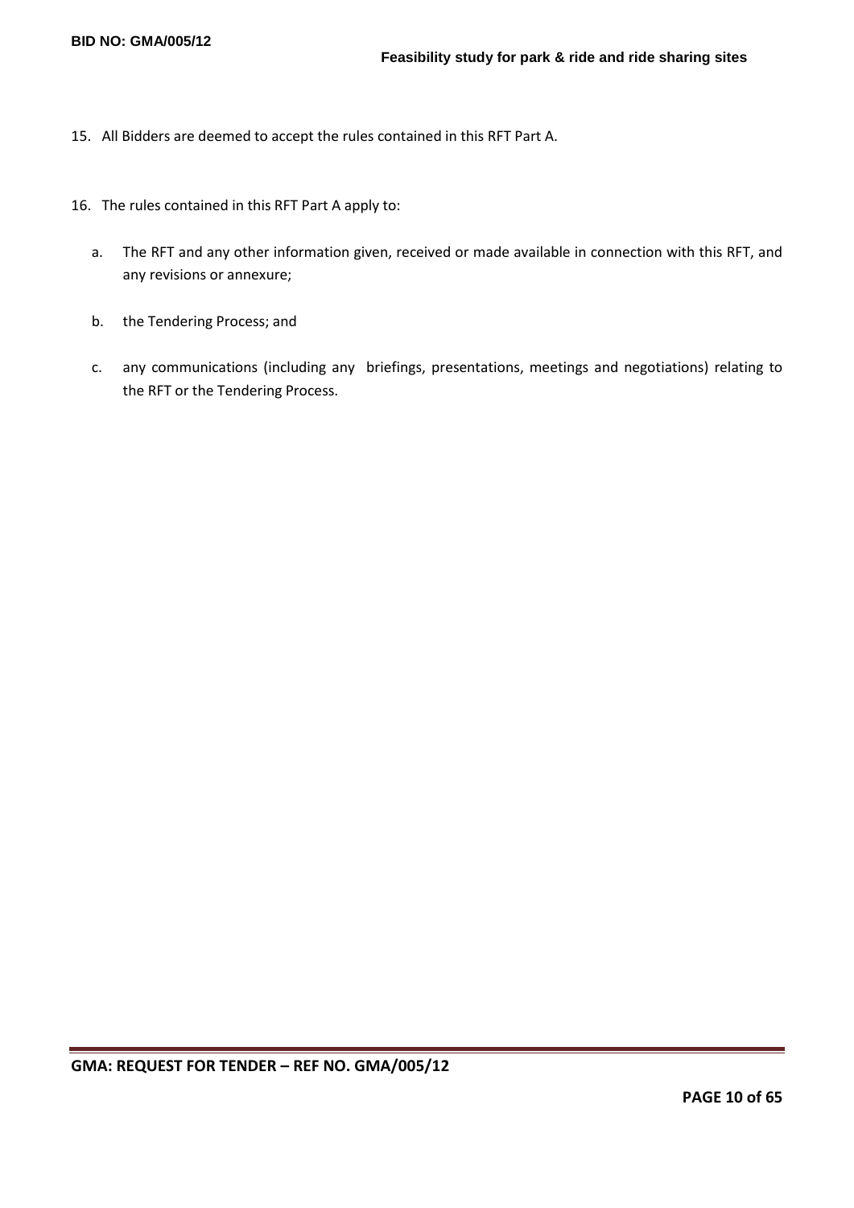15. All Bidders are deemed to accept the rules contained in this RFT Part A.

16. The rules contained in this RFT Part A apply to:

    a. The RFT and any other information given, received or made available in connection with this RFT, and any revisions or annexure;

    b. the Tendering Process; and

    c. any communications (including any briefings, presentations, meetings and negotiations) relating to the RFT or the Tendering Process.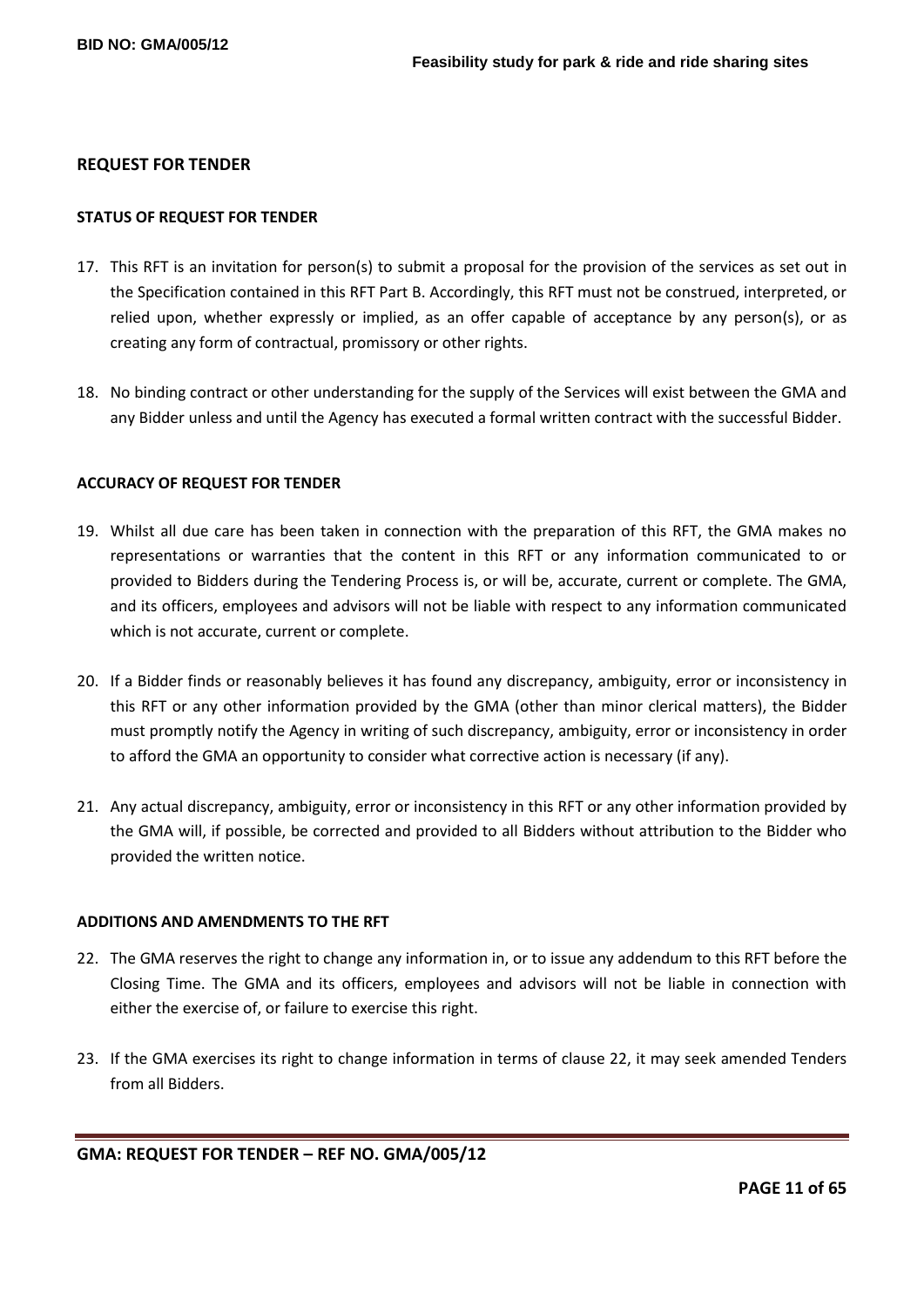## REQUEST FOR TENDER

### STATUS OF REQUEST FOR TENDER

17. This RFT is an invitation for person(s) to submit a proposal for the provision of the services as set out in the Specification contained in this RFT Part B. Accordingly, this RFT must not be construed, interpreted, or relied upon, whether expressly or implied, as an offer capable of acceptance by any person(s), or as creating any form of contractual, promissory or other rights.

18. No binding contract or other understanding for the supply of the Services will exist between the GMA and any Bidder unless and until the Agency has executed a formal written contract with the successful Bidder.

### ACCURACY OF REQUEST FOR TENDER

19. Whilst all due care has been taken in connection with the preparation of this RFT, the GMA makes no representations or warranties that the content in this RFT or any information communicated to or provided to Bidders during the Tendering Process is, or will be, accurate, current or complete. The GMA, and its officers, employees and advisors will not be liable with respect to any information communicated which is not accurate, current or complete.

20. If a Bidder finds or reasonably believes it has found any discrepancy, ambiguity, error or inconsistency in this RFT or any other information provided by the GMA (other than minor clerical matters), the Bidder must promptly notify the Agency in writing of such discrepancy, ambiguity, error or inconsistency in order to afford the GMA an opportunity to consider what corrective action is necessary (if any).

21. Any actual discrepancy, ambiguity, error or inconsistency in this RFT or any other information provided by the GMA will, if possible, be corrected and provided to all Bidders without attribution to the Bidder who provided the written notice.

### ADDITIONS AND AMENDMENTS TO THE RFT

22. The GMA reserves the right to change any information in, or to issue any addendum to this RFT before the Closing Time. The GMA and its officers, employees and advisors will not be liable in connection with either the exercise of, or failure to exercise this right.

23. If the GMA exercises its right to change information in terms of clause 22, it may seek amended Tenders from all Bidders.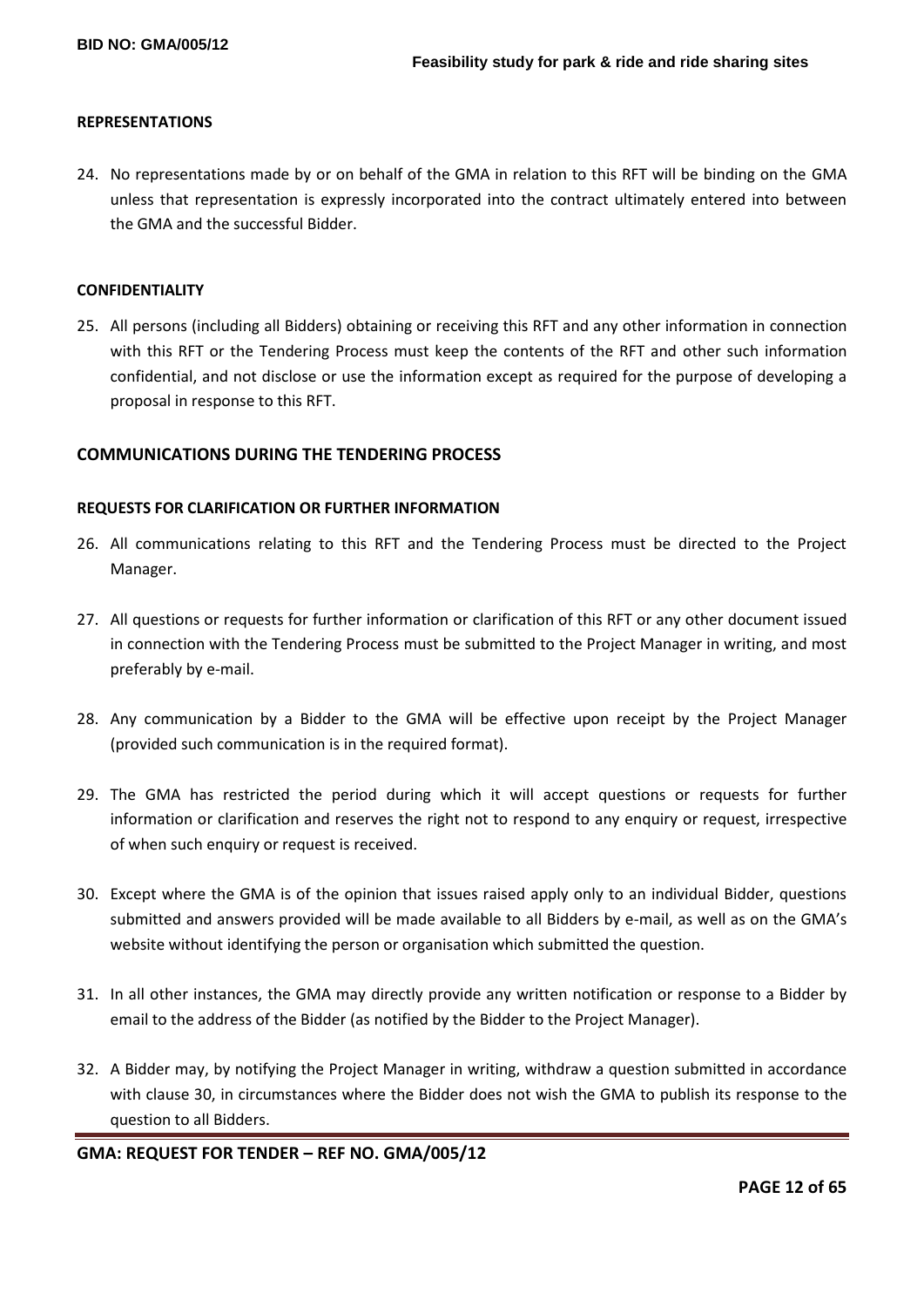### REPRESENTATIONS

24. No representations made by or on behalf of the GMA in relation to this RFT will be binding on the GMA unless that representation is expressly incorporated into the contract ultimately entered into between the GMA and the successful Bidder.

### CONFIDENTIALITY

25. All persons (including all Bidders) obtaining or receiving this RFT and any other information in connection with this RFT or the Tendering Process must keep the contents of the RFT and other such information confidential, and not disclose or use the information except as required for the purpose of developing a proposal in response to this RFT.

## COMMUNICATIONS DURING THE TENDERING PROCESS

### REQUESTS FOR CLARIFICATION OR FURTHER INFORMATION

26. All communications relating to this RFT and the Tendering Process must be directed to the Project Manager.

27. All questions or requests for further information or clarification of this RFT or any other document issued in connection with the Tendering Process must be submitted to the Project Manager in writing, and most preferably by e-mail.

28. Any communication by a Bidder to the GMA will be effective upon receipt by the Project Manager (provided such communication is in the required format).

29. The GMA has restricted the period during which it will accept questions or requests for further information or clarification and reserves the right not to respond to any enquiry or request, irrespective of when such enquiry or request is received.

30. Except where the GMA is of the opinion that issues raised apply only to an individual Bidder, questions submitted and answers provided will be made available to all Bidders by e-mail, as well as on the GMA's website without identifying the person or organisation which submitted the question.

31. In all other instances, the GMA may directly provide any written notification or response to a Bidder by email to the address of the Bidder (as notified by the Bidder to the Project Manager).

32. A Bidder may, by notifying the Project Manager in writing, withdraw a question submitted in accordance with clause 30, in circumstances where the Bidder does not wish the GMA to publish its response to the question to all Bidders.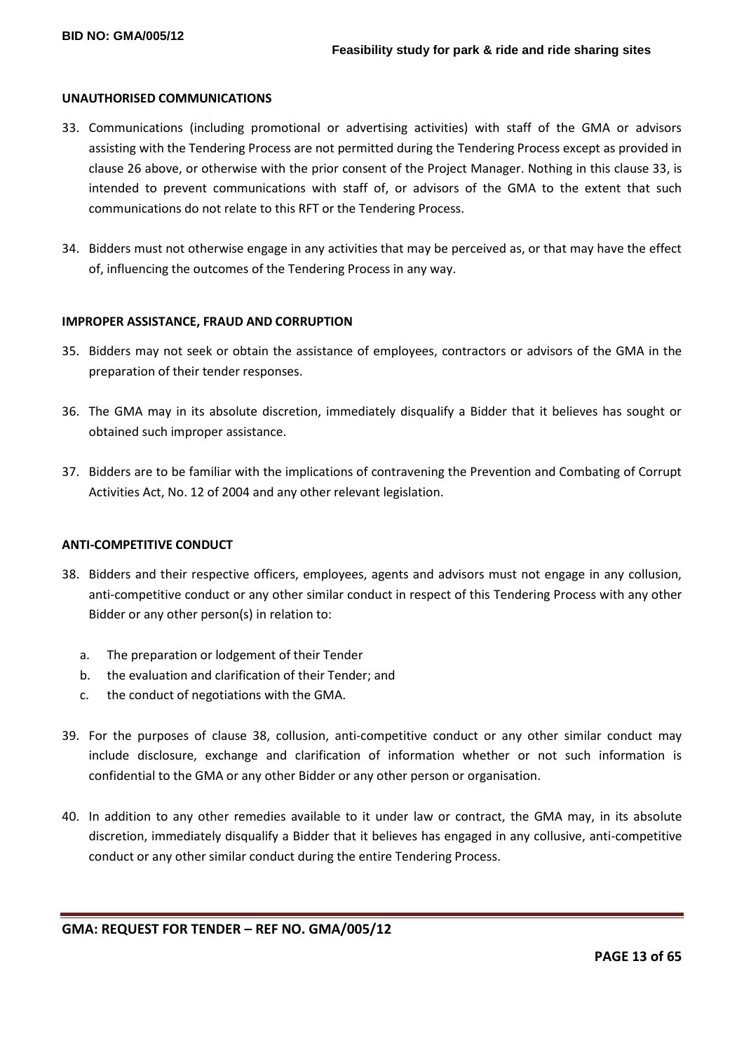## UNAUTHORISED COMMUNICATIONS

33. Communications (including promotional or advertising activities) with staff of the GMA or advisors assisting with the Tendering Process are not permitted during the Tendering Process except as provided in clause 26 above, or otherwise with the prior consent of the Project Manager. Nothing in this clause 33, is intended to prevent communications with staff of, or advisors of the GMA to the extent that such communications do not relate to this RFT or the Tendering Process.

34. Bidders must not otherwise engage in any activities that may be perceived as, or that may have the effect of, influencing the outcomes of the Tendering Process in any way.

## IMPROPER ASSISTANCE, FRAUD AND CORRUPTION

35. Bidders may not seek or obtain the assistance of employees, contractors or advisors of the GMA in the preparation of their tender responses.

36. The GMA may in its absolute discretion, immediately disqualify a Bidder that it believes has sought or obtained such improper assistance.

37. Bidders are to be familiar with the implications of contravening the Prevention and Combating of Corrupt Activities Act, No. 12 of 2004 and any other relevant legislation.

## ANTI-COMPETITIVE CONDUCT

38. Bidders and their respective officers, employees, agents and advisors must not engage in any collusion, anti-competitive conduct or any other similar conduct in respect of this Tendering Process with any other Bidder or any other person(s) in relation to:

    a. The preparation or lodgement of their Tender
    b. the evaluation and clarification of their Tender; and
    c. the conduct of negotiations with the GMA.

39. For the purposes of clause 38, collusion, anti-competitive conduct or any other similar conduct may include disclosure, exchange and clarification of information whether or not such information is confidential to the GMA or any other Bidder or any other person or organisation.

40. In addition to any other remedies available to it under law or contract, the GMA may, in its absolute discretion, immediately disqualify a Bidder that it believes has engaged in any collusive, anti-competitive conduct or any other similar conduct during the entire Tendering Process.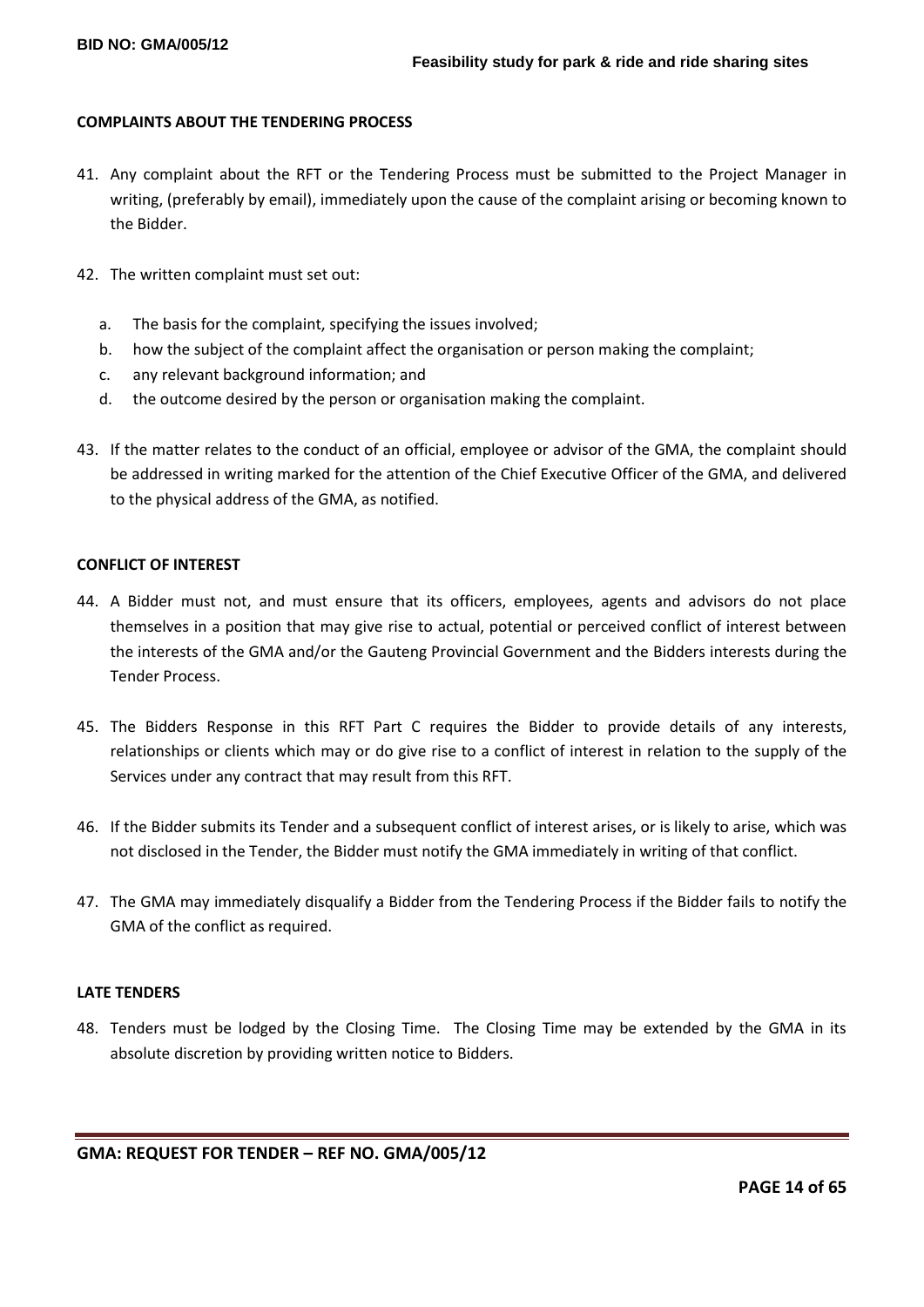**COMPLAINTS ABOUT THE TENDERING PROCESS**

41. Any complaint about the RFT or the Tendering Process must be submitted to the Project Manager in writing, (preferably by email), immediately upon the cause of the complaint arising or becoming known to the Bidder.

42. The written complaint must set out:

    a. The basis for the complaint, specifying the issues involved;
    b. how the subject of the complaint affect the organisation or person making the complaint;
    c. any relevant background information; and
    d. the outcome desired by the person or organisation making the complaint.

43. If the matter relates to the conduct of an official, employee or advisor of the GMA, the complaint should be addressed in writing marked for the attention of the Chief Executive Officer of the GMA, and delivered to the physical address of the GMA, as notified.

**CONFLICT OF INTEREST**

44. A Bidder must not, and must ensure that its officers, employees, agents and advisors do not place themselves in a position that may give rise to actual, potential or perceived conflict of interest between the interests of the GMA and/or the Gauteng Provincial Government and the Bidders interests during the Tender Process.

45. The Bidders Response in this RFT Part C requires the Bidder to provide details of any interests, relationships or clients which may or do give rise to a conflict of interest in relation to the supply of the Services under any contract that may result from this RFT.

46. If the Bidder submits its Tender and a subsequent conflict of interest arises, or is likely to arise, which was not disclosed in the Tender, the Bidder must notify the GMA immediately in writing of that conflict.

47. The GMA may immediately disqualify a Bidder from the Tendering Process if the Bidder fails to notify the GMA of the conflict as required.

**LATE TENDERS**

48. Tenders must be lodged by the Closing Time. The Closing Time may be extended by the GMA in its absolute discretion by providing written notice to Bidders.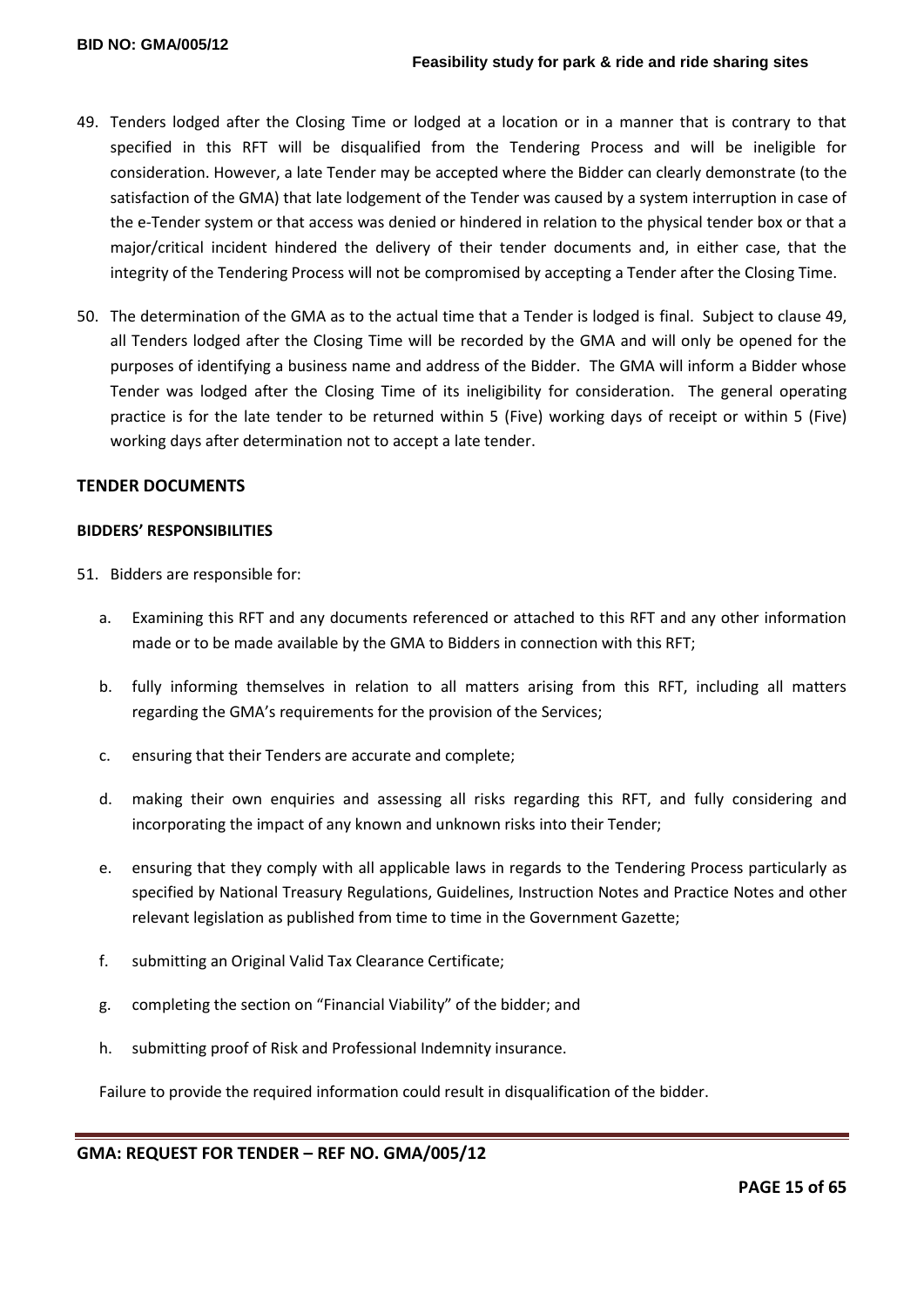49. Tenders lodged after the Closing Time or lodged at a location or in a manner that is contrary to that specified in this RFT will be disqualified from the Tendering Process and will be ineligible for consideration. However, a late Tender may be accepted where the Bidder can clearly demonstrate (to the satisfaction of the GMA) that late lodgement of the Tender was caused by a system interruption in case of the e-Tender system or that access was denied or hindered in relation to the physical tender box or that a major/critical incident hindered the delivery of their tender documents and, in either case, that the integrity of the Tendering Process will not be compromised by accepting a Tender after the Closing Time.

50. The determination of the GMA as to the actual time that a Tender is lodged is final. Subject to clause 49, all Tenders lodged after the Closing Time will be recorded by the GMA and will only be opened for the purposes of identifying a business name and address of the Bidder. The GMA will inform a Bidder whose Tender was lodged after the Closing Time of its ineligibility for consideration. The general operating practice is for the late tender to be returned within 5 (Five) working days of receipt or within 5 (Five) working days after determination not to accept a late tender.

## TENDER DOCUMENTS

### BIDDERS' RESPONSIBILITIES

51. Bidders are responsible for:

    a. Examining this RFT and any documents referenced or attached to this RFT and any other information made or to be made available by the GMA to Bidders in connection with this RFT;

    b. fully informing themselves in relation to all matters arising from this RFT, including all matters regarding the GMA's requirements for the provision of the Services;

    c. ensuring that their Tenders are accurate and complete;

    d. making their own enquiries and assessing all risks regarding this RFT, and fully considering and incorporating the impact of any known and unknown risks into their Tender;

    e. ensuring that they comply with all applicable laws in regards to the Tendering Process particularly as specified by National Treasury Regulations, Guidelines, Instruction Notes and Practice Notes and other relevant legislation as published from time to time in the Government Gazette;

    f. submitting an Original Valid Tax Clearance Certificate;

    g. completing the section on "Financial Viability" of the bidder; and

    h. submitting proof of Risk and Professional Indemnity insurance.

    Failure to provide the required information could result in disqualification of the bidder.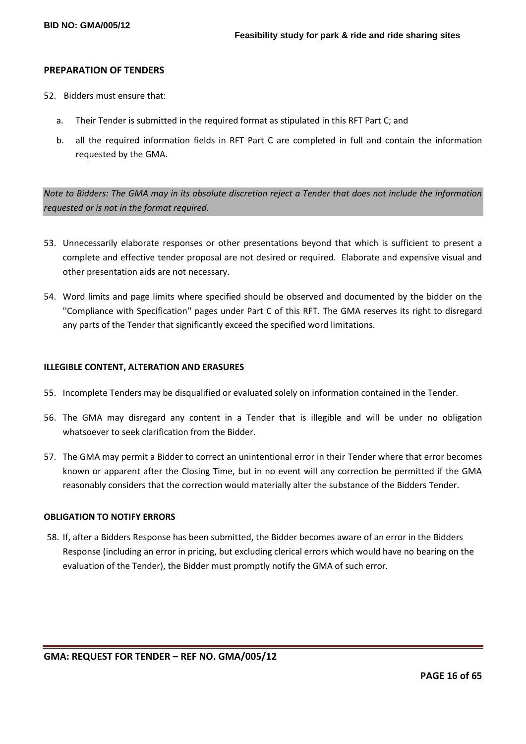## PREPARATION OF TENDERS

52. Bidders must ensure that:

    a. Their Tender is submitted in the required format as stipulated in this RFT Part C; and

    b. all the required information fields in RFT Part C are completed in full and contain the information requested by the GMA.

*Note to Bidders: The GMA may in its absolute discretion reject a Tender that does not include the information requested or is not in the format required.*

53. Unnecessarily elaborate responses or other presentations beyond that which is sufficient to present a complete and effective tender proposal are not desired or required. Elaborate and expensive visual and other presentation aids are not necessary.

54. Word limits and page limits where specified should be observed and documented by the bidder on the ''Compliance with Specification'' pages under Part C of this RFT. The GMA reserves its right to disregard any parts of the Tender that significantly exceed the specified word limitations.

### ILLEGIBLE CONTENT, ALTERATION AND ERASURES

55. Incomplete Tenders may be disqualified or evaluated solely on information contained in the Tender.

56. The GMA may disregard any content in a Tender that is illegible and will be under no obligation whatsoever to seek clarification from the Bidder.

57. The GMA may permit a Bidder to correct an unintentional error in their Tender where that error becomes known or apparent after the Closing Time, but in no event will any correction be permitted if the GMA reasonably considers that the correction would materially alter the substance of the Bidders Tender.

### OBLIGATION TO NOTIFY ERRORS

58. If, after a Bidders Response has been submitted, the Bidder becomes aware of an error in the Bidders Response (including an error in pricing, but excluding clerical errors which would have no bearing on the evaluation of the Tender), the Bidder must promptly notify the GMA of such error.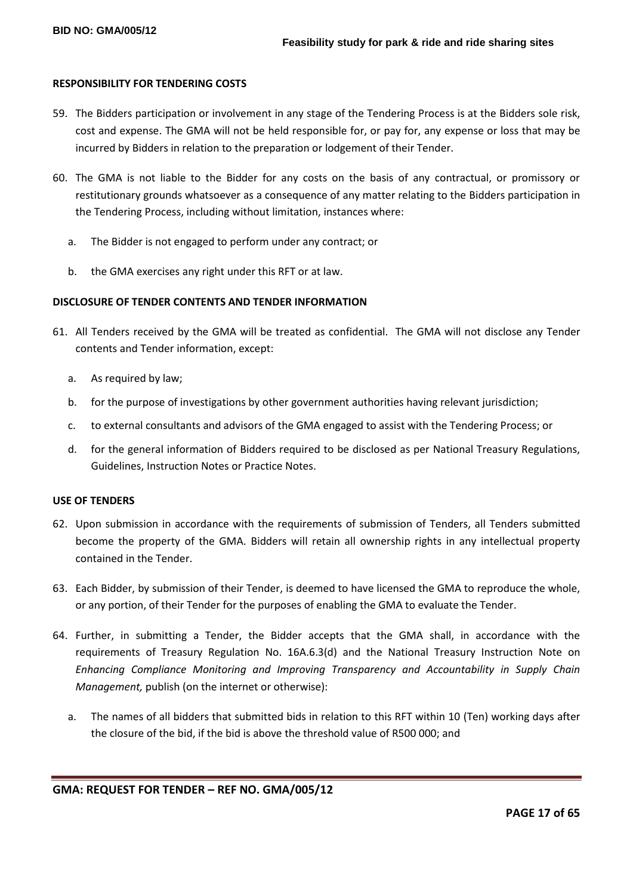**RESPONSIBILITY FOR TENDERING COSTS**

59. The Bidders participation or involvement in any stage of the Tendering Process is at the Bidders sole risk, cost and expense. The GMA will not be held responsible for, or pay for, any expense or loss that may be incurred by Bidders in relation to the preparation or lodgement of their Tender.

60. The GMA is not liable to the Bidder for any costs on the basis of any contractual, or promissory or restitutionary grounds whatsoever as a consequence of any matter relating to the Bidders participation in the Tendering Process, including without limitation, instances where:

    a. The Bidder is not engaged to perform under any contract; or

    b. the GMA exercises any right under this RFT or at law.

**DISCLOSURE OF TENDER CONTENTS AND TENDER INFORMATION**

61. All Tenders received by the GMA will be treated as confidential. The GMA will not disclose any Tender contents and Tender information, except:

    a. As required by law;

    b. for the purpose of investigations by other government authorities having relevant jurisdiction;

    c. to external consultants and advisors of the GMA engaged to assist with the Tendering Process; or

    d. for the general information of Bidders required to be disclosed as per National Treasury Regulations, Guidelines, Instruction Notes or Practice Notes.

**USE OF TENDERS**

62. Upon submission in accordance with the requirements of submission of Tenders, all Tenders submitted become the property of the GMA. Bidders will retain all ownership rights in any intellectual property contained in the Tender.

63. Each Bidder, by submission of their Tender, is deemed to have licensed the GMA to reproduce the whole, or any portion, of their Tender for the purposes of enabling the GMA to evaluate the Tender.

64. Further, in submitting a Tender, the Bidder accepts that the GMA shall, in accordance with the requirements of Treasury Regulation No. 16A.6.3(d) and the National Treasury Instruction Note on *Enhancing Compliance Monitoring and Improving Transparency and Accountability in Supply Chain Management,* publish (on the internet or otherwise):

    a. The names of all bidders that submitted bids in relation to this RFT within 10 (Ten) working days after the closure of the bid, if the bid is above the threshold value of R500 000; and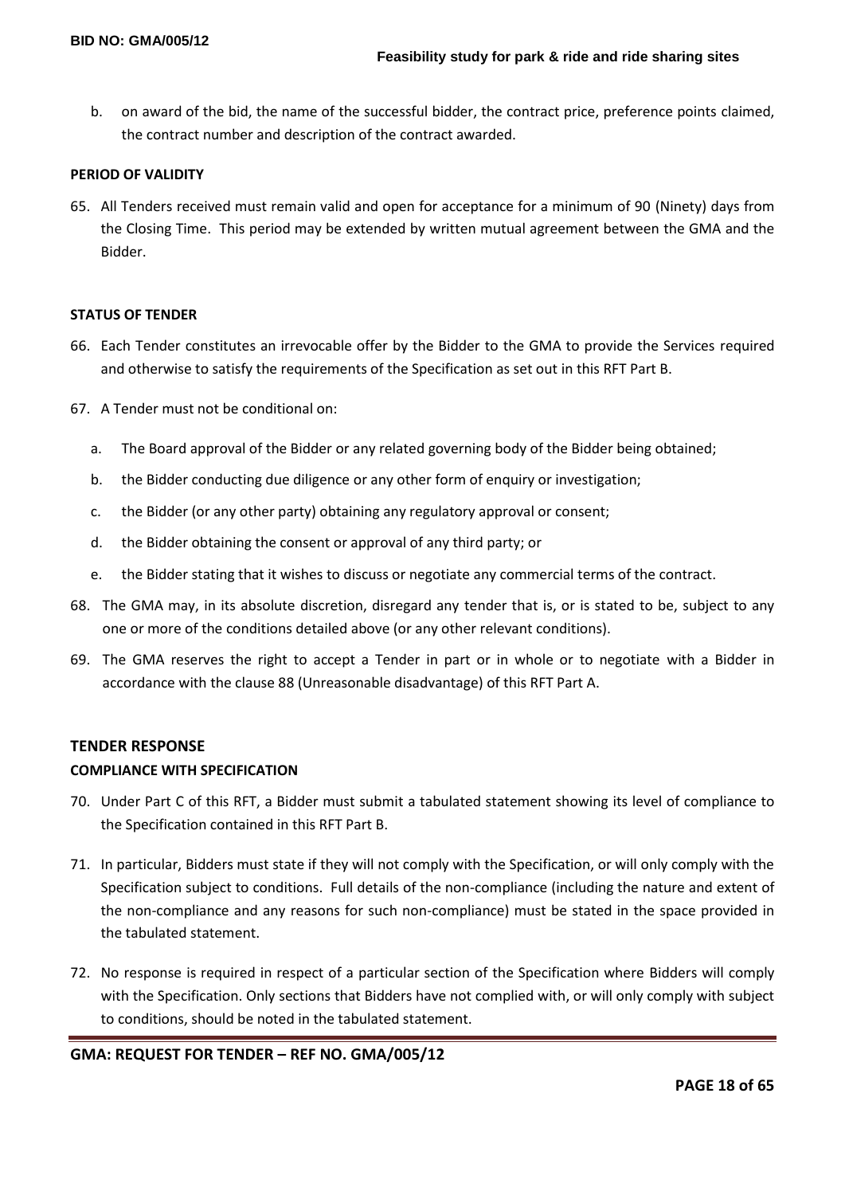b. on award of the bid, the name of the successful bidder, the contract price, preference points claimed, the contract number and description of the contract awarded.

**PERIOD OF VALIDITY**

65. All Tenders received must remain valid and open for acceptance for a minimum of 90 (Ninety) days from the Closing Time. This period may be extended by written mutual agreement between the GMA and the Bidder.

**STATUS OF TENDER**

66. Each Tender constitutes an irrevocable offer by the Bidder to the GMA to provide the Services required and otherwise to satisfy the requirements of the Specification as set out in this RFT Part B.

67. A Tender must not be conditional on:

    a. The Board approval of the Bidder or any related governing body of the Bidder being obtained;

    b. the Bidder conducting due diligence or any other form of enquiry or investigation;

    c. the Bidder (or any other party) obtaining any regulatory approval or consent;

    d. the Bidder obtaining the consent or approval of any third party; or

    e. the Bidder stating that it wishes to discuss or negotiate any commercial terms of the contract.

68. The GMA may, in its absolute discretion, disregard any tender that is, or is stated to be, subject to any one or more of the conditions detailed above (or any other relevant conditions).

69. The GMA reserves the right to accept a Tender in part or in whole or to negotiate with a Bidder in accordance with the clause 88 (Unreasonable disadvantage) of this RFT Part A.

## TENDER RESPONSE

**COMPLIANCE WITH SPECIFICATION**

70. Under Part C of this RFT, a Bidder must submit a tabulated statement showing its level of compliance to the Specification contained in this RFT Part B.

71. In particular, Bidders must state if they will not comply with the Specification, or will only comply with the Specification subject to conditions. Full details of the non-compliance (including the nature and extent of the non-compliance and any reasons for such non-compliance) must be stated in the space provided in the tabulated statement.

72. No response is required in respect of a particular section of the Specification where Bidders will comply with the Specification. Only sections that Bidders have not complied with, or will only comply with subject to conditions, should be noted in the tabulated statement.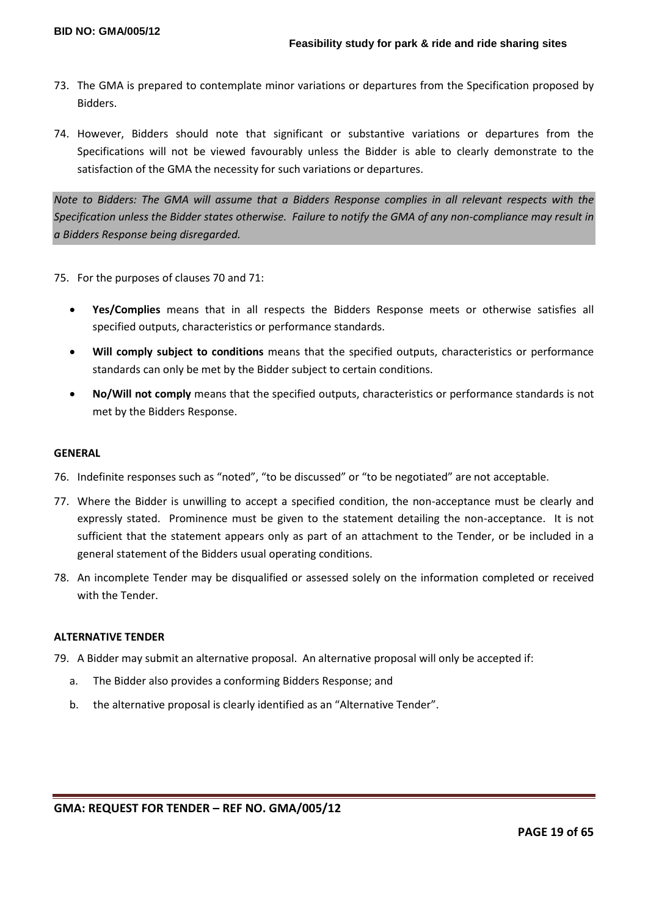73. The GMA is prepared to contemplate minor variations or departures from the Specification proposed by Bidders.

74. However, Bidders should note that significant or substantive variations or departures from the Specifications will not be viewed favourably unless the Bidder is able to clearly demonstrate to the satisfaction of the GMA the necessity for such variations or departures.

*Note to Bidders: The GMA will assume that a Bidders Response complies in all relevant respects with the Specification unless the Bidder states otherwise. Failure to notify the GMA of any non-compliance may result in a Bidders Response being disregarded.*

75. For the purposes of clauses 70 and 71:

    - **Yes/Complies** means that in all respects the Bidders Response meets or otherwise satisfies all specified outputs, characteristics or performance standards.
    - **Will comply subject to conditions** means that the specified outputs, characteristics or performance standards can only be met by the Bidder subject to certain conditions.
    - **No/Will not comply** means that the specified outputs, characteristics or performance standards is not met by the Bidders Response.

**GENERAL**

76. Indefinite responses such as "noted", "to be discussed" or "to be negotiated" are not acceptable.

77. Where the Bidder is unwilling to accept a specified condition, the non-acceptance must be clearly and expressly stated. Prominence must be given to the statement detailing the non-acceptance. It is not sufficient that the statement appears only as part of an attachment to the Tender, or be included in a general statement of the Bidders usual operating conditions.

78. An incomplete Tender may be disqualified or assessed solely on the information completed or received with the Tender.

**ALTERNATIVE TENDER**

79. A Bidder may submit an alternative proposal. An alternative proposal will only be accepted if:

    a. The Bidder also provides a conforming Bidders Response; and

    b. the alternative proposal is clearly identified as an "Alternative Tender".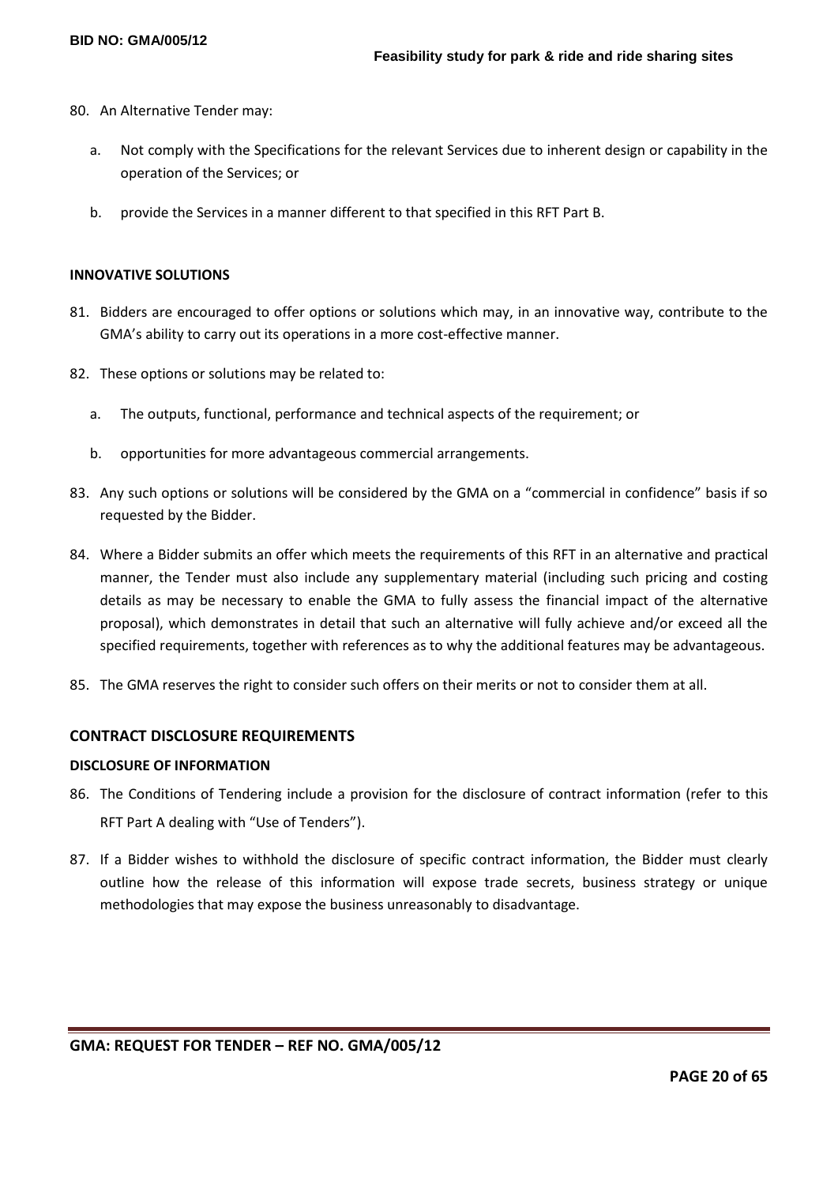80. An Alternative Tender may:

    a. Not comply with the Specifications for the relevant Services due to inherent design or capability in the operation of the Services; or

    b. provide the Services in a manner different to that specified in this RFT Part B.

**INNOVATIVE SOLUTIONS**

81. Bidders are encouraged to offer options or solutions which may, in an innovative way, contribute to the GMA's ability to carry out its operations in a more cost-effective manner.

82. These options or solutions may be related to:

    a. The outputs, functional, performance and technical aspects of the requirement; or

    b. opportunities for more advantageous commercial arrangements.

83. Any such options or solutions will be considered by the GMA on a "commercial in confidence" basis if so requested by the Bidder.

84. Where a Bidder submits an offer which meets the requirements of this RFT in an alternative and practical manner, the Tender must also include any supplementary material (including such pricing and costing details as may be necessary to enable the GMA to fully assess the financial impact of the alternative proposal), which demonstrates in detail that such an alternative will fully achieve and/or exceed all the specified requirements, together with references as to why the additional features may be advantageous.

85. The GMA reserves the right to consider such offers on their merits or not to consider them at all.

## CONTRACT DISCLOSURE REQUIREMENTS

**DISCLOSURE OF INFORMATION**

86. The Conditions of Tendering include a provision for the disclosure of contract information (refer to this RFT Part A dealing with "Use of Tenders").

87. If a Bidder wishes to withhold the disclosure of specific contract information, the Bidder must clearly outline how the release of this information will expose trade secrets, business strategy or unique methodologies that may expose the business unreasonably to disadvantage.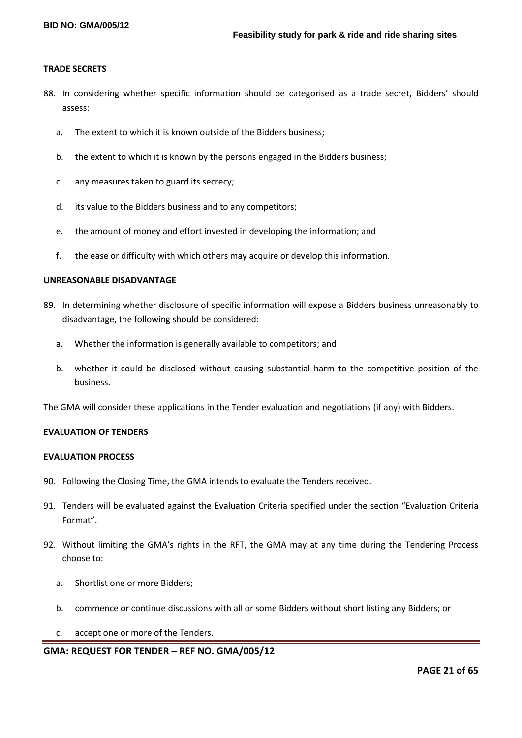#### TRADE SECRETS

88. In considering whether specific information should be categorised as a trade secret, Bidders' should assess:
    a. The extent to which it is known outside of the Bidders business;
    b. the extent to which it is known by the persons engaged in the Bidders business;
    c. any measures taken to guard its secrecy;
    d. its value to the Bidders business and to any competitors;
    e. the amount of money and effort invested in developing the information; and
    f. the ease or difficulty with which others may acquire or develop this information.

#### UNREASONABLE DISADVANTAGE

89. In determining whether disclosure of specific information will expose a Bidders business unreasonably to disadvantage, the following should be considered:
    a. Whether the information is generally available to competitors; and
    b. whether it could be disclosed without causing substantial harm to the competitive position of the business.

The GMA will consider these applications in the Tender evaluation and negotiations (if any) with Bidders.

#### EVALUATION OF TENDERS

#### EVALUATION PROCESS

90. Following the Closing Time, the GMA intends to evaluate the Tenders received.
91. Tenders will be evaluated against the Evaluation Criteria specified under the section "Evaluation Criteria Format".
92. Without limiting the GMA's rights in the RFT, the GMA may at any time during the Tendering Process choose to:
    a. Shortlist one or more Bidders;
    b. commence or continue discussions with all or some Bidders without short listing any Bidders; or
    c. accept one or more of the Tenders.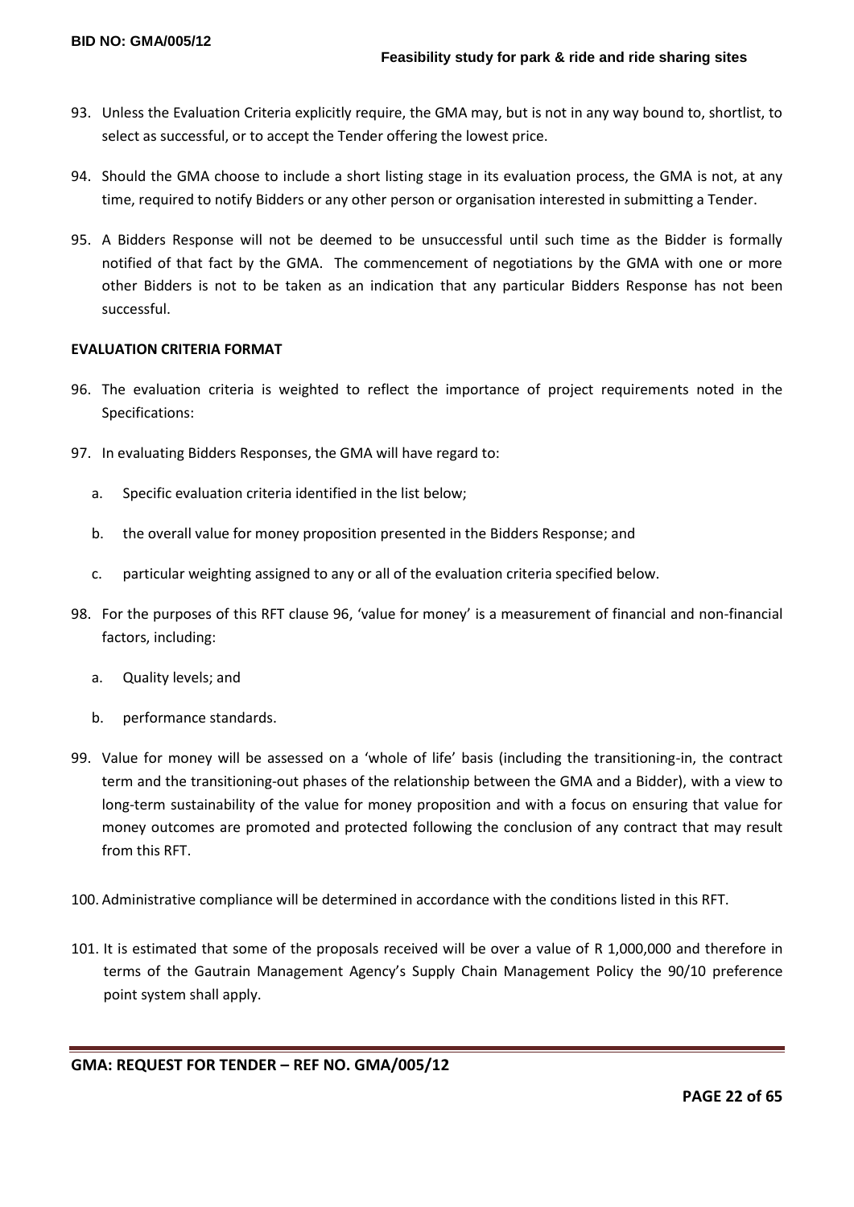93. Unless the Evaluation Criteria explicitly require, the GMA may, but is not in any way bound to, shortlist, to select as successful, or to accept the Tender offering the lowest price.

94. Should the GMA choose to include a short listing stage in its evaluation process, the GMA is not, at any time, required to notify Bidders or any other person or organisation interested in submitting a Tender.

95. A Bidders Response will not be deemed to be unsuccessful until such time as the Bidder is formally notified of that fact by the GMA. The commencement of negotiations by the GMA with one or more other Bidders is not to be taken as an indication that any particular Bidders Response has not been successful.

**EVALUATION CRITERIA FORMAT**

96. The evaluation criteria is weighted to reflect the importance of project requirements noted in the Specifications:

97. In evaluating Bidders Responses, the GMA will have regard to:

    a. Specific evaluation criteria identified in the list below;

    b. the overall value for money proposition presented in the Bidders Response; and

    c. particular weighting assigned to any or all of the evaluation criteria specified below.

98. For the purposes of this RFT clause 96, 'value for money' is a measurement of financial and non-financial factors, including:

    a. Quality levels; and

    b. performance standards.

99. Value for money will be assessed on a 'whole of life' basis (including the transitioning-in, the contract term and the transitioning-out phases of the relationship between the GMA and a Bidder), with a view to long-term sustainability of the value for money proposition and with a focus on ensuring that value for money outcomes are promoted and protected following the conclusion of any contract that may result from this RFT.

100. Administrative compliance will be determined in accordance with the conditions listed in this RFT.

101. It is estimated that some of the proposals received will be over a value of R 1,000,000 and therefore in terms of the Gautrain Management Agency's Supply Chain Management Policy the 90/10 preference point system shall apply.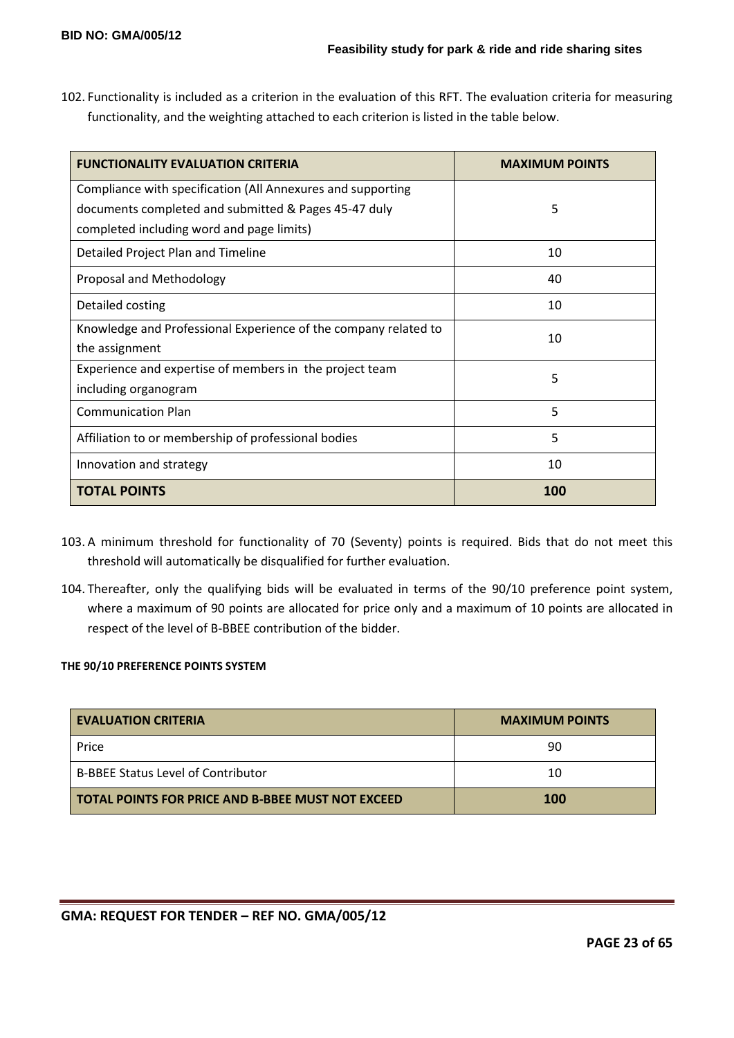102. Functionality is included as a criterion in the evaluation of this RFT. The evaluation criteria for measuring functionality, and the weighting attached to each criterion is listed in the table below.

| FUNCTIONALITY EVALUATION CRITERIA | MAXIMUM POINTS |
|---|---|
| Compliance with specification (All Annexures and supporting documents completed and submitted & Pages 45-47 duly completed including word and page limits) | 5 |
| Detailed Project Plan and Timeline | 10 |
| Proposal and Methodology | 40 |
| Detailed costing | 10 |
| Knowledge and Professional Experience of the company related to the assignment | 10 |
| Experience and expertise of members in the project team including organogram | 5 |
| Communication Plan | 5 |
| Affiliation to or membership of professional bodies | 5 |
| Innovation and strategy | 10 |
| **TOTAL POINTS** | **100** |

103. A minimum threshold for functionality of 70 (Seventy) points is required. Bids that do not meet this threshold will automatically be disqualified for further evaluation.

104. Thereafter, only the qualifying bids will be evaluated in terms of the 90/10 preference point system, where a maximum of 90 points are allocated for price only and a maximum of 10 points are allocated in respect of the level of B-BBEE contribution of the bidder.

**THE 90/10 PREFERENCE POINTS SYSTEM**

| EVALUATION CRITERIA | MAXIMUM POINTS |
|---|---|
| Price | 90 |
| B-BBEE Status Level of Contributor | 10 |
| **TOTAL POINTS FOR PRICE AND B-BBEE MUST NOT EXCEED** | **100** |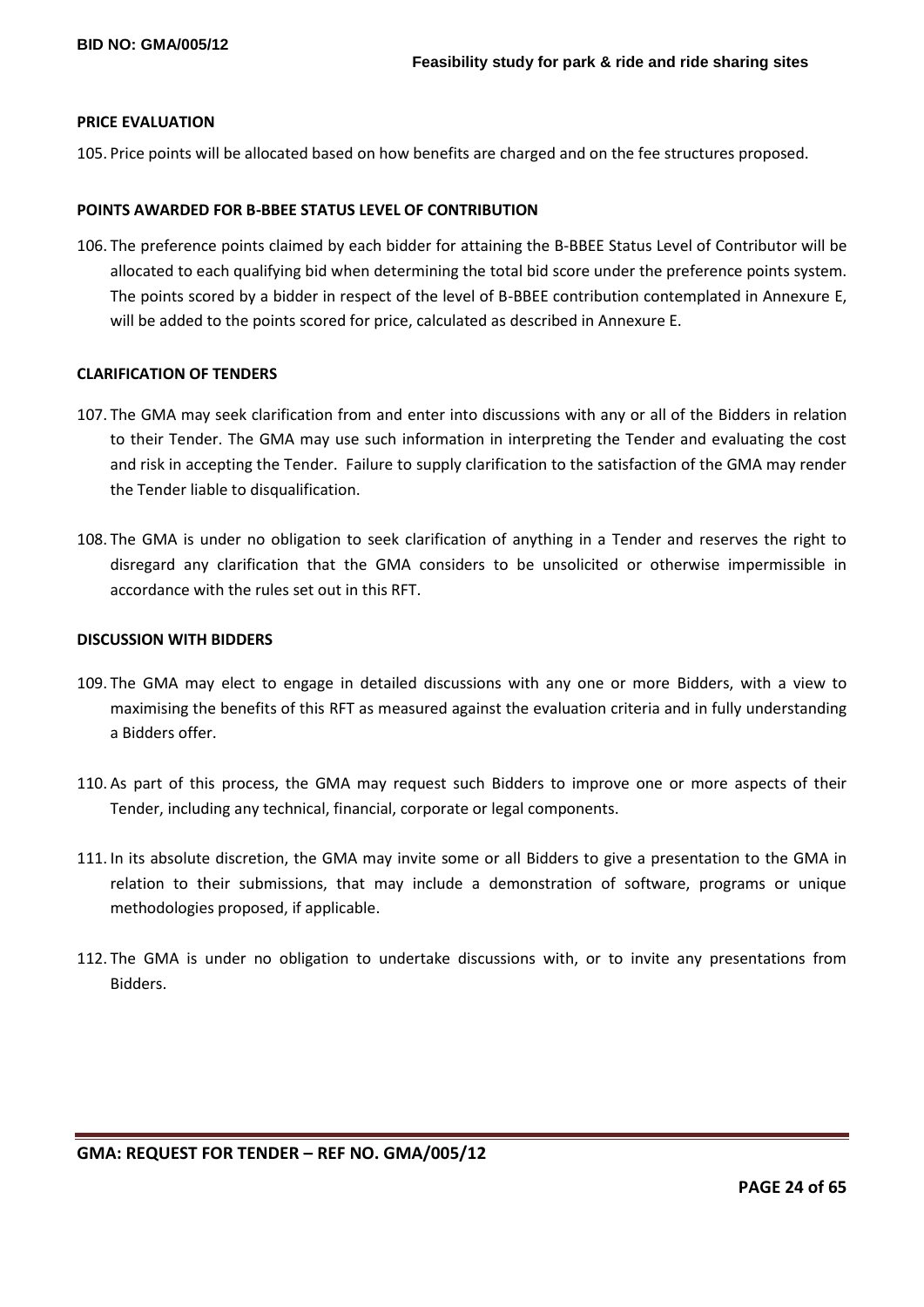#### PRICE EVALUATION

105. Price points will be allocated based on how benefits are charged and on the fee structures proposed.

#### POINTS AWARDED FOR B-BBEE STATUS LEVEL OF CONTRIBUTION

106. The preference points claimed by each bidder for attaining the B-BBEE Status Level of Contributor will be allocated to each qualifying bid when determining the total bid score under the preference points system. The points scored by a bidder in respect of the level of B-BBEE contribution contemplated in Annexure E, will be added to the points scored for price, calculated as described in Annexure E.

#### CLARIFICATION OF TENDERS

107. The GMA may seek clarification from and enter into discussions with any or all of the Bidders in relation to their Tender. The GMA may use such information in interpreting the Tender and evaluating the cost and risk in accepting the Tender. Failure to supply clarification to the satisfaction of the GMA may render the Tender liable to disqualification.

108. The GMA is under no obligation to seek clarification of anything in a Tender and reserves the right to disregard any clarification that the GMA considers to be unsolicited or otherwise impermissible in accordance with the rules set out in this RFT.

#### DISCUSSION WITH BIDDERS

109. The GMA may elect to engage in detailed discussions with any one or more Bidders, with a view to maximising the benefits of this RFT as measured against the evaluation criteria and in fully understanding a Bidders offer.

110. As part of this process, the GMA may request such Bidders to improve one or more aspects of their Tender, including any technical, financial, corporate or legal components.

111. In its absolute discretion, the GMA may invite some or all Bidders to give a presentation to the GMA in relation to their submissions, that may include a demonstration of software, programs or unique methodologies proposed, if applicable.

112. The GMA is under no obligation to undertake discussions with, or to invite any presentations from Bidders.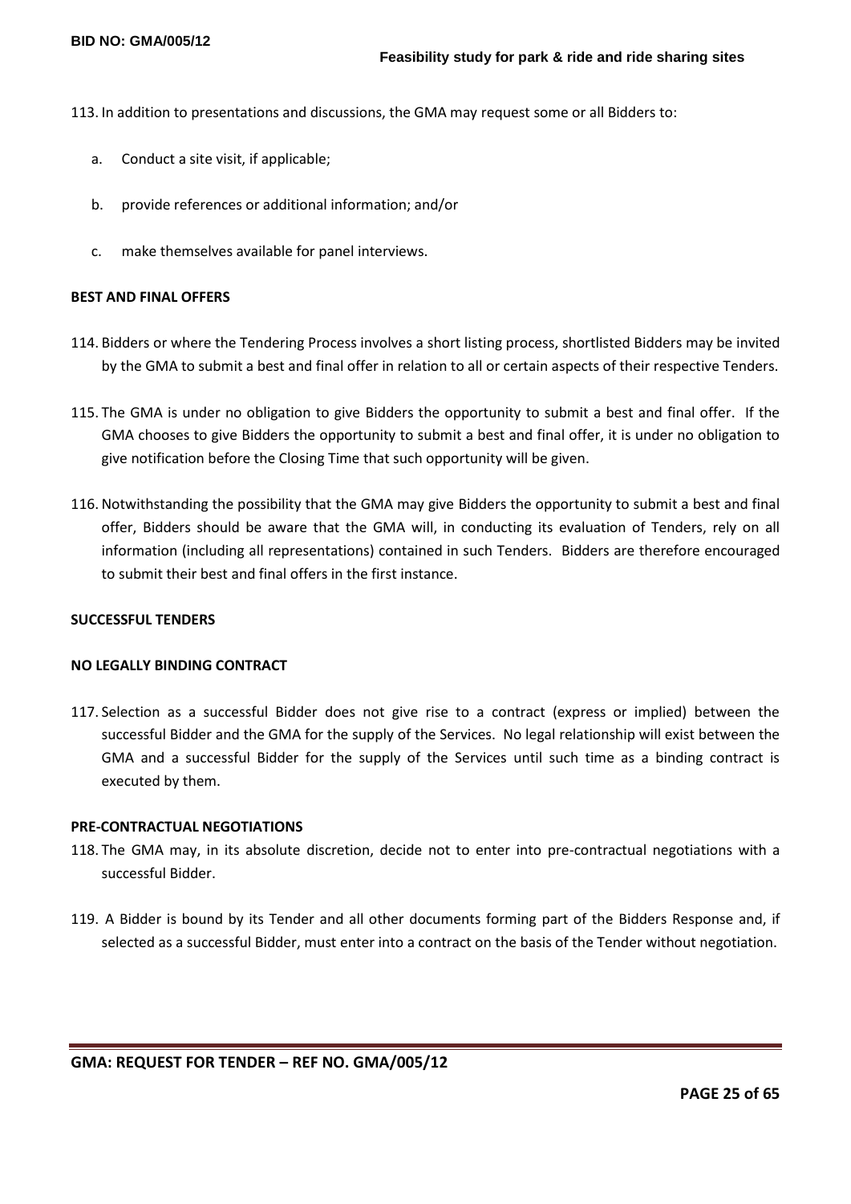113. In addition to presentations and discussions, the GMA may request some or all Bidders to:

   a. Conduct a site visit, if applicable;

   b. provide references or additional information; and/or

   c. make themselves available for panel interviews.

**BEST AND FINAL OFFERS**

114. Bidders or where the Tendering Process involves a short listing process, shortlisted Bidders may be invited by the GMA to submit a best and final offer in relation to all or certain aspects of their respective Tenders.

115. The GMA is under no obligation to give Bidders the opportunity to submit a best and final offer. If the GMA chooses to give Bidders the opportunity to submit a best and final offer, it is under no obligation to give notification before the Closing Time that such opportunity will be given.

116. Notwithstanding the possibility that the GMA may give Bidders the opportunity to submit a best and final offer, Bidders should be aware that the GMA will, in conducting its evaluation of Tenders, rely on all information (including all representations) contained in such Tenders. Bidders are therefore encouraged to submit their best and final offers in the first instance.

**SUCCESSFUL TENDERS**

**NO LEGALLY BINDING CONTRACT**

117. Selection as a successful Bidder does not give rise to a contract (express or implied) between the successful Bidder and the GMA for the supply of the Services. No legal relationship will exist between the GMA and a successful Bidder for the supply of the Services until such time as a binding contract is executed by them.

**PRE-CONTRACTUAL NEGOTIATIONS**

118. The GMA may, in its absolute discretion, decide not to enter into pre-contractual negotiations with a successful Bidder.

119. A Bidder is bound by its Tender and all other documents forming part of the Bidders Response and, if selected as a successful Bidder, must enter into a contract on the basis of the Tender without negotiation.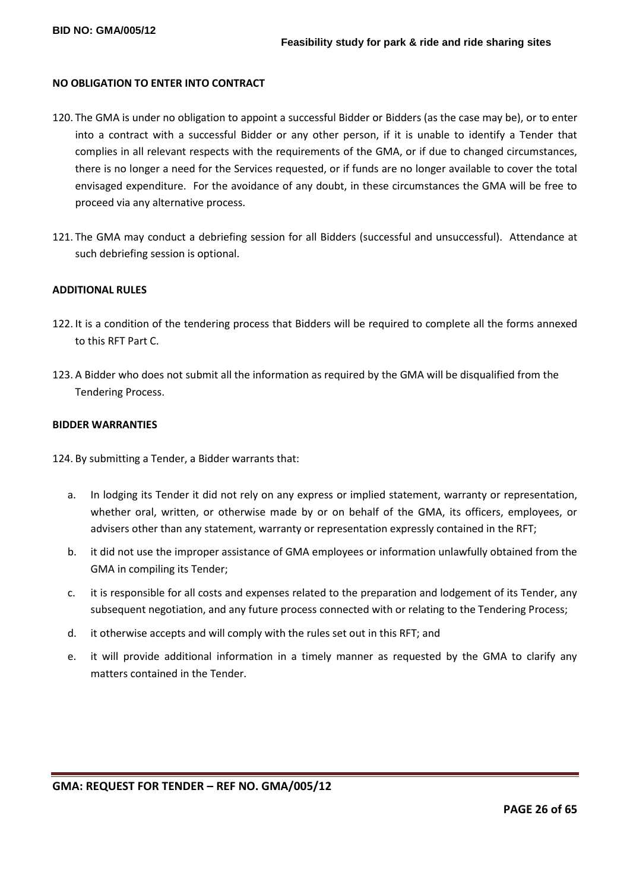#### NO OBLIGATION TO ENTER INTO CONTRACT

120. The GMA is under no obligation to appoint a successful Bidder or Bidders (as the case may be), or to enter into a contract with a successful Bidder or any other person, if it is unable to identify a Tender that complies in all relevant respects with the requirements of the GMA, or if due to changed circumstances, there is no longer a need for the Services requested, or if funds are no longer available to cover the total envisaged expenditure. For the avoidance of any doubt, in these circumstances the GMA will be free to proceed via any alternative process.

121. The GMA may conduct a debriefing session for all Bidders (successful and unsuccessful). Attendance at such debriefing session is optional.

#### ADDITIONAL RULES

122. It is a condition of the tendering process that Bidders will be required to complete all the forms annexed to this RFT Part C.

123. A Bidder who does not submit all the information as required by the GMA will be disqualified from the Tendering Process.

#### BIDDER WARRANTIES

124. By submitting a Tender, a Bidder warrants that:

  a. In lodging its Tender it did not rely on any express or implied statement, warranty or representation, whether oral, written, or otherwise made by or on behalf of the GMA, its officers, employees, or advisers other than any statement, warranty or representation expressly contained in the RFT;

  b. it did not use the improper assistance of GMA employees or information unlawfully obtained from the GMA in compiling its Tender;

  c. it is responsible for all costs and expenses related to the preparation and lodgement of its Tender, any subsequent negotiation, and any future process connected with or relating to the Tendering Process;

  d. it otherwise accepts and will comply with the rules set out in this RFT; and

  e. it will provide additional information in a timely manner as requested by the GMA to clarify any matters contained in the Tender.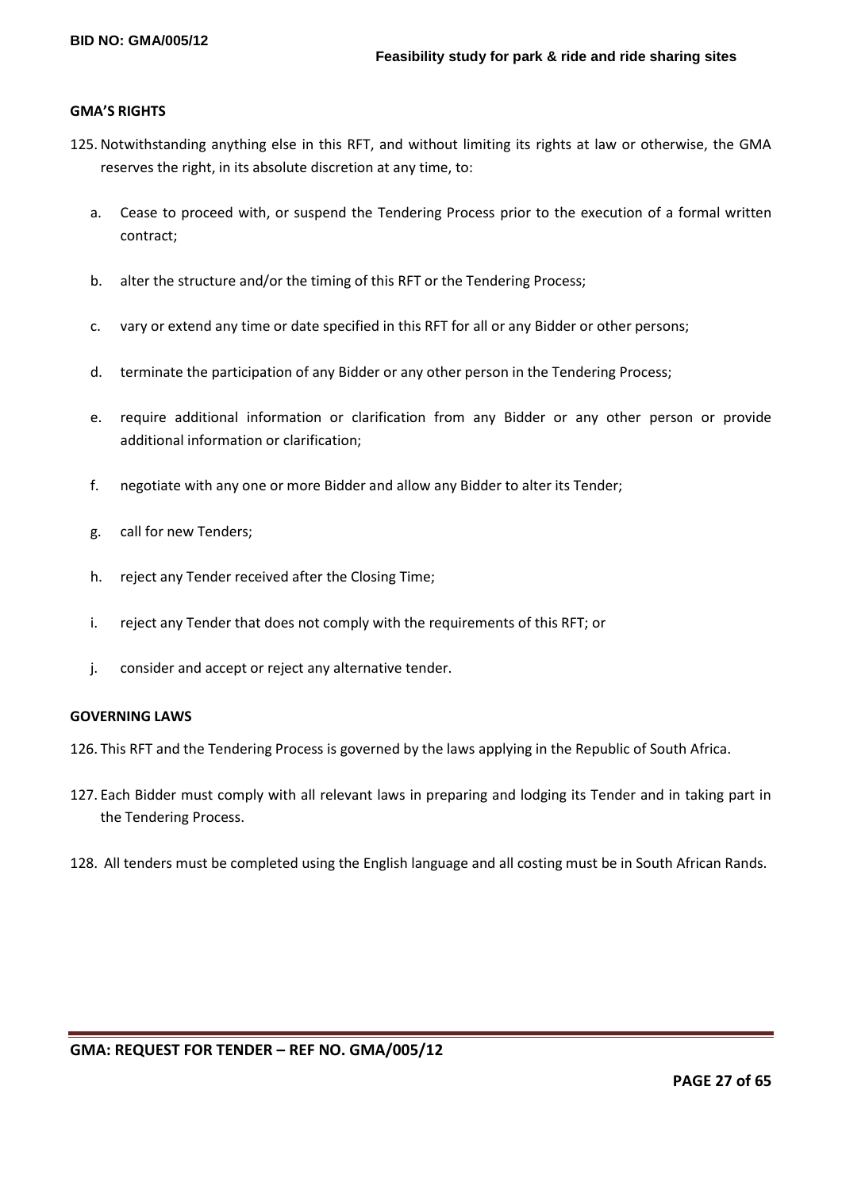### GMA'S RIGHTS

125. Notwithstanding anything else in this RFT, and without limiting its rights at law or otherwise, the GMA reserves the right, in its absolute discretion at any time, to:

    a. Cease to proceed with, or suspend the Tendering Process prior to the execution of a formal written contract;

    b. alter the structure and/or the timing of this RFT or the Tendering Process;

    c. vary or extend any time or date specified in this RFT for all or any Bidder or other persons;

    d. terminate the participation of any Bidder or any other person in the Tendering Process;

    e. require additional information or clarification from any Bidder or any other person or provide additional information or clarification;

    f. negotiate with any one or more Bidder and allow any Bidder to alter its Tender;

    g. call for new Tenders;

    h. reject any Tender received after the Closing Time;

    i. reject any Tender that does not comply with the requirements of this RFT; or

    j. consider and accept or reject any alternative tender.

### GOVERNING LAWS

126. This RFT and the Tendering Process is governed by the laws applying in the Republic of South Africa.

127. Each Bidder must comply with all relevant laws in preparing and lodging its Tender and in taking part in the Tendering Process.

128. All tenders must be completed using the English language and all costing must be in South African Rands.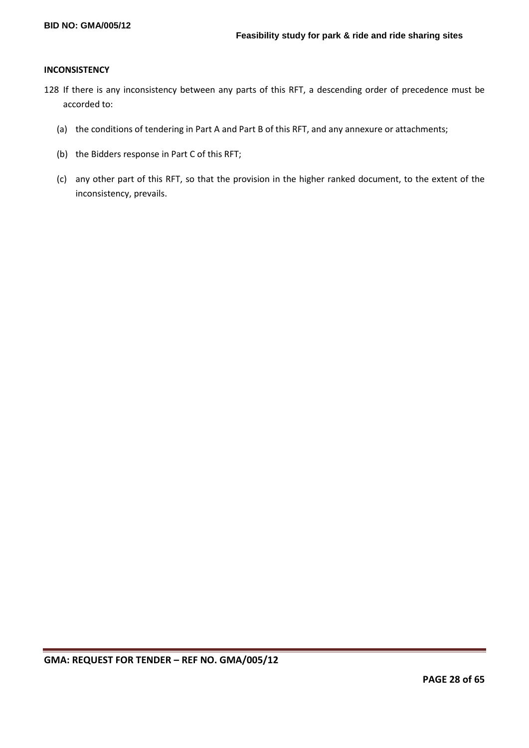**INCONSISTENCY**

128 If there is any inconsistency between any parts of this RFT, a descending order of precedence must be accorded to:

(a) the conditions of tendering in Part A and Part B of this RFT, and any annexure or attachments;

(b) the Bidders response in Part C of this RFT;

(c) any other part of this RFT, so that the provision in the higher ranked document, to the extent of the inconsistency, prevails.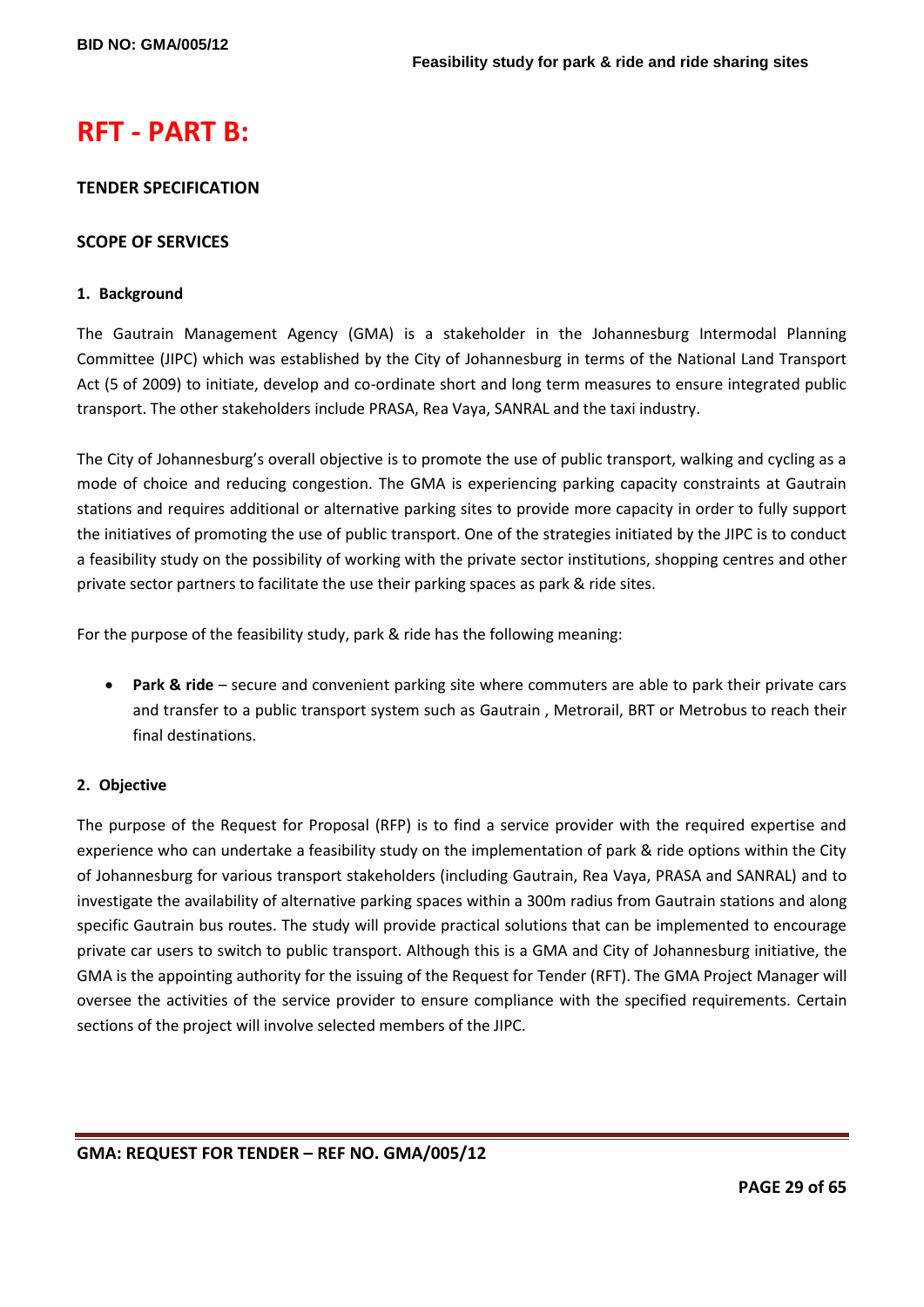# RFT - PART B:

### TENDER SPECIFICATION

### SCOPE OF SERVICES

#### 1. Background

The Gautrain Management Agency (GMA) is a stakeholder in the Johannesburg Intermodal Planning Committee (JIPC) which was established by the City of Johannesburg in terms of the National Land Transport Act (5 of 2009) to initiate, develop and co-ordinate short and long term measures to ensure integrated public transport. The other stakeholders include PRASA, Rea Vaya, SANRAL and the taxi industry.

The City of Johannesburg's overall objective is to promote the use of public transport, walking and cycling as a mode of choice and reducing congestion. The GMA is experiencing parking capacity constraints at Gautrain stations and requires additional or alternative parking sites to provide more capacity in order to fully support the initiatives of promoting the use of public transport. One of the strategies initiated by the JIPC is to conduct a feasibility study on the possibility of working with the private sector institutions, shopping centres and other private sector partners to facilitate the use their parking spaces as park & ride sites.

For the purpose of the feasibility study, park & ride has the following meaning:

- **Park & ride** – secure and convenient parking site where commuters are able to park their private cars and transfer to a public transport system such as Gautrain , Metrorail, BRT or Metrobus to reach their final destinations.

#### 2. Objective

The purpose of the Request for Proposal (RFP) is to find a service provider with the required expertise and experience who can undertake a feasibility study on the implementation of park & ride options within the City of Johannesburg for various transport stakeholders (including Gautrain, Rea Vaya, PRASA and SANRAL) and to investigate the availability of alternative parking spaces within a 300m radius from Gautrain stations and along specific Gautrain bus routes. The study will provide practical solutions that can be implemented to encourage private car users to switch to public transport. Although this is a GMA and City of Johannesburg initiative, the GMA is the appointing authority for the issuing of the Request for Tender (RFT). The GMA Project Manager will oversee the activities of the service provider to ensure compliance with the specified requirements. Certain sections of the project will involve selected members of the JIPC.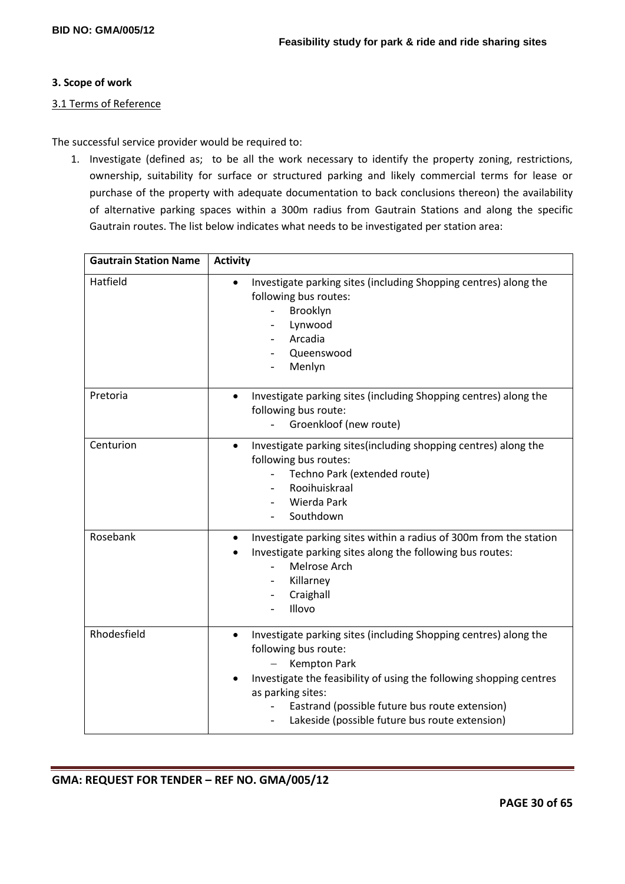### 3. Scope of work

#### 3.1 Terms of Reference

The successful service provider would be required to:

1. Investigate (defined as; to be all the work necessary to identify the property zoning, restrictions, ownership, suitability for surface or structured parking and likely commercial terms for lease or purchase of the property with adequate documentation to back conclusions thereon) the availability of alternative parking spaces within a 300m radius from Gautrain Stations and along the specific Gautrain routes. The list below indicates what needs to be investigated per station area:

| Gautrain Station Name | Activity |
|---|---|
| Hatfield | • Investigate parking sites (including Shopping centres) along the following bus routes:<br>- Brooklyn<br>- Lynwood<br>- Arcadia<br>- Queenswood<br>- Menlyn |
| Pretoria | • Investigate parking sites (including Shopping centres) along the following bus route:<br>- Groenkloof (new route) |
| Centurion | • Investigate parking sites(including shopping centres) along the following bus routes:<br>- Techno Park (extended route)<br>- Rooihuiskraal<br>- Wierda Park<br>- Southdown |
| Rosebank | • Investigate parking sites within a radius of 300m from the station<br>• Investigate parking sites along the following bus routes:<br>- Melrose Arch<br>- Killarney<br>- Craighall<br>- Illovo |
| Rhodesfield | • Investigate parking sites (including Shopping centres) along the following bus route:<br>– Kempton Park<br>• Investigate the feasibility of using the following shopping centres as parking sites:<br>- Eastrand (possible future bus route extension)<br>- Lakeside (possible future bus route extension) |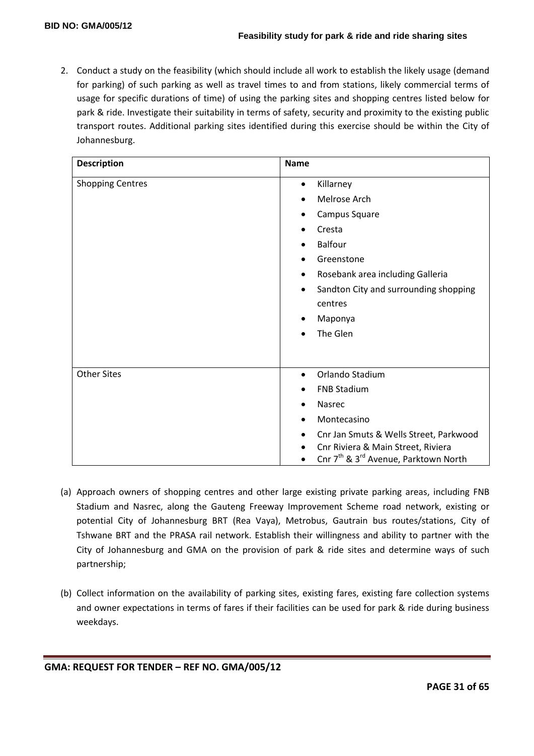2. Conduct a study on the feasibility (which should include all work to establish the likely usage (demand for parking) of such parking as well as travel times to and from stations, likely commercial terms of usage for specific durations of time) of using the parking sites and shopping centres listed below for park & ride. Investigate their suitability in terms of safety, security and proximity to the existing public transport routes. Additional parking sites identified during this exercise should be within the City of Johannesburg.

| Description | Name |
|---|---|
| Shopping Centres | • Killarney<br>• Melrose Arch<br>• Campus Square<br>• Cresta<br>• Balfour<br>• Greenstone<br>• Rosebank area including Galleria<br>• Sandton City and surrounding shopping centres<br>• Maponya<br>• The Glen |
| Other Sites | • Orlando Stadium<br>• FNB Stadium<br>• Nasrec<br>• Montecasino<br>• Cnr Jan Smuts & Wells Street, Parkwood<br>• Cnr Riviera & Main Street, Riviera<br>• Cnr 7th & 3rd Avenue, Parktown North |

(a) Approach owners of shopping centres and other large existing private parking areas, including FNB Stadium and Nasrec, along the Gauteng Freeway Improvement Scheme road network, existing or potential City of Johannesburg BRT (Rea Vaya), Metrobus, Gautrain bus routes/stations, City of Tshwane BRT and the PRASA rail network. Establish their willingness and ability to partner with the City of Johannesburg and GMA on the provision of park & ride sites and determine ways of such partnership;

(b) Collect information on the availability of parking sites, existing fares, existing fare collection systems and owner expectations in terms of fares if their facilities can be used for park & ride during business weekdays.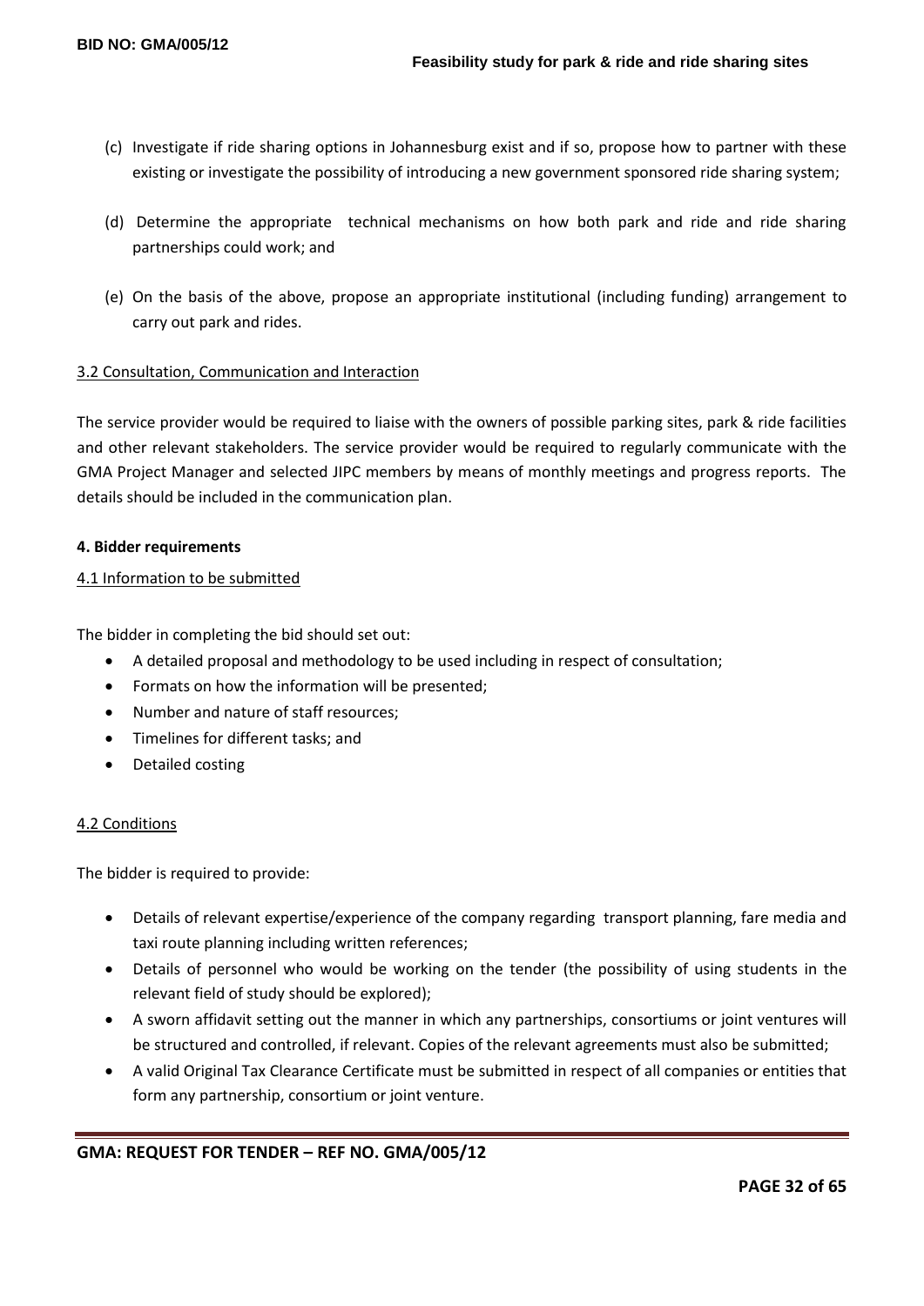(c) Investigate if ride sharing options in Johannesburg exist and if so, propose how to partner with these existing or investigate the possibility of introducing a new government sponsored ride sharing system;

(d) Determine the appropriate technical mechanisms on how both park and ride and ride sharing partnerships could work; and

(e) On the basis of the above, propose an appropriate institutional (including funding) arrangement to carry out park and rides.

3.2 Consultation, Communication and Interaction

The service provider would be required to liaise with the owners of possible parking sites, park & ride facilities and other relevant stakeholders. The service provider would be required to regularly communicate with the GMA Project Manager and selected JIPC members by means of monthly meetings and progress reports. The details should be included in the communication plan.

**4. Bidder requirements**

4.1 Information to be submitted

The bidder in completing the bid should set out:

- A detailed proposal and methodology to be used including in respect of consultation;
- Formats on how the information will be presented;
- Number and nature of staff resources;
- Timelines for different tasks; and
- Detailed costing

4.2 Conditions

The bidder is required to provide:

- Details of relevant expertise/experience of the company regarding transport planning, fare media and taxi route planning including written references;
- Details of personnel who would be working on the tender (the possibility of using students in the relevant field of study should be explored);
- A sworn affidavit setting out the manner in which any partnerships, consortiums or joint ventures will be structured and controlled, if relevant. Copies of the relevant agreements must also be submitted;
- A valid Original Tax Clearance Certificate must be submitted in respect of all companies or entities that form any partnership, consortium or joint venture.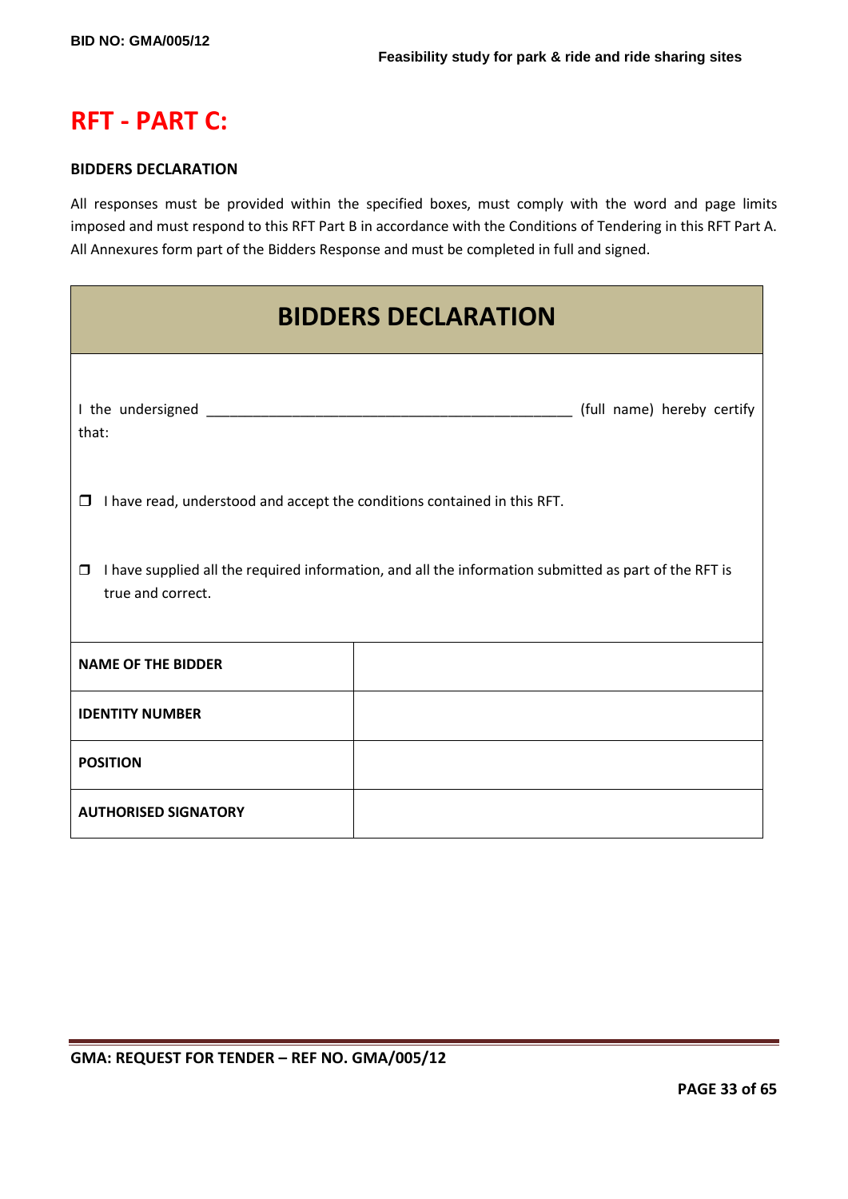# RFT - PART C:

**BIDDERS DECLARATION**

All responses must be provided within the specified boxes, must comply with the word and page limits imposed and must respond to this RFT Part B in accordance with the Conditions of Tendering in this RFT Part A. All Annexures form part of the Bidders Response and must be completed in full and signed.

| BIDDERS DECLARATION | |
|---|---|
| I the undersigned ______________________________________________ (full name) hereby certify that:<br><br>❒ I have read, understood and accept the conditions contained in this RFT.<br><br>❒ I have supplied all the required information, and all the information submitted as part of the RFT is true and correct. | |
| **NAME OF THE BIDDER** | |
| **IDENTITY NUMBER** | |
| **POSITION** | |
| **AUTHORISED SIGNATORY** | |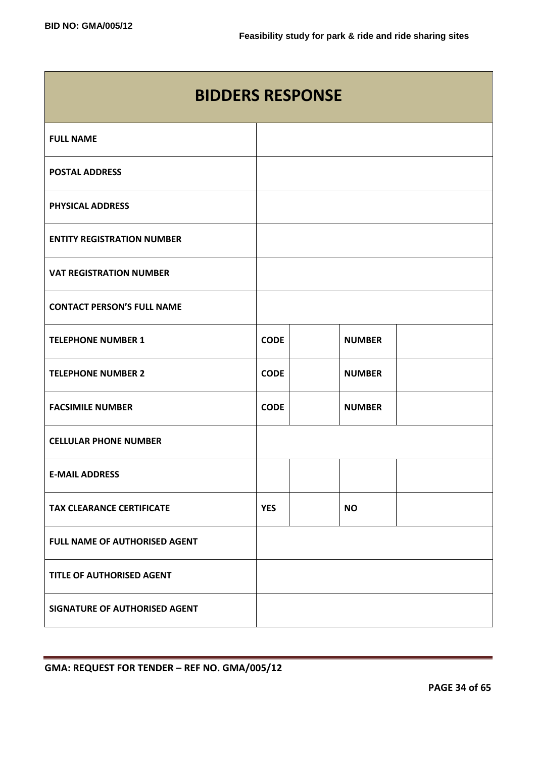| BIDDERS RESPONSE | | | | |
|---|---|---|---|---|
| **FULL NAME** | | | | |
| **POSTAL ADDRESS** | | | | |
| **PHYSICAL ADDRESS** | | | | |
| **ENTITY REGISTRATION NUMBER** | | | | |
| **VAT REGISTRATION NUMBER** | | | | |
| **CONTACT PERSON'S FULL NAME** | | | | |
| **TELEPHONE NUMBER 1** | **CODE** | | **NUMBER** | |
| **TELEPHONE NUMBER 2** | **CODE** | | **NUMBER** | |
| **FACSIMILE NUMBER** | **CODE** | | **NUMBER** | |
| **CELLULAR PHONE NUMBER** | | | | |
| **E-MAIL ADDRESS** | | | | |
| **TAX CLEARANCE CERTIFICATE** | **YES** | | **NO** | |
| **FULL NAME OF AUTHORISED AGENT** | | | | |
| **TITLE OF AUTHORISED AGENT** | | | | |
| **SIGNATURE OF AUTHORISED AGENT** | | | | |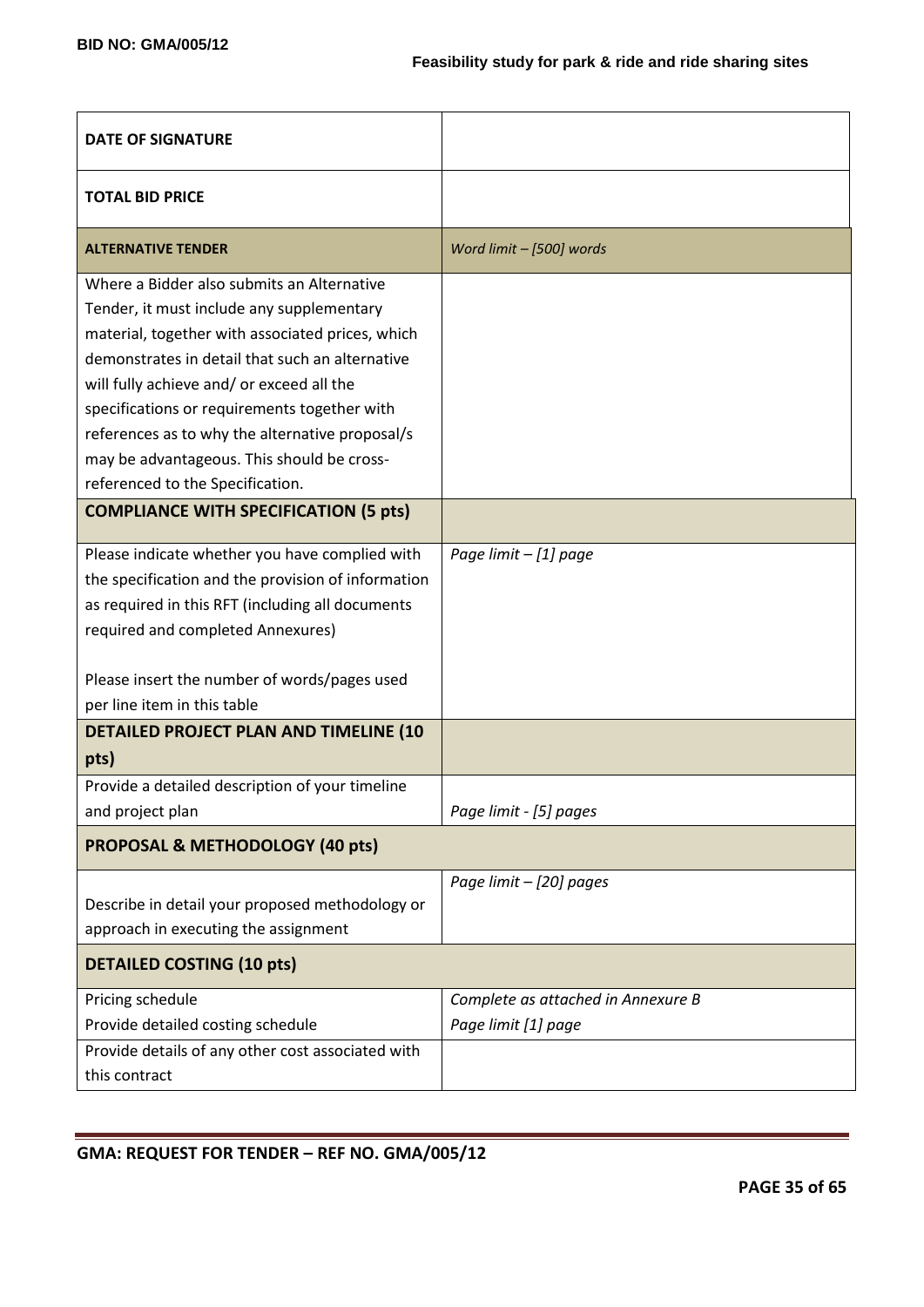| **DATE OF SIGNATURE** | |
|---|---|
| **TOTAL BID PRICE** | |
| **ALTERNATIVE TENDER** | *Word limit – [500] words* |
| Where a Bidder also submits an Alternative Tender, it must include any supplementary material, together with associated prices, which demonstrates in detail that such an alternative will fully achieve and/ or exceed all the specifications or requirements together with references as to why the alternative proposal/s may be advantageous. This should be cross-referenced to the Specification. | |
| **COMPLIANCE WITH SPECIFICATION (5 pts)** | |
| Please indicate whether you have complied with the specification and the provision of information as required in this RFT (including all documents required and completed Annexures)<br><br>Please insert the number of words/pages used per line item in this table | *Page limit – [1] page* |
| **DETAILED PROJECT PLAN AND TIMELINE (10 pts)** | |
| Provide a detailed description of your timeline and project plan | *Page limit - [5] pages* |
| **PROPOSAL & METHODOLOGY (40 pts)** | |
| Describe in detail your proposed methodology or approach in executing the assignment | *Page limit – [20] pages* |
| **DETAILED COSTING (10 pts)** | |
| Pricing schedule<br>Provide detailed costing schedule | *Complete as attached in Annexure B*<br>*Page limit [1] page* |
| Provide details of any other cost associated with this contract | |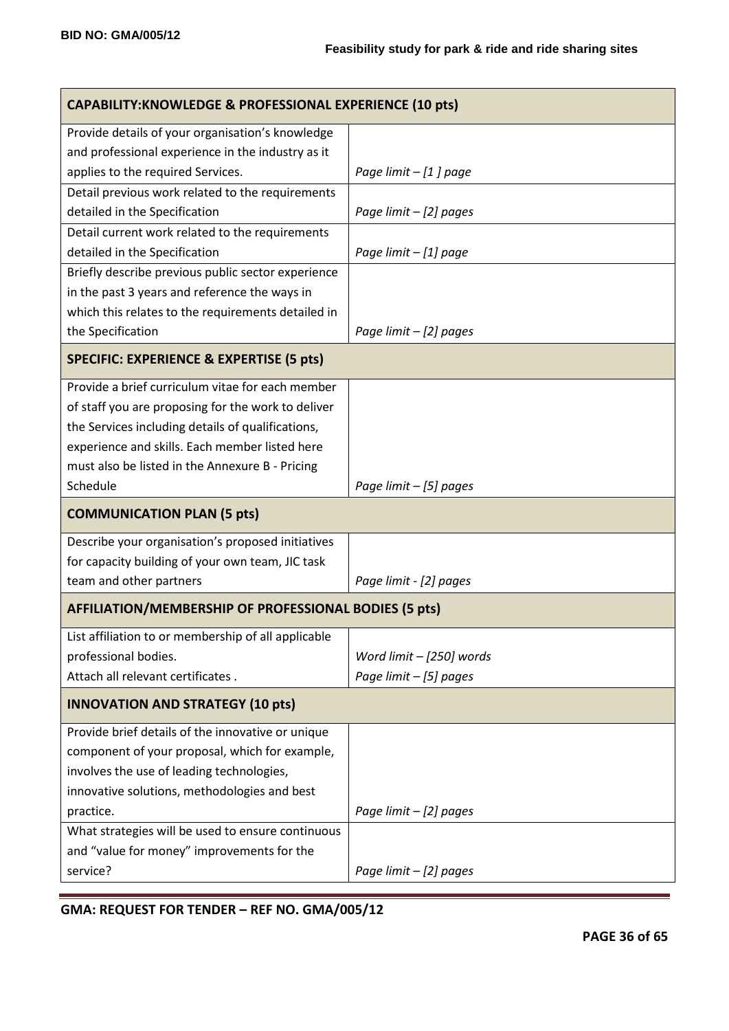| CAPABILITY:KNOWLEDGE & PROFESSIONAL EXPERIENCE (10 pts) | |
|---|---|
| Provide details of your organisation's knowledge and professional experience in the industry as it applies to the required Services. | *Page limit – [1 ] page* |
| Detail previous work related to the requirements detailed in the Specification | *Page limit – [2] pages* |
| Detail current work related to the requirements detailed in the Specification | *Page limit – [1] page* |
| Briefly describe previous public sector experience in the past 3 years and reference the ways in which this relates to the requirements detailed in the Specification | *Page limit – [2] pages* |
| **SPECIFIC: EXPERIENCE & EXPERTISE (5 pts)** | |
| Provide a brief curriculum vitae for each member of staff you are proposing for the work to deliver the Services including details of qualifications, experience and skills. Each member listed here must also be listed in the Annexure B - Pricing Schedule | *Page limit – [5] pages* |
| **COMMUNICATION PLAN (5 pts)** | |
| Describe your organisation's proposed initiatives for capacity building of your own team, JIC task team and other partners | *Page limit - [2] pages* |
| **AFFILIATION/MEMBERSHIP OF PROFESSIONAL BODIES (5 pts)** | |
| List affiliation to or membership of all applicable professional bodies.<br>Attach all relevant certificates . | *Word limit – [250] words*<br>*Page limit – [5] pages* |
| **INNOVATION AND STRATEGY (10 pts)** | |
| Provide brief details of the innovative or unique component of your proposal, which for example, involves the use of leading technologies, innovative solutions, methodologies and best practice. | *Page limit – [2] pages* |
| What strategies will be used to ensure continuous and "value for money" improvements for the service? | *Page limit – [2] pages* |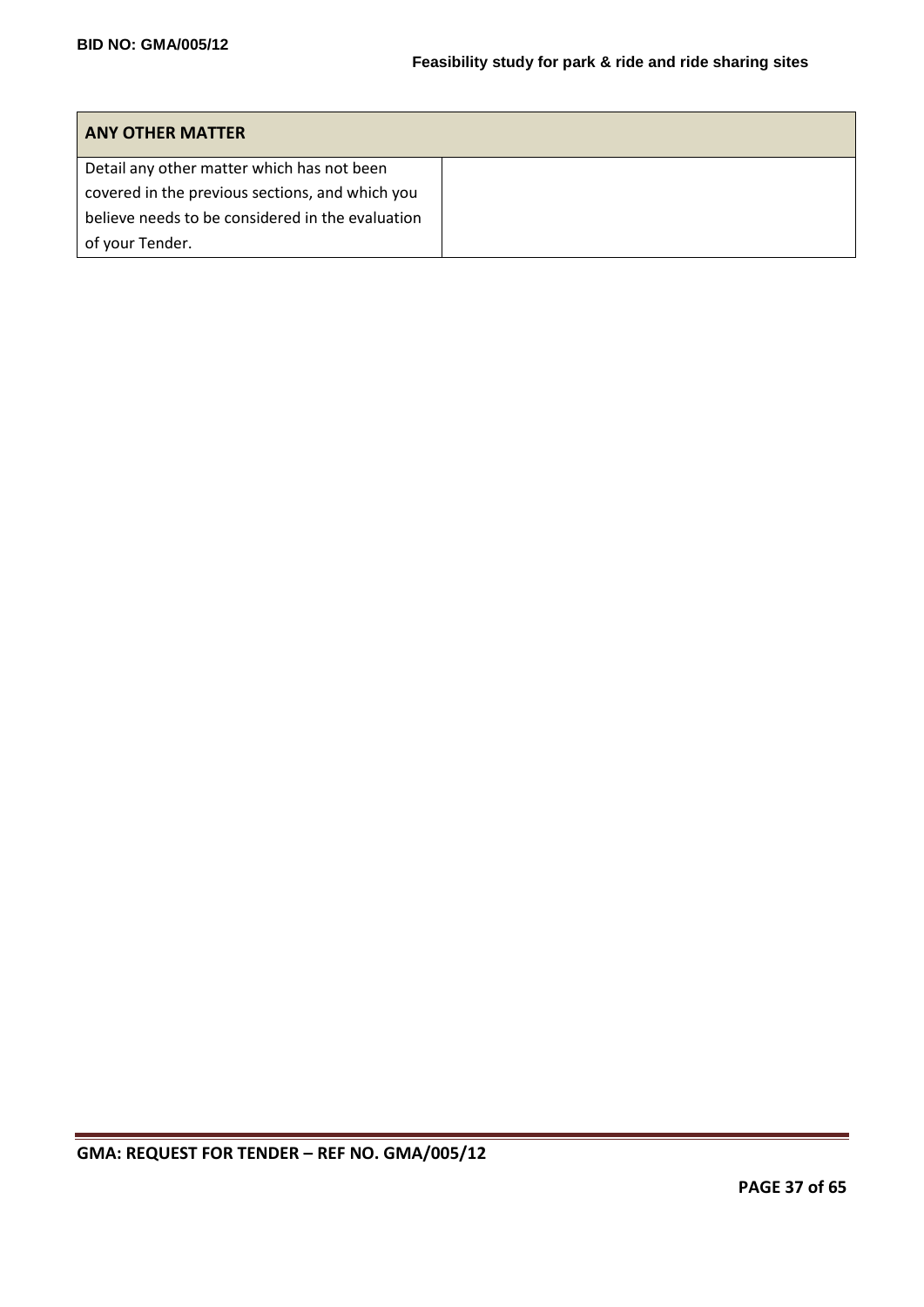| ANY OTHER MATTER | |
| --- | --- |
| Detail any other matter which has not been covered in the previous sections, and which you believe needs to be considered in the evaluation of your Tender. | |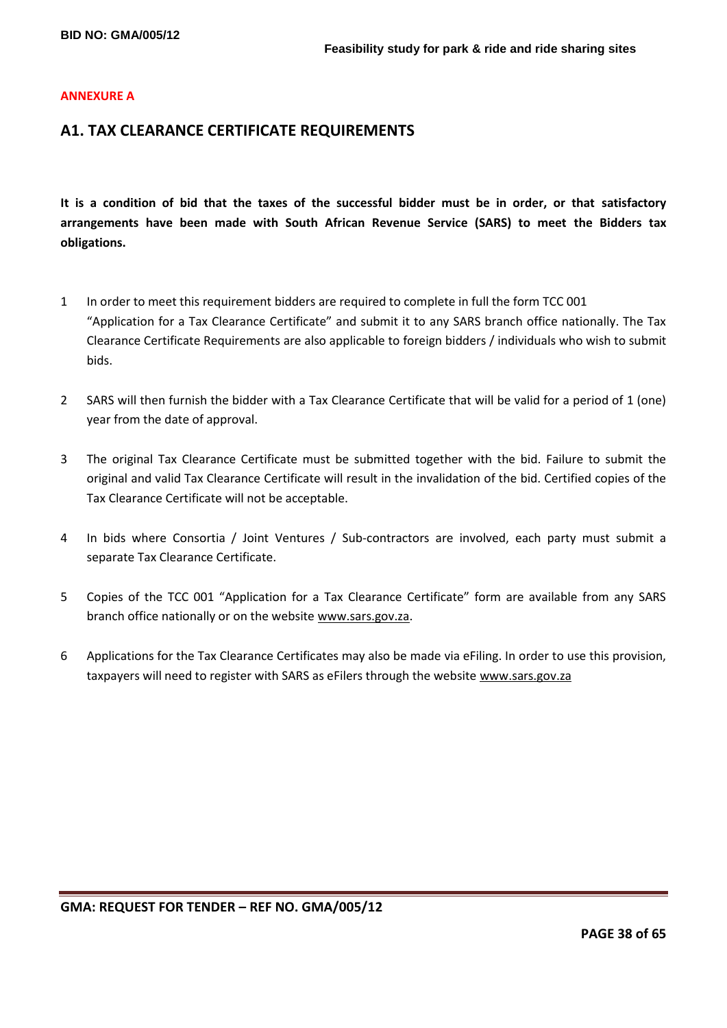**ANNEXURE A**

## A1. TAX CLEARANCE CERTIFICATE REQUIREMENTS

**It is a condition of bid that the taxes of the successful bidder must be in order, or that satisfactory arrangements have been made with South African Revenue Service (SARS) to meet the Bidders tax obligations.**

1. In order to meet this requirement bidders are required to complete in full the form TCC 001 "Application for a Tax Clearance Certificate" and submit it to any SARS branch office nationally. The Tax Clearance Certificate Requirements are also applicable to foreign bidders / individuals who wish to submit bids.

2. SARS will then furnish the bidder with a Tax Clearance Certificate that will be valid for a period of 1 (one) year from the date of approval.

3. The original Tax Clearance Certificate must be submitted together with the bid. Failure to submit the original and valid Tax Clearance Certificate will result in the invalidation of the bid. Certified copies of the Tax Clearance Certificate will not be acceptable.

4. In bids where Consortia / Joint Ventures / Sub-contractors are involved, each party must submit a separate Tax Clearance Certificate.

5. Copies of the TCC 001 "Application for a Tax Clearance Certificate" form are available from any SARS branch office nationally or on the website www.sars.gov.za.

6. Applications for the Tax Clearance Certificates may also be made via eFiling. In order to use this provision, taxpayers will need to register with SARS as eFilers through the website www.sars.gov.za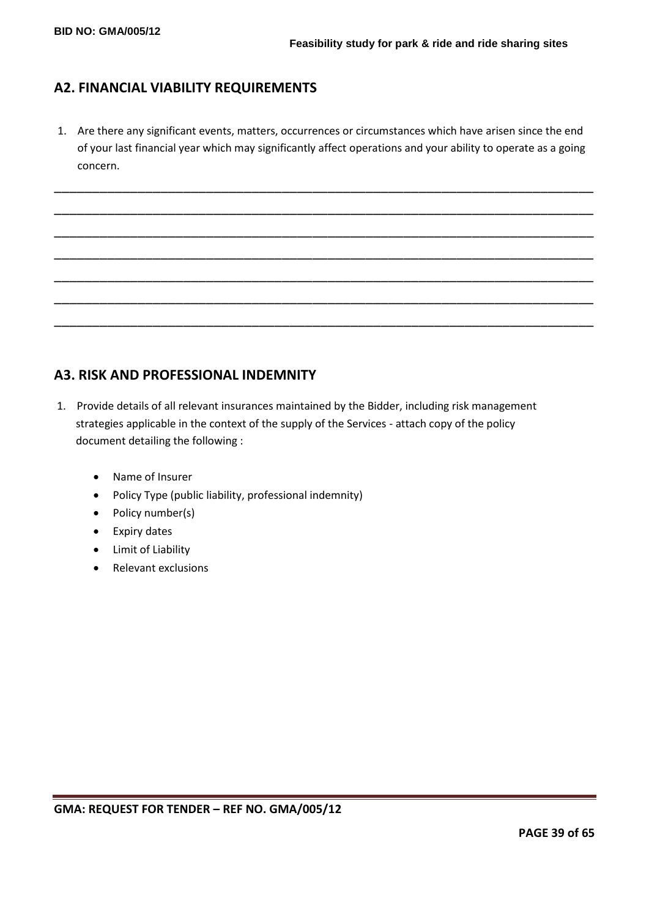## A2. FINANCIAL VIABILITY REQUIREMENTS

1. Are there any significant events, matters, occurrences or circumstances which have arisen since the end of your last financial year which may significantly affect operations and your ability to operate as a going concern.

\_\_\_\_\_\_\_\_\_\_\_\_\_\_\_\_\_\_\_\_\_\_\_\_\_\_\_\_\_\_\_\_\_\_\_\_\_\_\_\_\_\_\_\_\_\_\_\_\_\_\_\_\_\_\_\_\_\_\_\_\_\_\_\_\_\_\_\_\_\_\_\_\_\_\_\_\_\_\_\_

\_\_\_\_\_\_\_\_\_\_\_\_\_\_\_\_\_\_\_\_\_\_\_\_\_\_\_\_\_\_\_\_\_\_\_\_\_\_\_\_\_\_\_\_\_\_\_\_\_\_\_\_\_\_\_\_\_\_\_\_\_\_\_\_\_\_\_\_\_\_\_\_\_\_\_\_\_\_\_\_

\_\_\_\_\_\_\_\_\_\_\_\_\_\_\_\_\_\_\_\_\_\_\_\_\_\_\_\_\_\_\_\_\_\_\_\_\_\_\_\_\_\_\_\_\_\_\_\_\_\_\_\_\_\_\_\_\_\_\_\_\_\_\_\_\_\_\_\_\_\_\_\_\_\_\_\_\_\_\_\_

\_\_\_\_\_\_\_\_\_\_\_\_\_\_\_\_\_\_\_\_\_\_\_\_\_\_\_\_\_\_\_\_\_\_\_\_\_\_\_\_\_\_\_\_\_\_\_\_\_\_\_\_\_\_\_\_\_\_\_\_\_\_\_\_\_\_\_\_\_\_\_\_\_\_\_\_\_\_\_\_

\_\_\_\_\_\_\_\_\_\_\_\_\_\_\_\_\_\_\_\_\_\_\_\_\_\_\_\_\_\_\_\_\_\_\_\_\_\_\_\_\_\_\_\_\_\_\_\_\_\_\_\_\_\_\_\_\_\_\_\_\_\_\_\_\_\_\_\_\_\_\_\_\_\_\_\_\_\_\_\_

\_\_\_\_\_\_\_\_\_\_\_\_\_\_\_\_\_\_\_\_\_\_\_\_\_\_\_\_\_\_\_\_\_\_\_\_\_\_\_\_\_\_\_\_\_\_\_\_\_\_\_\_\_\_\_\_\_\_\_\_\_\_\_\_\_\_\_\_\_\_\_\_\_\_\_\_\_\_\_\_

\_\_\_\_\_\_\_\_\_\_\_\_\_\_\_\_\_\_\_\_\_\_\_\_\_\_\_\_\_\_\_\_\_\_\_\_\_\_\_\_\_\_\_\_\_\_\_\_\_\_\_\_\_\_\_\_\_\_\_\_\_\_\_\_\_\_\_\_\_\_\_\_\_\_\_\_\_\_\_\_

## A3. RISK AND PROFESSIONAL INDEMNITY

1. Provide details of all relevant insurances maintained by the Bidder, including risk management strategies applicable in the context of the supply of the Services - attach copy of the policy document detailing the following :

   - Name of Insurer
   - Policy Type (public liability, professional indemnity)
   - Policy number(s)
   - Expiry dates
   - Limit of Liability
   - Relevant exclusions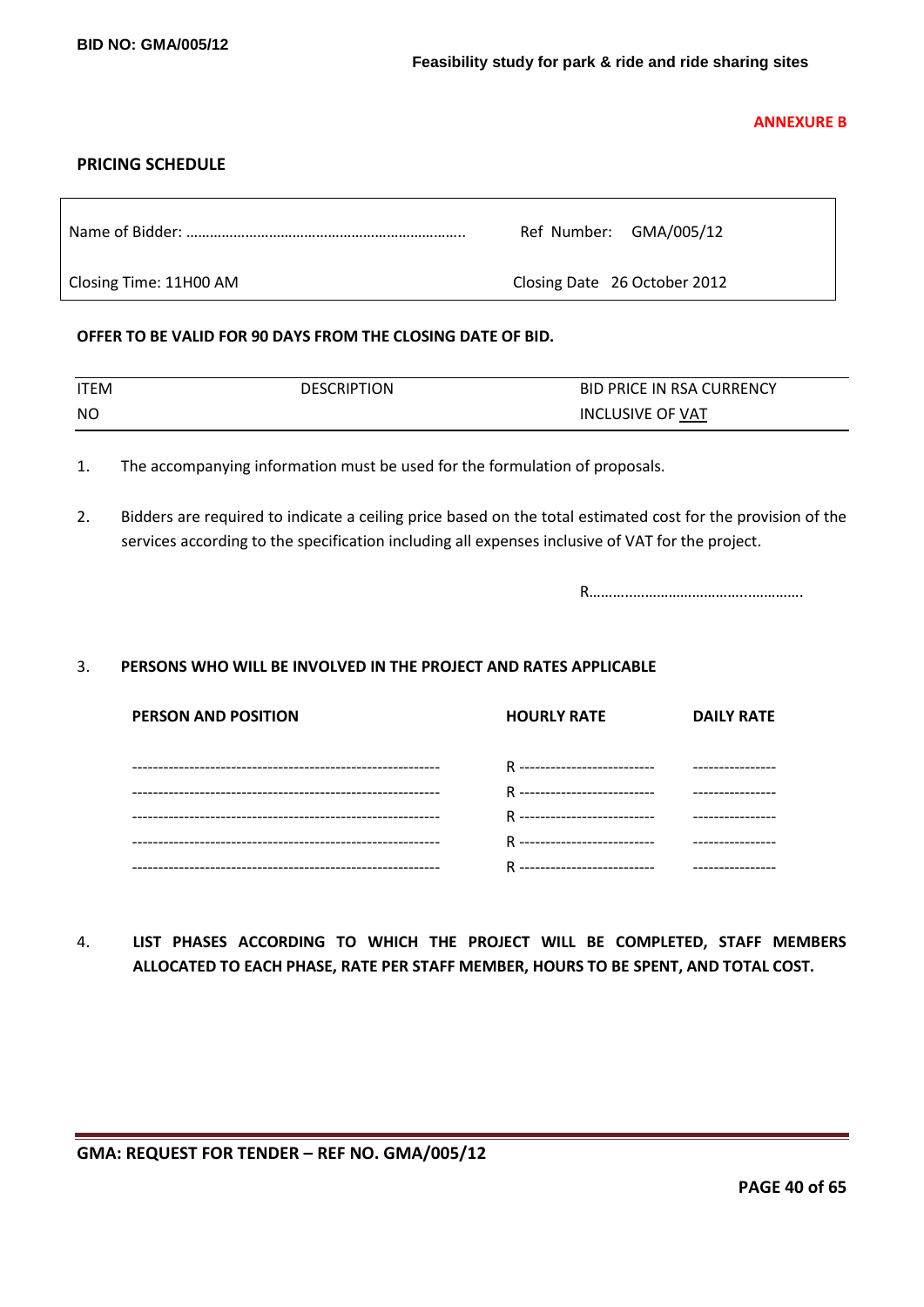**ANNEXURE B**

## PRICING SCHEDULE

| Name of Bidder: ……………………………………………………………. | Ref Number: GMA/005/12 |
|---|---|
| Closing Time: 11H00 AM | Closing Date 26 October 2012 |

**OFFER TO BE VALID FOR 90 DAYS FROM THE CLOSING DATE OF BID.**

| ITEM NO | DESCRIPTION | BID PRICE IN RSA CURRENCY INCLUSIVE OF VAT |
|---|---|---|

1. The accompanying information must be used for the formulation of proposals.

2. Bidders are required to indicate a ceiling price based on the total estimated cost for the provision of the services according to the specification including all expenses inclusive of VAT for the project.

R…………………………………………………….

3. **PERSONS WHO WILL BE INVOLVED IN THE PROJECT AND RATES APPLICABLE**

| PERSON AND POSITION | HOURLY RATE | DAILY RATE |
|---|---|---|
| ------------------------------------------------------------ | R -------------------------- | ---------------- |
| ------------------------------------------------------------ | R -------------------------- | ---------------- |
| ------------------------------------------------------------ | R -------------------------- | ---------------- |
| ------------------------------------------------------------ | R -------------------------- | ---------------- |
| ------------------------------------------------------------ | R -------------------------- | ---------------- |

4. **LIST PHASES ACCORDING TO WHICH THE PROJECT WILL BE COMPLETED, STAFF MEMBERS ALLOCATED TO EACH PHASE, RATE PER STAFF MEMBER, HOURS TO BE SPENT, AND TOTAL COST.**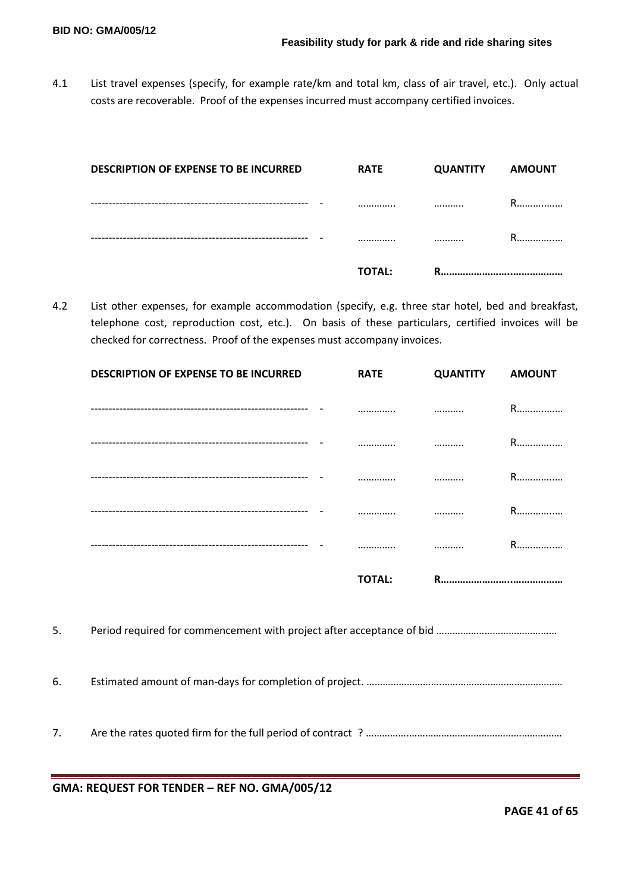4.1 List travel expenses (specify, for example rate/km and total km, class of air travel, etc.). Only actual costs are recoverable. Proof of the expenses incurred must accompany certified invoices.

| DESCRIPTION OF EXPENSE TO BE INCURRED | RATE | QUANTITY | AMOUNT |
|---|---|---|---|
| ------------------------------------------------------------ - | ………….. | ……….. | R…………..… |
| ------------------------------------------------------------ - | ………….. | ……….. | R…………..… |
| | **TOTAL:** | **R……………………..………………** | |

4.2 List other expenses, for example accommodation (specify, e.g. three star hotel, bed and breakfast, telephone cost, reproduction cost, etc.). On basis of these particulars, certified invoices will be checked for correctness. Proof of the expenses must accompany invoices.

| DESCRIPTION OF EXPENSE TO BE INCURRED | RATE | QUANTITY | AMOUNT |
|---|---|---|---|
| ------------------------------------------------------------ - | ………….. | ……….. | R…………..… |
| ------------------------------------------------------------ - | ………….. | ……….. | R…………..… |
| ------------------------------------------------------------ - | ………….. | ……….. | R…………..… |
| ------------------------------------------------------------ - | ………….. | ……….. | R…………..… |
| ------------------------------------------------------------ - | ………….. | ……….. | R…………..… |
| | **TOTAL:** | **R……………………..………………** | |

5. Period required for commencement with project after acceptance of bid ………………………………………

6. Estimated amount of man-days for completion of project. ……………………..……………………………………

7. Are the rates quoted firm for the full period of contract ? ……………………………………………………………

**GMA: REQUEST FOR TENDER – REF NO. GMA/005/12**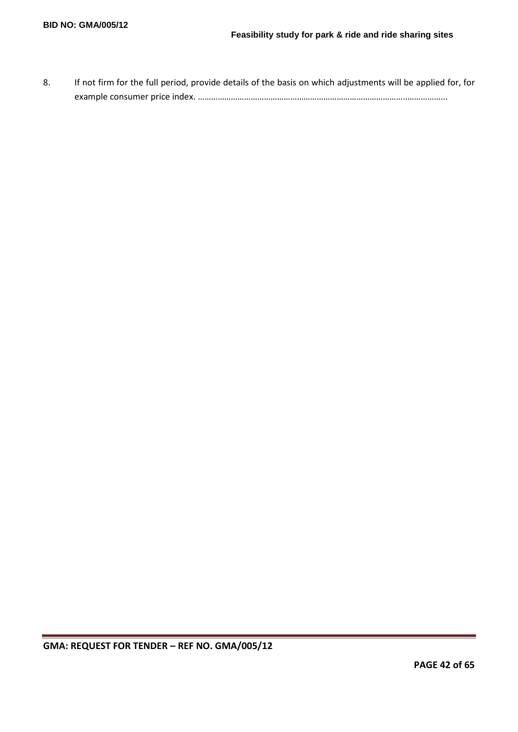8. If not firm for the full period, provide details of the basis on which adjustments will be applied for, for example consumer price index. ………………………………………………………………………………………..……………..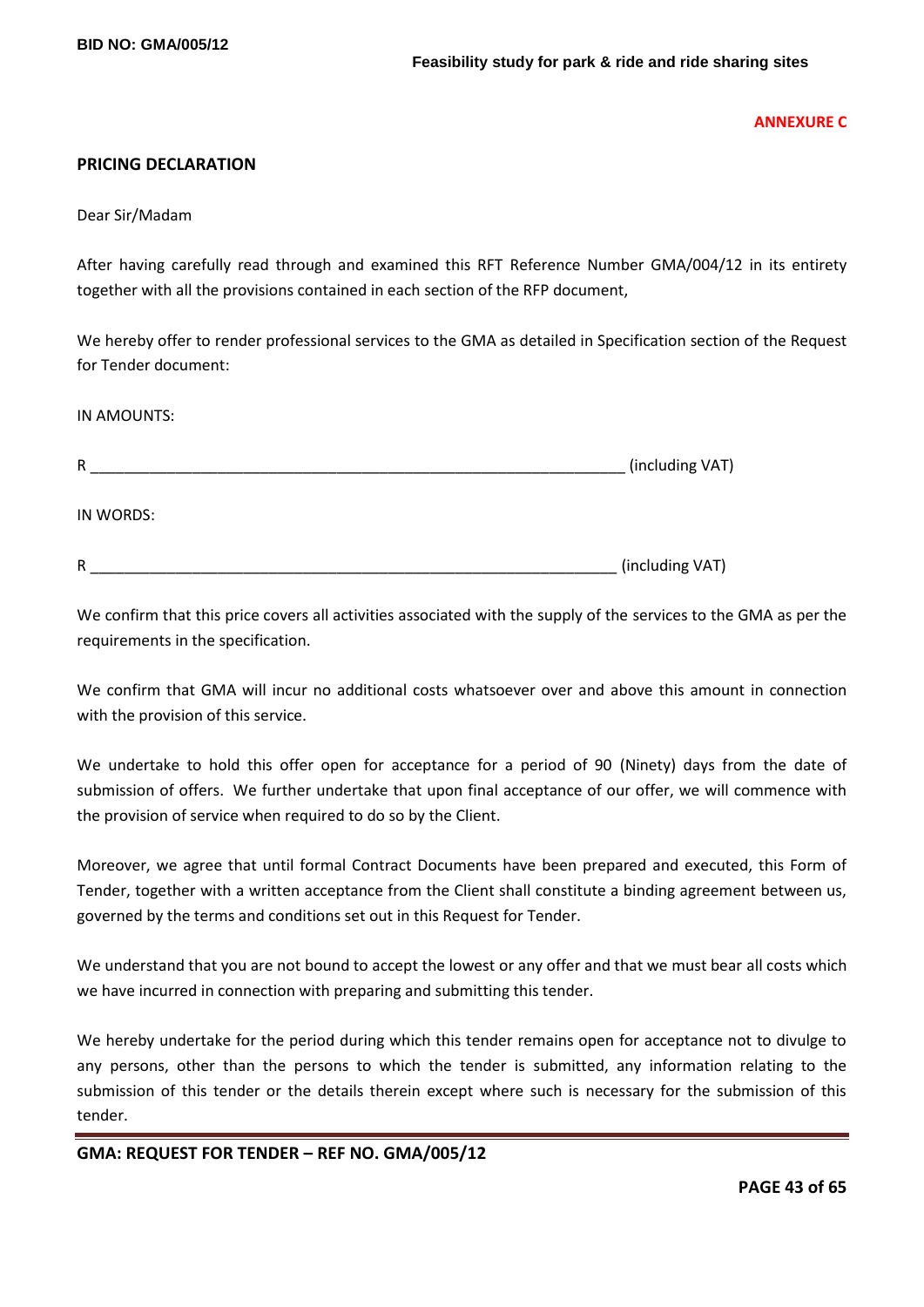**ANNEXURE C**

## PRICING DECLARATION

Dear Sir/Madam

After having carefully read through and examined this RFT Reference Number GMA/004/12 in its entirety together with all the provisions contained in each section of the RFP document,

We hereby offer to render professional services to the GMA as detailed in Specification section of the Request for Tender document:

IN AMOUNTS:

R ______________________________________________________________ (including VAT)

IN WORDS:

R ______________________________________________________________ (including VAT)

We confirm that this price covers all activities associated with the supply of the services to the GMA as per the requirements in the specification.

We confirm that GMA will incur no additional costs whatsoever over and above this amount in connection with the provision of this service.

We undertake to hold this offer open for acceptance for a period of 90 (Ninety) days from the date of submission of offers. We further undertake that upon final acceptance of our offer, we will commence with the provision of service when required to do so by the Client.

Moreover, we agree that until formal Contract Documents have been prepared and executed, this Form of Tender, together with a written acceptance from the Client shall constitute a binding agreement between us, governed by the terms and conditions set out in this Request for Tender.

We understand that you are not bound to accept the lowest or any offer and that we must bear all costs which we have incurred in connection with preparing and submitting this tender.

We hereby undertake for the period during which this tender remains open for acceptance not to divulge to any persons, other than the persons to which the tender is submitted, any information relating to the submission of this tender or the details therein except where such is necessary for the submission of this tender.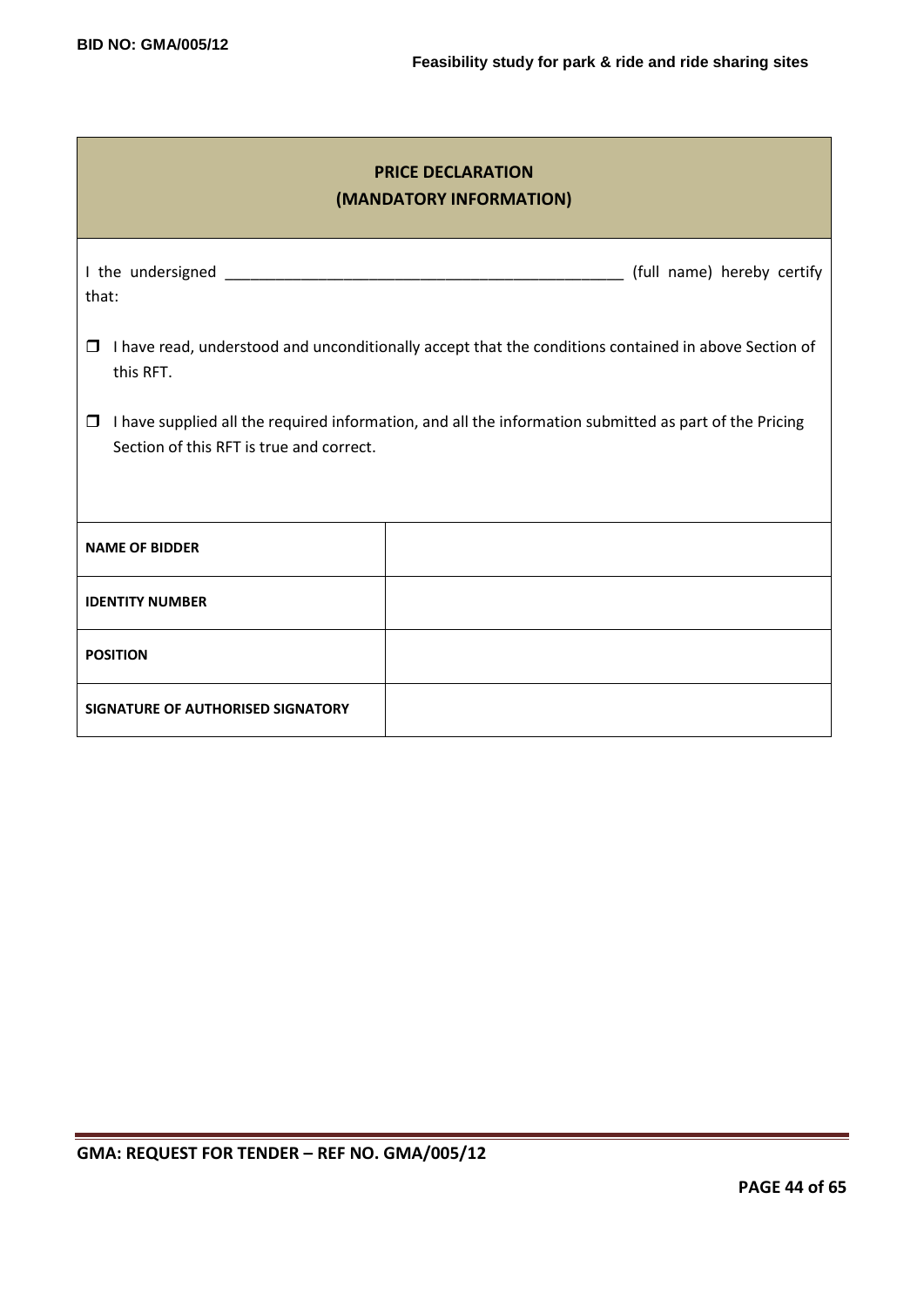## PRICE DECLARATION
## (MANDATORY INFORMATION)

I the undersigned _______________________________________________ (full name) hereby certify that:

- ☐ I have read, understood and unconditionally accept that the conditions contained in above Section of this RFT.
- ☐ I have supplied all the required information, and all the information submitted as part of the Pricing Section of this RFT is true and correct.

| | |
|---|---|
| **NAME OF BIDDER** | |
| **IDENTITY NUMBER** | |
| **POSITION** | |
| **SIGNATURE OF AUTHORISED SIGNATORY** | |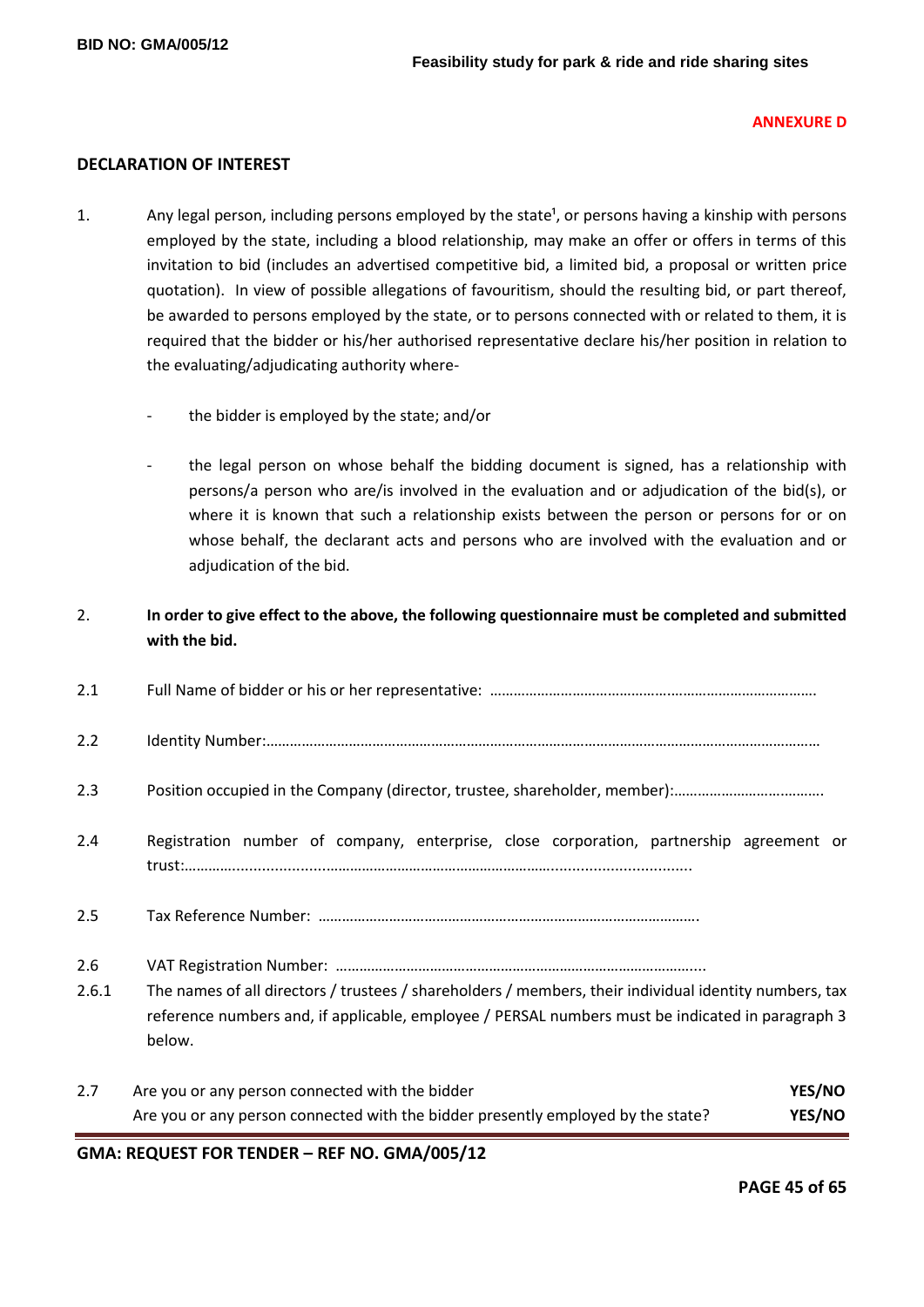**ANNEXURE D**

## DECLARATION OF INTEREST

1. Any legal person, including persons employed by the state[1], or persons having a kinship with persons employed by the state, including a blood relationship, may make an offer or offers in terms of this invitation to bid (includes an advertised competitive bid, a limited bid, a proposal or written price quotation). In view of possible allegations of favouritism, should the resulting bid, or part thereof, be awarded to persons employed by the state, or to persons connected with or related to them, it is required that the bidder or his/her authorised representative declare his/her position in relation to the evaluating/adjudicating authority where-

   - the bidder is employed by the state; and/or

   - the legal person on whose behalf the bidding document is signed, has a relationship with persons/a person who are/is involved in the evaluation and or adjudication of the bid(s), or where it is known that such a relationship exists between the person or persons for or on whose behalf, the declarant acts and persons who are involved with the evaluation and or adjudication of the bid.

2. **In order to give effect to the above, the following questionnaire must be completed and submitted with the bid.**

2.1 Full Name of bidder or his or her representative: …………………………………………………………………………

2.2 Identity Number:……………………………………………………………………………………………………………………………

2.3 Position occupied in the Company (director, trustee, shareholder, member):……………………………….

2.4 Registration number of company, enterprise, close corporation, partnership agreement or trust:……………..........................................................................................................

2.5 Tax Reference Number: ……………………………………………………………………………………….

2.6 VAT Registration Number: ………………………………………………………………………………....

2.6.1 The names of all directors / trustees / shareholders / members, their individual identity numbers, tax reference numbers and, if applicable, employee / PERSAL numbers must be indicated in paragraph 3 below.

2.7 Are you or any person connected with the bidder **YES/NO**
Are you or any person connected with the bidder presently employed by the state? **YES/NO**

**GMA: REQUEST FOR TENDER – REF NO. GMA/005/12**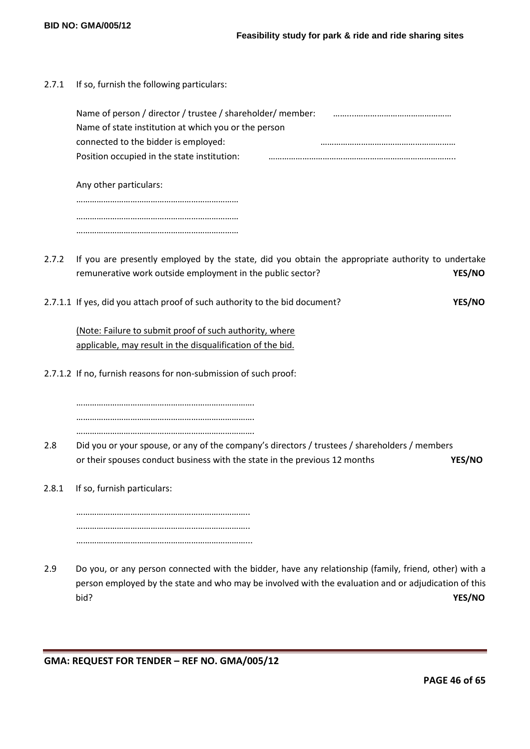2.7.1 If so, furnish the following particulars:

Name of person / director / trustee / shareholder/ member: ……...……………………………………
Name of state institution at which you or the person connected to the bidder is employed: ……………………………………………………
Position occupied in the state institution: ………………………………………………………………………..

Any other particulars:
………………………………………………………………
………………………………………………………………
………………………………………………………………

2.7.2 If you are presently employed by the state, did you obtain the appropriate authority to undertake remunerative work outside employment in the public sector? **YES/NO**

2.7.1.1 If yes, did you attach proof of such authority to the bid document? **YES/NO**

<u>(Note: Failure to submit proof of such authority, where applicable, may result in the disqualification of the bid.</u>

2.7.1.2 If no, furnish reasons for non-submission of such proof:

…………………………………………………………………….
…………………………………………………………………….
…………………………………………………………………….

2.8 Did you or your spouse, or any of the company's directors / trustees / shareholders / members or their spouses conduct business with the state in the previous 12 months **YES/NO**

2.8.1 If so, furnish particulars:

…………………………………………………………………..
…………………………………………………………………..
…………………………………………………………………...

2.9 Do you, or any person connected with the bidder, have any relationship (family, friend, other) with a person employed by the state and who may be involved with the evaluation and or adjudication of this bid? **YES/NO**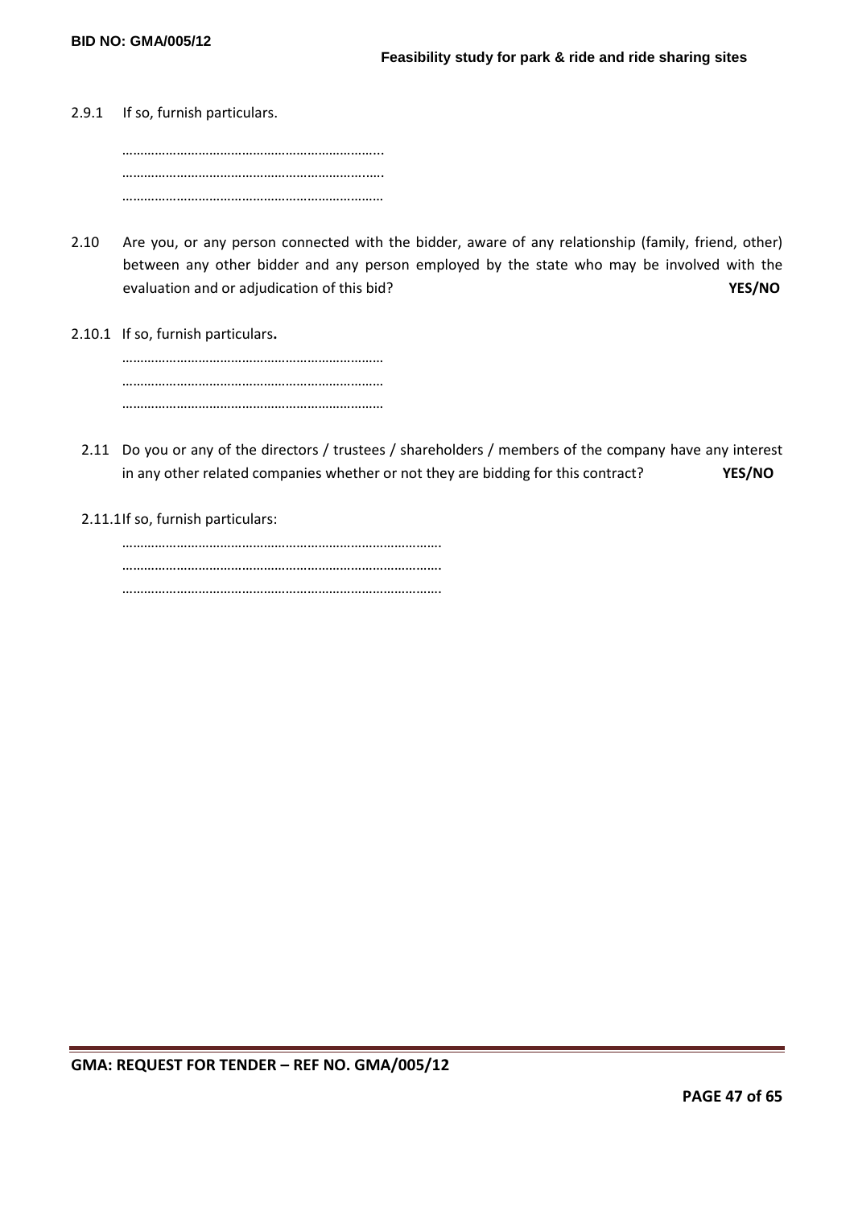2.9.1 If so, furnish particulars.

………………………………………………………………...
……………………………………………………………..….
………………………………………………………………

2.10 Are you, or any person connected with the bidder, aware of any relationship (family, friend, other) between any other bidder and any person employed by the state who may be involved with the evaluation and or adjudication of this bid? **YES/NO**

2.10.1 If so, furnish particulars**.**

………………………………………………………………
………………………………………………………………
………………………………………………………………

2.11 Do you or any of the directors / trustees / shareholders / members of the company have any interest in any other related companies whether or not they are bidding for this contract? **YES/NO**

2.11.1 If so, furnish particulars:

…………………………………………………………………………….
…………………………………………………………………………….
…………………………………………………………………………….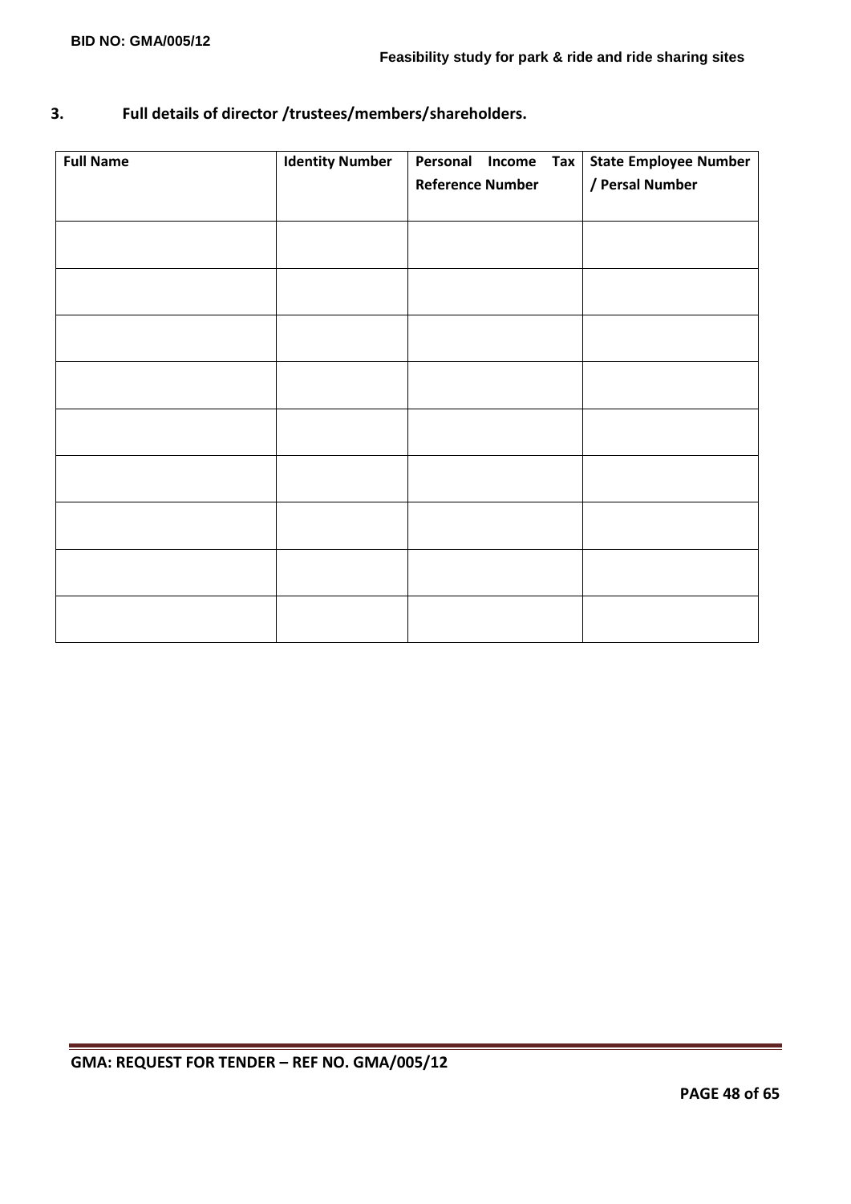### 3. Full details of director /trustees/members/shareholders.

| Full Name | Identity Number | Personal Income Tax Reference Number | State Employee Number / Persal Number |
|---|---|---|---|
| | | | |
| | | | |
| | | | |
| | | | |
| | | | |
| | | | |
| | | | |
| | | | |
| | | | |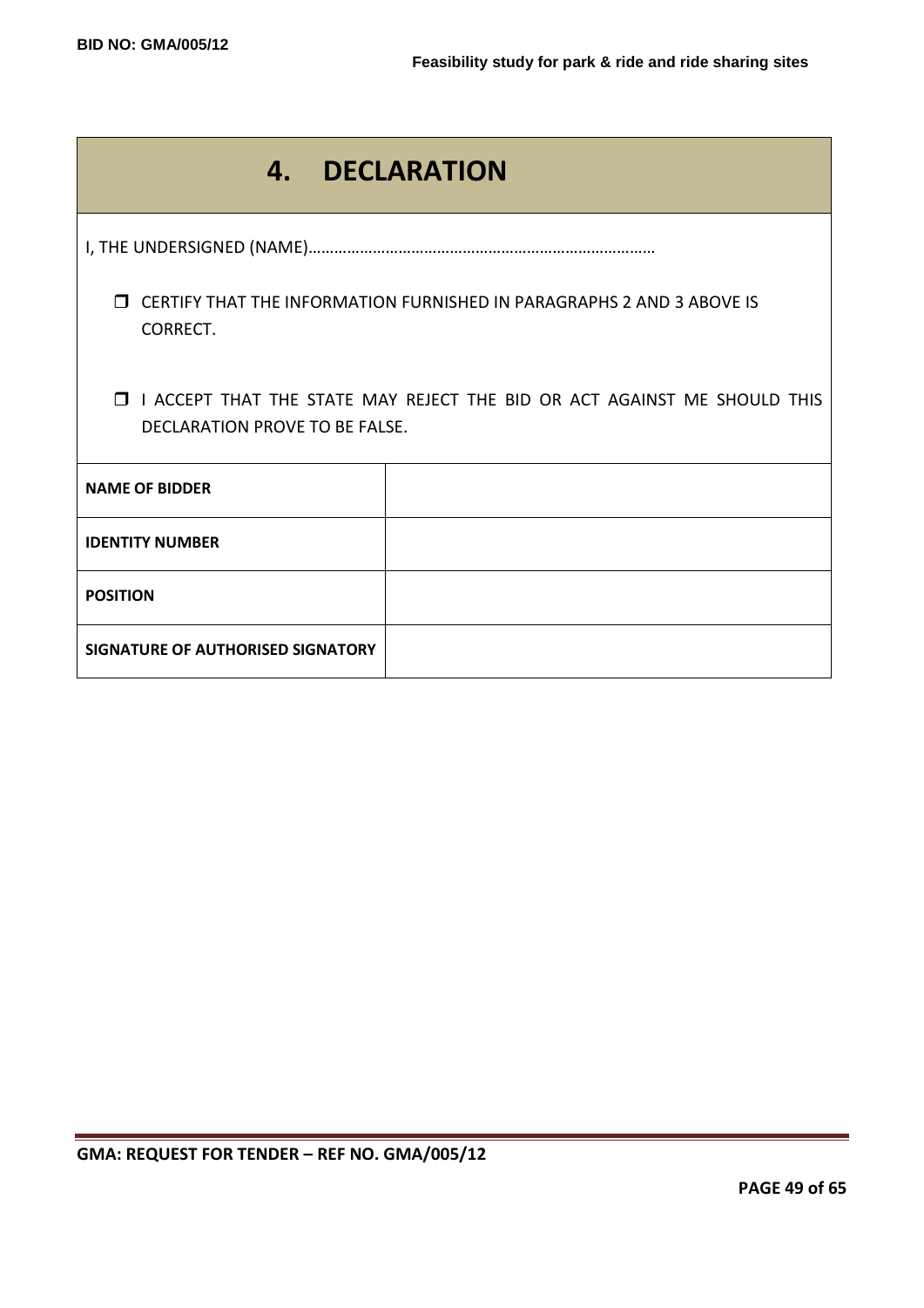# 4. DECLARATION

I, THE UNDERSIGNED (NAME)………………………………………………………………………

- ☐ CERTIFY THAT THE INFORMATION FURNISHED IN PARAGRAPHS 2 AND 3 ABOVE IS CORRECT.
- ☐ I ACCEPT THAT THE STATE MAY REJECT THE BID OR ACT AGAINST ME SHOULD THIS DECLARATION PROVE TO BE FALSE.

| | |
|---|---|
| **NAME OF BIDDER** | |
| **IDENTITY NUMBER** | |
| **POSITION** | |
| **SIGNATURE OF AUTHORISED SIGNATORY** | |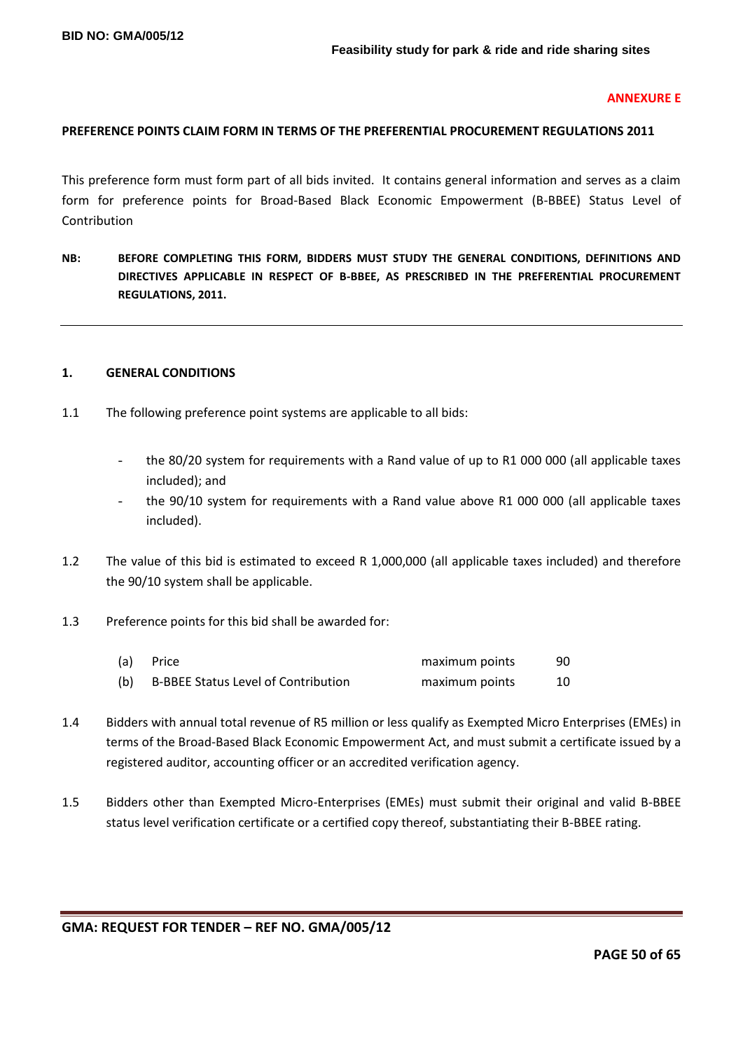**ANNEXURE E**

**PREFERENCE POINTS CLAIM FORM IN TERMS OF THE PREFERENTIAL PROCUREMENT REGULATIONS 2011**

This preference form must form part of all bids invited. It contains general information and serves as a claim form for preference points for Broad-Based Black Economic Empowerment (B-BBEE) Status Level of Contribution

**NB: BEFORE COMPLETING THIS FORM, BIDDERS MUST STUDY THE GENERAL CONDITIONS, DEFINITIONS AND DIRECTIVES APPLICABLE IN RESPECT OF B-BBEE, AS PRESCRIBED IN THE PREFERENTIAL PROCUREMENT REGULATIONS, 2011.**

---

## 1. GENERAL CONDITIONS

1.1 The following preference point systems are applicable to all bids:

- the 80/20 system for requirements with a Rand value of up to R1 000 000 (all applicable taxes included); and
- the 90/10 system for requirements with a Rand value above R1 000 000 (all applicable taxes included).

1.2 The value of this bid is estimated to exceed R 1,000,000 (all applicable taxes included) and therefore the 90/10 system shall be applicable.

1.3 Preference points for this bid shall be awarded for:

| | | | |
|---|---|---|---|
| (a) | Price | maximum points | 90 |
| (b) | B-BBEE Status Level of Contribution | maximum points | 10 |

1.4 Bidders with annual total revenue of R5 million or less qualify as Exempted Micro Enterprises (EMEs) in terms of the Broad-Based Black Economic Empowerment Act, and must submit a certificate issued by a registered auditor, accounting officer or an accredited verification agency.

1.5 Bidders other than Exempted Micro-Enterprises (EMEs) must submit their original and valid B-BBEE status level verification certificate or a certified copy thereof, substantiating their B-BBEE rating.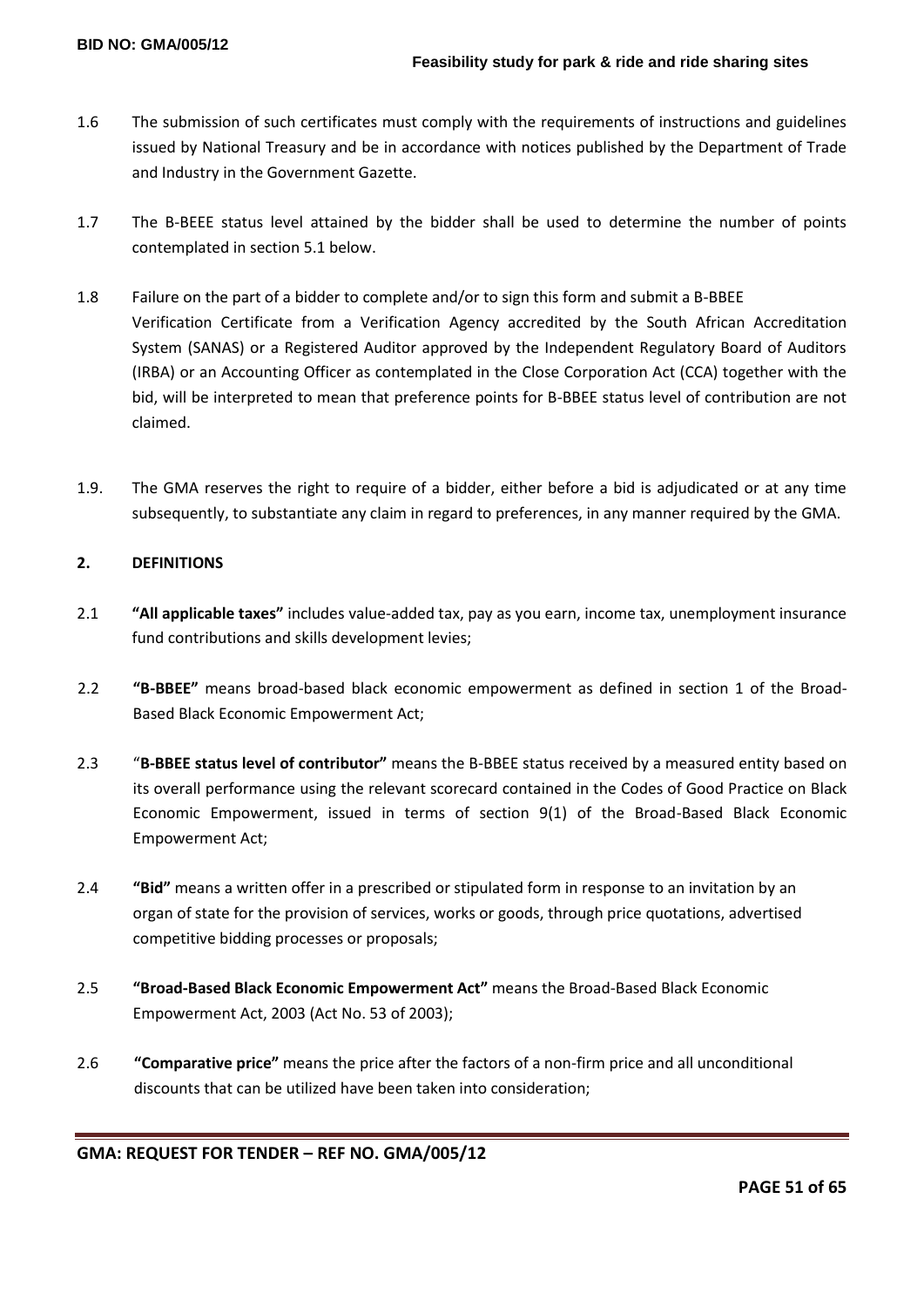1.6 The submission of such certificates must comply with the requirements of instructions and guidelines issued by National Treasury and be in accordance with notices published by the Department of Trade and Industry in the Government Gazette.

1.7 The B-BEEE status level attained by the bidder shall be used to determine the number of points contemplated in section 5.1 below.

1.8 Failure on the part of a bidder to complete and/or to sign this form and submit a B-BBEE Verification Certificate from a Verification Agency accredited by the South African Accreditation System (SANAS) or a Registered Auditor approved by the Independent Regulatory Board of Auditors (IRBA) or an Accounting Officer as contemplated in the Close Corporation Act (CCA) together with the bid, will be interpreted to mean that preference points for B-BBEE status level of contribution are not claimed.

1.9. The GMA reserves the right to require of a bidder, either before a bid is adjudicated or at any time subsequently, to substantiate any claim in regard to preferences, in any manner required by the GMA.

## 2. DEFINITIONS

2.1 **"All applicable taxes"** includes value-added tax, pay as you earn, income tax, unemployment insurance fund contributions and skills development levies;

2.2 **"B-BBEE"** means broad-based black economic empowerment as defined in section 1 of the Broad-Based Black Economic Empowerment Act;

2.3 "**B-BBEE status level of contributor"** means the B-BBEE status received by a measured entity based on its overall performance using the relevant scorecard contained in the Codes of Good Practice on Black Economic Empowerment, issued in terms of section 9(1) of the Broad-Based Black Economic Empowerment Act;

2.4 **"Bid"** means a written offer in a prescribed or stipulated form in response to an invitation by an organ of state for the provision of services, works or goods, through price quotations, advertised competitive bidding processes or proposals;

2.5 **"Broad-Based Black Economic Empowerment Act"** means the Broad-Based Black Economic Empowerment Act, 2003 (Act No. 53 of 2003);

2.6 **"Comparative price"** means the price after the factors of a non-firm price and all unconditional discounts that can be utilized have been taken into consideration;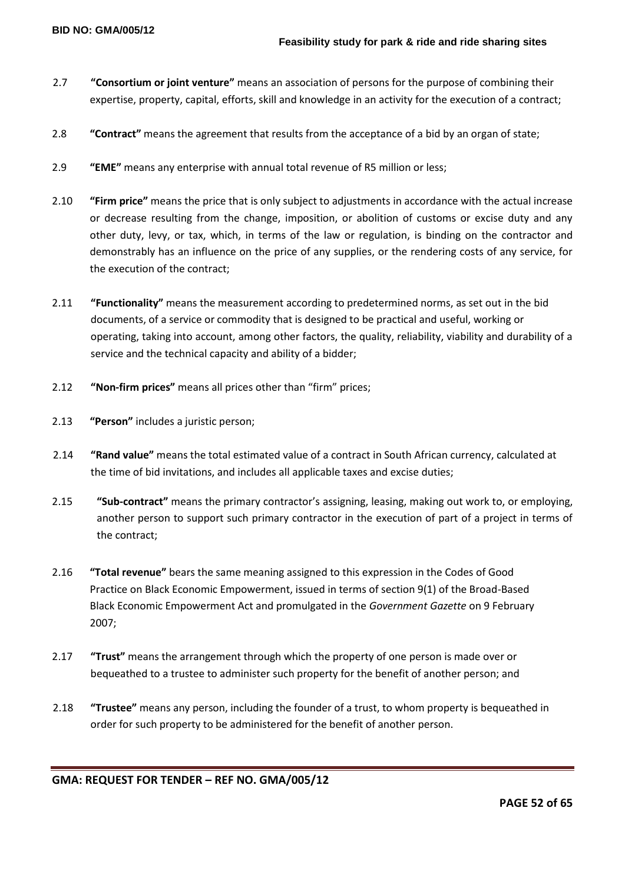2.7 **"Consortium or joint venture"** means an association of persons for the purpose of combining their expertise, property, capital, efforts, skill and knowledge in an activity for the execution of a contract;

2.8 **"Contract"** means the agreement that results from the acceptance of a bid by an organ of state;

2.9 **"EME"** means any enterprise with annual total revenue of R5 million or less;

2.10 **"Firm price"** means the price that is only subject to adjustments in accordance with the actual increase or decrease resulting from the change, imposition, or abolition of customs or excise duty and any other duty, levy, or tax, which, in terms of the law or regulation, is binding on the contractor and demonstrably has an influence on the price of any supplies, or the rendering costs of any service, for the execution of the contract;

2.11 **"Functionality"** means the measurement according to predetermined norms, as set out in the bid documents, of a service or commodity that is designed to be practical and useful, working or operating, taking into account, among other factors, the quality, reliability, viability and durability of a service and the technical capacity and ability of a bidder;

2.12 **"Non-firm prices"** means all prices other than "firm" prices;

2.13 **"Person"** includes a juristic person;

2.14 **"Rand value"** means the total estimated value of a contract in South African currency, calculated at the time of bid invitations, and includes all applicable taxes and excise duties;

2.15 **"Sub-contract"** means the primary contractor's assigning, leasing, making out work to, or employing, another person to support such primary contractor in the execution of part of a project in terms of the contract;

2.16 **"Total revenue"** bears the same meaning assigned to this expression in the Codes of Good Practice on Black Economic Empowerment, issued in terms of section 9(1) of the Broad-Based Black Economic Empowerment Act and promulgated in the *Government Gazette* on 9 February 2007;

2.17 **"Trust"** means the arrangement through which the property of one person is made over or bequeathed to a trustee to administer such property for the benefit of another person; and

2.18 **"Trustee"** means any person, including the founder of a trust, to whom property is bequeathed in order for such property to be administered for the benefit of another person.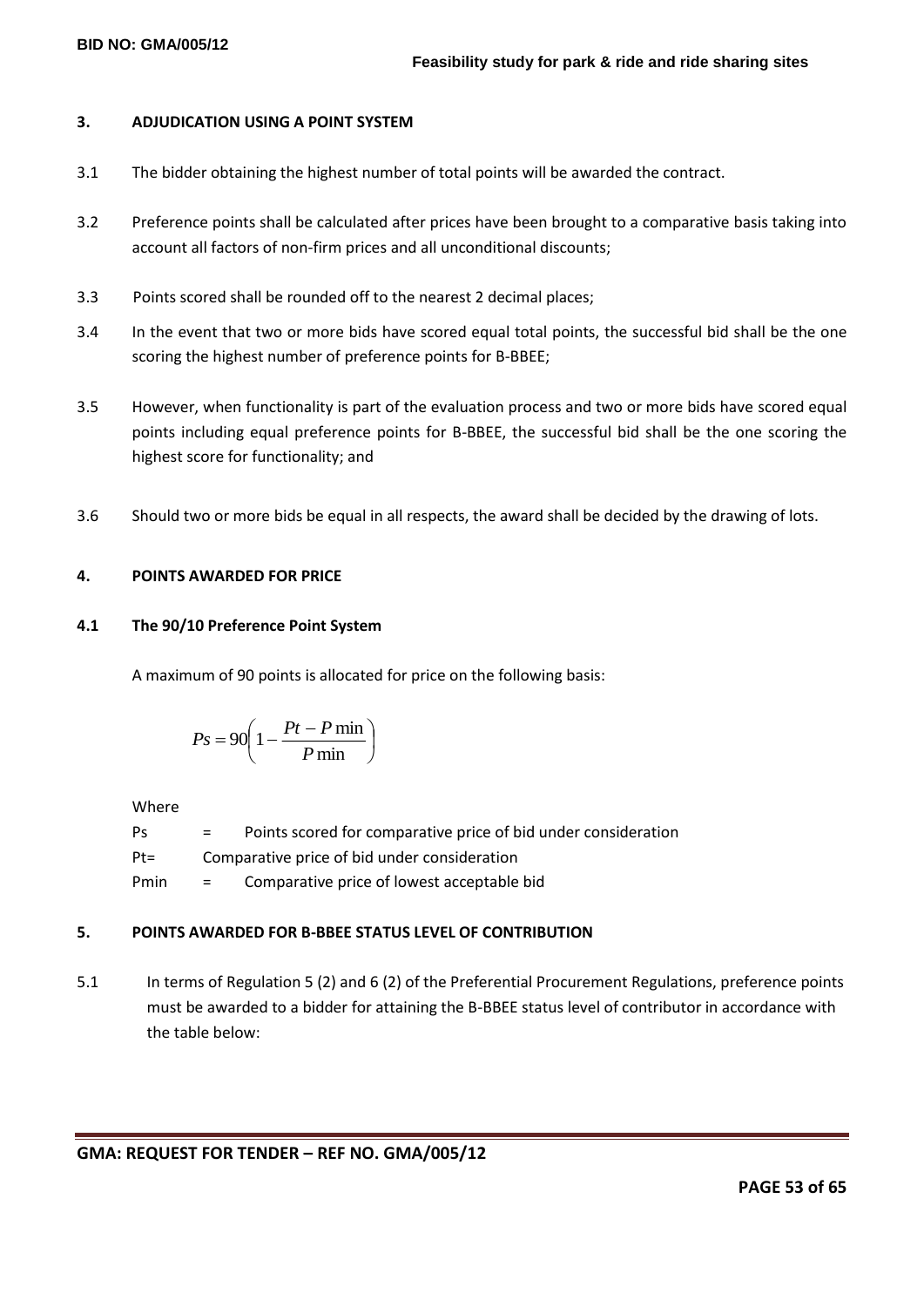## 3. ADJUDICATION USING A POINT SYSTEM

3.1 The bidder obtaining the highest number of total points will be awarded the contract.

3.2 Preference points shall be calculated after prices have been brought to a comparative basis taking into account all factors of non-firm prices and all unconditional discounts;

3.3 Points scored shall be rounded off to the nearest 2 decimal places;

3.4 In the event that two or more bids have scored equal total points, the successful bid shall be the one scoring the highest number of preference points for B-BBEE;

3.5 However, when functionality is part of the evaluation process and two or more bids have scored equal points including equal preference points for B-BBEE, the successful bid shall be the one scoring the highest score for functionality; and

3.6 Should two or more bids be equal in all respects, the award shall be decided by the drawing of lots.

## 4. POINTS AWARDED FOR PRICE

### 4.1 The 90/10 Preference Point System

A maximum of 90 points is allocated for price on the following basis:

$$Ps = 90\left(1 - \frac{Pt - P\min}{P\min}\right)$$

Where

Ps = Points scored for comparative price of bid under consideration

Pt= Comparative price of bid under consideration

Pmin = Comparative price of lowest acceptable bid

## 5. POINTS AWARDED FOR B-BBEE STATUS LEVEL OF CONTRIBUTION

5.1 In terms of Regulation 5 (2) and 6 (2) of the Preferential Procurement Regulations, preference points must be awarded to a bidder for attaining the B-BBEE status level of contributor in accordance with the table below: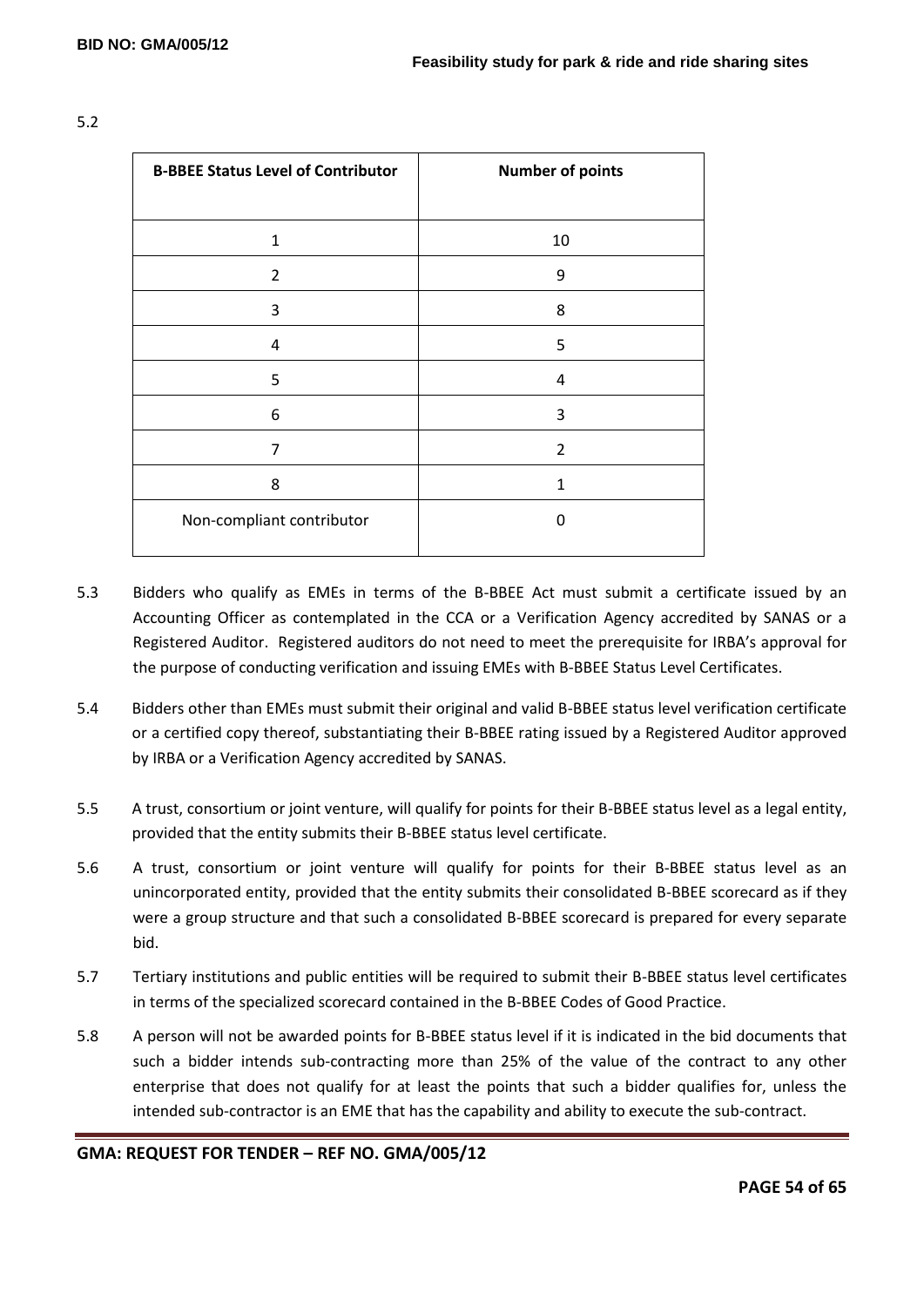5.2

| B-BBEE Status Level of Contributor | Number of points |
|---|---|
| 1 | 10 |
| 2 | 9 |
| 3 | 8 |
| 4 | 5 |
| 5 | 4 |
| 6 | 3 |
| 7 | 2 |
| 8 | 1 |
| Non-compliant contributor | 0 |

5.3 Bidders who qualify as EMEs in terms of the B-BBEE Act must submit a certificate issued by an Accounting Officer as contemplated in the CCA or a Verification Agency accredited by SANAS or a Registered Auditor. Registered auditors do not need to meet the prerequisite for IRBA's approval for the purpose of conducting verification and issuing EMEs with B-BBEE Status Level Certificates.

5.4 Bidders other than EMEs must submit their original and valid B-BBEE status level verification certificate or a certified copy thereof, substantiating their B-BBEE rating issued by a Registered Auditor approved by IRBA or a Verification Agency accredited by SANAS.

5.5 A trust, consortium or joint venture, will qualify for points for their B-BBEE status level as a legal entity, provided that the entity submits their B-BBEE status level certificate.

5.6 A trust, consortium or joint venture will qualify for points for their B-BBEE status level as an unincorporated entity, provided that the entity submits their consolidated B-BBEE scorecard as if they were a group structure and that such a consolidated B-BBEE scorecard is prepared for every separate bid.

5.7 Tertiary institutions and public entities will be required to submit their B-BBEE status level certificates in terms of the specialized scorecard contained in the B-BBEE Codes of Good Practice.

5.8 A person will not be awarded points for B-BBEE status level if it is indicated in the bid documents that such a bidder intends sub-contracting more than 25% of the value of the contract to any other enterprise that does not qualify for at least the points that such a bidder qualifies for, unless the intended sub-contractor is an EME that has the capability and ability to execute the sub-contract.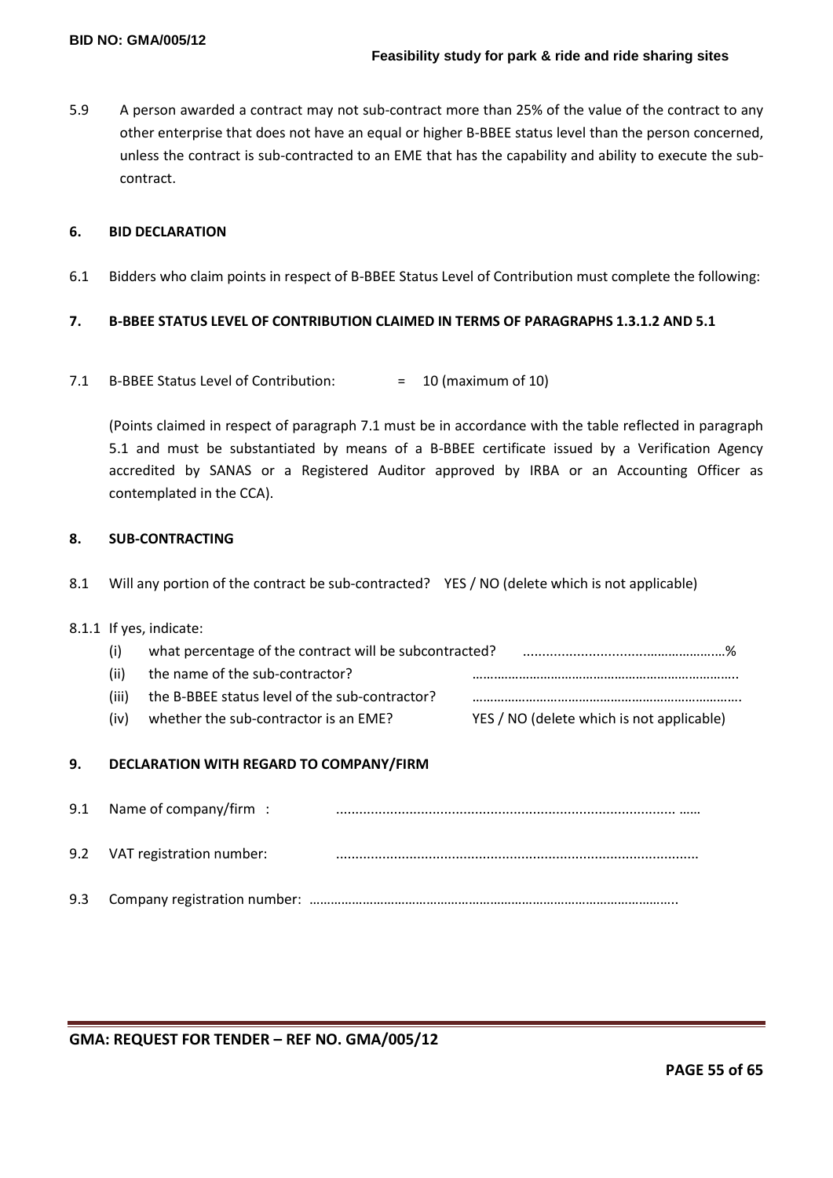5.9 A person awarded a contract may not sub-contract more than 25% of the value of the contract to any other enterprise that does not have an equal or higher B-BBEE status level than the person concerned, unless the contract is sub-contracted to an EME that has the capability and ability to execute the sub-contract.

## 6. BID DECLARATION

6.1 Bidders who claim points in respect of B-BBEE Status Level of Contribution must complete the following:

## 7. B-BBEE STATUS LEVEL OF CONTRIBUTION CLAIMED IN TERMS OF PARAGRAPHS 1.3.1.2 AND 5.1

7.1 B-BBEE Status Level of Contribution: = 10 (maximum of 10)

(Points claimed in respect of paragraph 7.1 must be in accordance with the table reflected in paragraph 5.1 and must be substantiated by means of a B-BBEE certificate issued by a Verification Agency accredited by SANAS or a Registered Auditor approved by IRBA or an Accounting Officer as contemplated in the CCA).

## 8. SUB-CONTRACTING

8.1 Will any portion of the contract be sub-contracted? YES / NO (delete which is not applicable)

8.1.1 If yes, indicate:

(i) what percentage of the contract will be subcontracted? ......................................................%

(ii) the name of the sub-contractor? ………………………………………………………………..

(iii) the B-BBEE status level of the sub-contractor? ………………………………………………………………..

(iv) whether the sub-contractor is an EME? YES / NO (delete which is not applicable)

## 9. DECLARATION WITH REGARD TO COMPANY/FIRM

9.1 Name of company/firm : ........................................................................................ ……

9.2 VAT registration number: .............................................................................................

9.3 Company registration number: …………………………………………………………………………………………..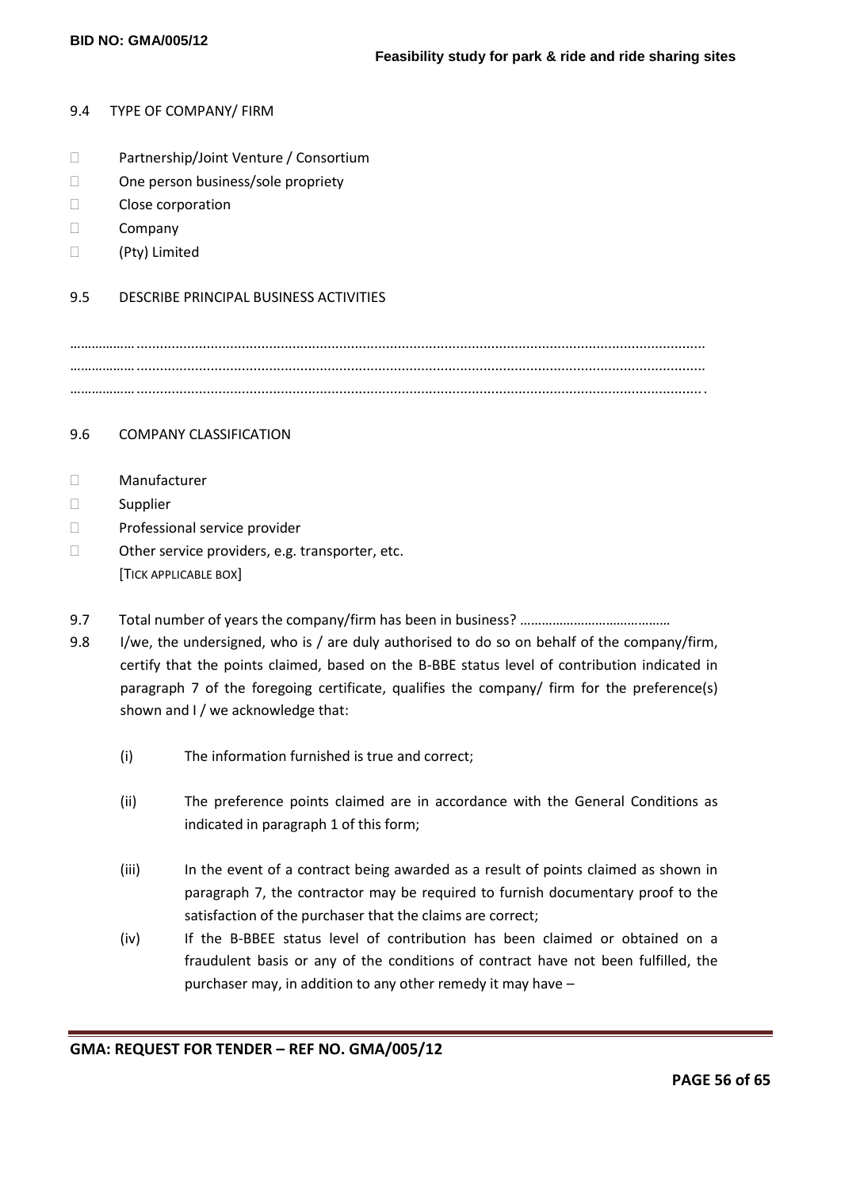9.4 TYPE OF COMPANY/ FIRM

- Partnership/Joint Venture / Consortium
- One person business/sole propriety
- Close corporation
- Company
- (Pty) Limited

9.5 DESCRIBE PRINCIPAL BUSINESS ACTIVITIES

………………………………………………………………………………………………………………………………………

………………………………………………………………………………………………………………………………………

………………………………………………………………………………………………………………………………………

9.6 COMPANY CLASSIFICATION

- Manufacturer
- Supplier
- Professional service provider
- Other service providers, e.g. transporter, etc.

[TICK APPLICABLE BOX]

9.7 Total number of years the company/firm has been in business? …………………………………

9.8 I/we, the undersigned, who is / are duly authorised to do so on behalf of the company/firm, certify that the points claimed, based on the B-BBE status level of contribution indicated in paragraph 7 of the foregoing certificate, qualifies the company/ firm for the preference(s) shown and I / we acknowledge that:

(i) The information furnished is true and correct;

(ii) The preference points claimed are in accordance with the General Conditions as indicated in paragraph 1 of this form;

(iii) In the event of a contract being awarded as a result of points claimed as shown in paragraph 7, the contractor may be required to furnish documentary proof to the satisfaction of the purchaser that the claims are correct;

(iv) If the B-BBEE status level of contribution has been claimed or obtained on a fraudulent basis or any of the conditions of contract have not been fulfilled, the purchaser may, in addition to any other remedy it may have –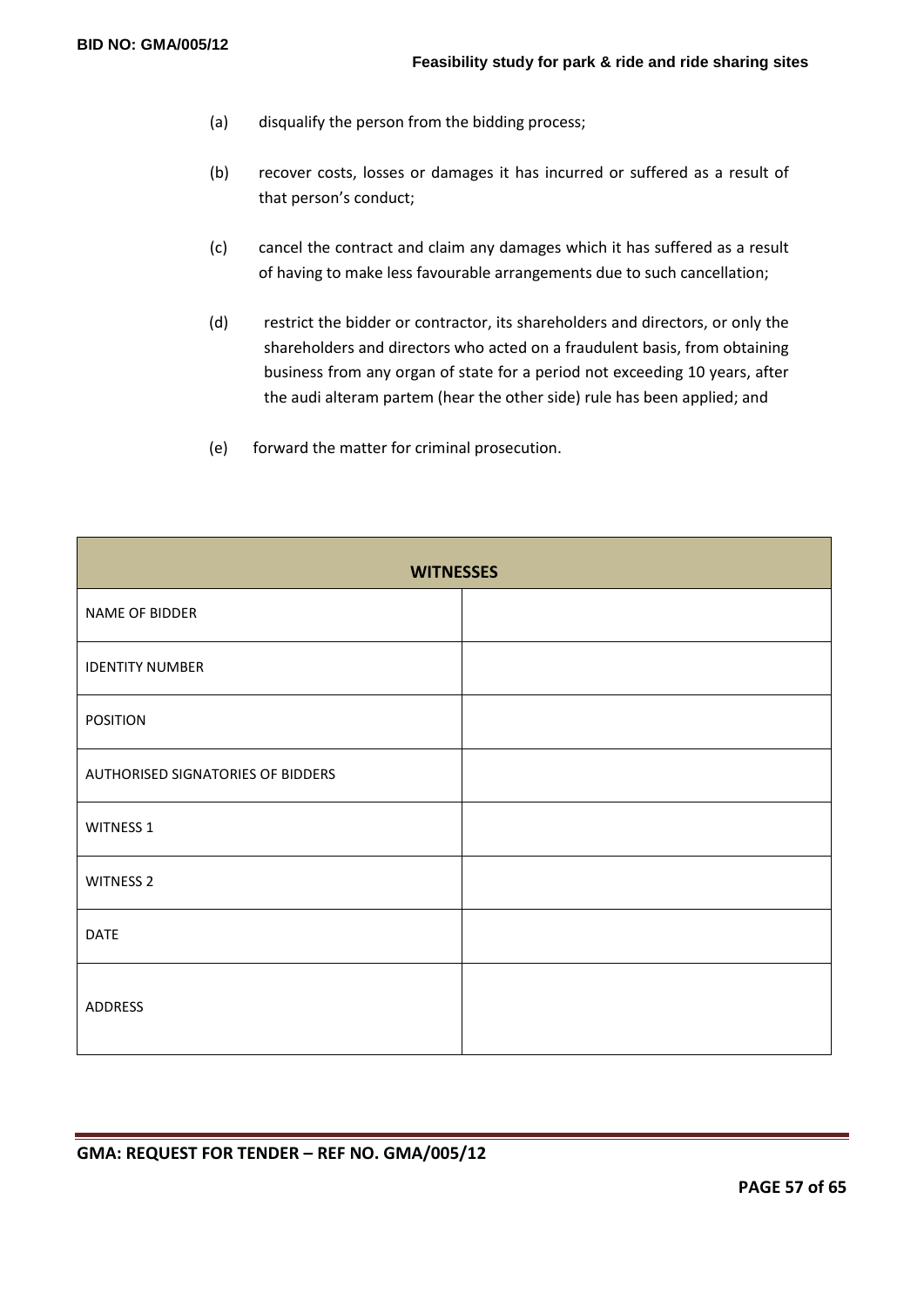(a) disqualify the person from the bidding process;

(b) recover costs, losses or damages it has incurred or suffered as a result of that person's conduct;

(c) cancel the contract and claim any damages which it has suffered as a result of having to make less favourable arrangements due to such cancellation;

(d) restrict the bidder or contractor, its shareholders and directors, or only the shareholders and directors who acted on a fraudulent basis, from obtaining business from any organ of state for a period not exceeding 10 years, after the audi alteram partem (hear the other side) rule has been applied; and

(e) forward the matter for criminal prosecution.

| **WITNESSES** | |
|---|---|
| NAME OF BIDDER | |
| IDENTITY NUMBER | |
| POSITION | |
| AUTHORISED SIGNATORIES OF BIDDERS | |
| WITNESS 1 | |
| WITNESS 2 | |
| DATE | |
| ADDRESS | |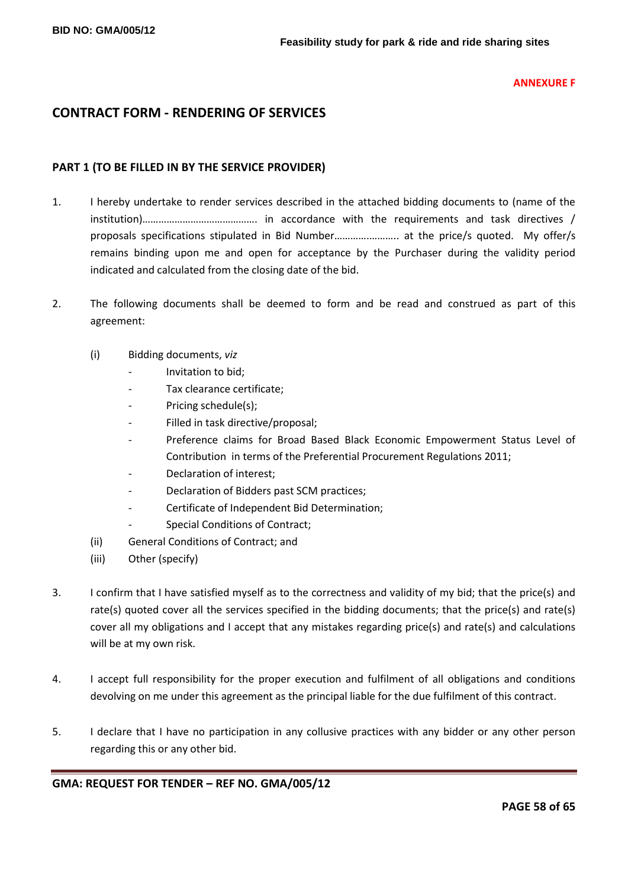**ANNEXURE F**

## CONTRACT FORM - RENDERING OF SERVICES

### PART 1 (TO BE FILLED IN BY THE SERVICE PROVIDER)

1. I hereby undertake to render services described in the attached bidding documents to (name of the institution)……………………………………. in accordance with the requirements and task directives / proposals specifications stipulated in Bid Number………….……….. at the price/s quoted. My offer/s remains binding upon me and open for acceptance by the Purchaser during the validity period indicated and calculated from the closing date of the bid.

2. The following documents shall be deemed to form and be read and construed as part of this agreement:

   (i) Bidding documents, *viz*
      - Invitation to bid;
      - Tax clearance certificate;
      - Pricing schedule(s);
      - Filled in task directive/proposal;
      - Preference claims for Broad Based Black Economic Empowerment Status Level of Contribution in terms of the Preferential Procurement Regulations 2011;
      - Declaration of interest;
      - Declaration of Bidders past SCM practices;
      - Certificate of Independent Bid Determination;
      - Special Conditions of Contract;

   (ii) General Conditions of Contract; and

   (iii) Other (specify)

3. I confirm that I have satisfied myself as to the correctness and validity of my bid; that the price(s) and rate(s) quoted cover all the services specified in the bidding documents; that the price(s) and rate(s) cover all my obligations and I accept that any mistakes regarding price(s) and rate(s) and calculations will be at my own risk.

4. I accept full responsibility for the proper execution and fulfilment of all obligations and conditions devolving on me under this agreement as the principal liable for the due fulfilment of this contract.

5. I declare that I have no participation in any collusive practices with any bidder or any other person regarding this or any other bid.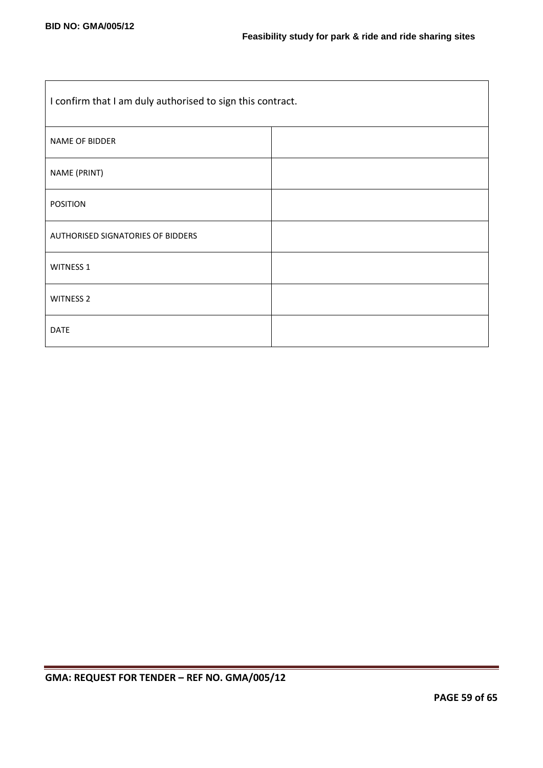| I confirm that I am duly authorised to sign this contract. | |
| --- | --- |
| NAME OF BIDDER | |
| NAME (PRINT) | |
| POSITION | |
| AUTHORISED SIGNATORIES OF BIDDERS | |
| WITNESS 1 | |
| WITNESS 2 | |
| DATE | |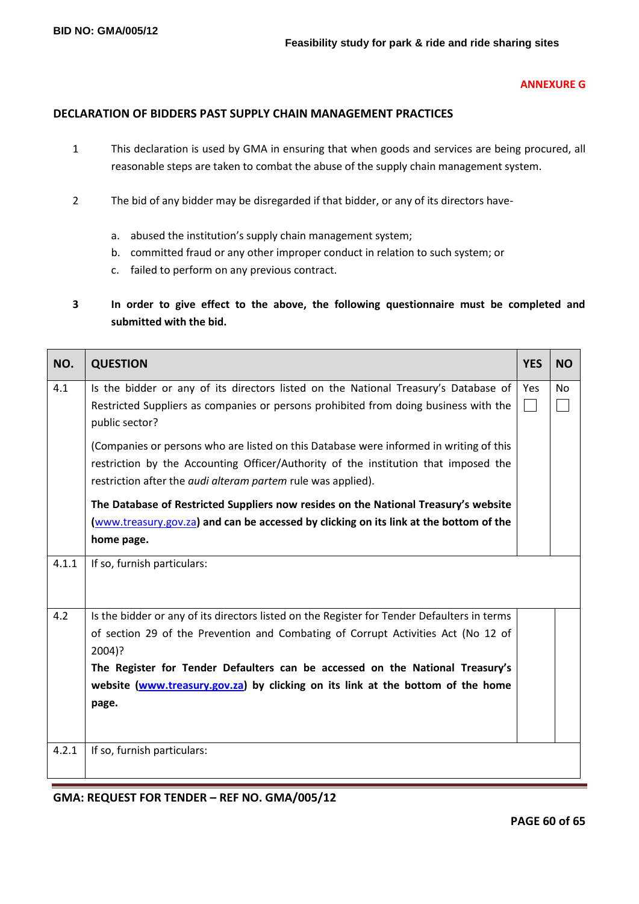**ANNEXURE G**

## DECLARATION OF BIDDERS PAST SUPPLY CHAIN MANAGEMENT PRACTICES

1. This declaration is used by GMA in ensuring that when goods and services are being procured, all reasonable steps are taken to combat the abuse of the supply chain management system.

2. The bid of any bidder may be disregarded if that bidder, or any of its directors have-

   a. abused the institution's supply chain management system;
   b. committed fraud or any other improper conduct in relation to such system; or
   c. failed to perform on any previous contract.

3. **In order to give effect to the above, the following questionnaire must be completed and submitted with the bid.**

| NO. | QUESTION | YES | NO |
|---|---|---|---|
| 4.1 | Is the bidder or any of its directors listed on the National Treasury's Database of Restricted Suppliers as companies or persons prohibited from doing business with the public sector?<br><br>(Companies or persons who are listed on this Database were informed in writing of this restriction by the Accounting Officer/Authority of the institution that imposed the restriction after the *audi alteram partem* rule was applied).<br><br>**The Database of Restricted Suppliers now resides on the National Treasury's website (www.treasury.gov.za) and can be accessed by clicking on its link at the bottom of the home page.** | Yes ☐ | No ☐ |
| 4.1.1 | If so, furnish particulars: | | |
| 4.2 | Is the bidder or any of its directors listed on the Register for Tender Defaulters in terms of section 29 of the Prevention and Combating of Corrupt Activities Act (No 12 of 2004)?<br>**The Register for Tender Defaulters can be accessed on the National Treasury's website (www.treasury.gov.za) by clicking on its link at the bottom of the home page.** | | |
| 4.2.1 | If so, furnish particulars: | | |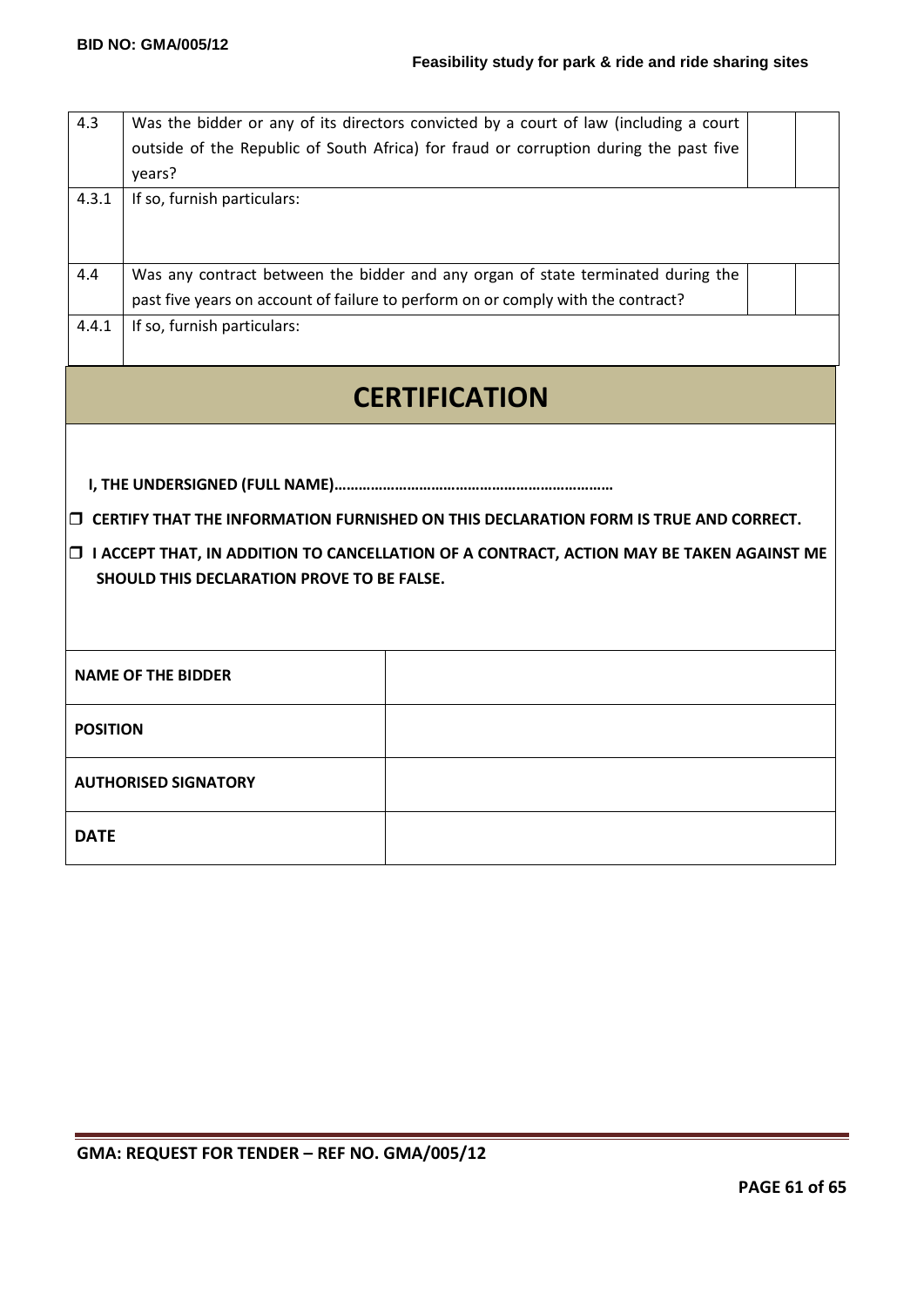| 4.3 | Was the bidder or any of its directors convicted by a court of law (including a court outside of the Republic of South Africa) for fraud or corruption during the past five years? | | |
|---|---|---|---|
| 4.3.1 | If so, furnish particulars: | | |
| 4.4 | Was any contract between the bidder and any organ of state terminated during the past five years on account of failure to perform on or comply with the contract? | | |
| 4.4.1 | If so, furnish particulars: | | |

## CERTIFICATION

**I, THE UNDERSIGNED (FULL NAME)…………………………………………………………**

- ❒ **CERTIFY THAT THE INFORMATION FURNISHED ON THIS DECLARATION FORM IS TRUE AND CORRECT.**
- ❒ **I ACCEPT THAT, IN ADDITION TO CANCELLATION OF A CONTRACT, ACTION MAY BE TAKEN AGAINST ME SHOULD THIS DECLARATION PROVE TO BE FALSE.**

| **NAME OF THE BIDDER** | |
|---|---|
| **POSITION** | |
| **AUTHORISED SIGNATORY** | |
| **DATE** | |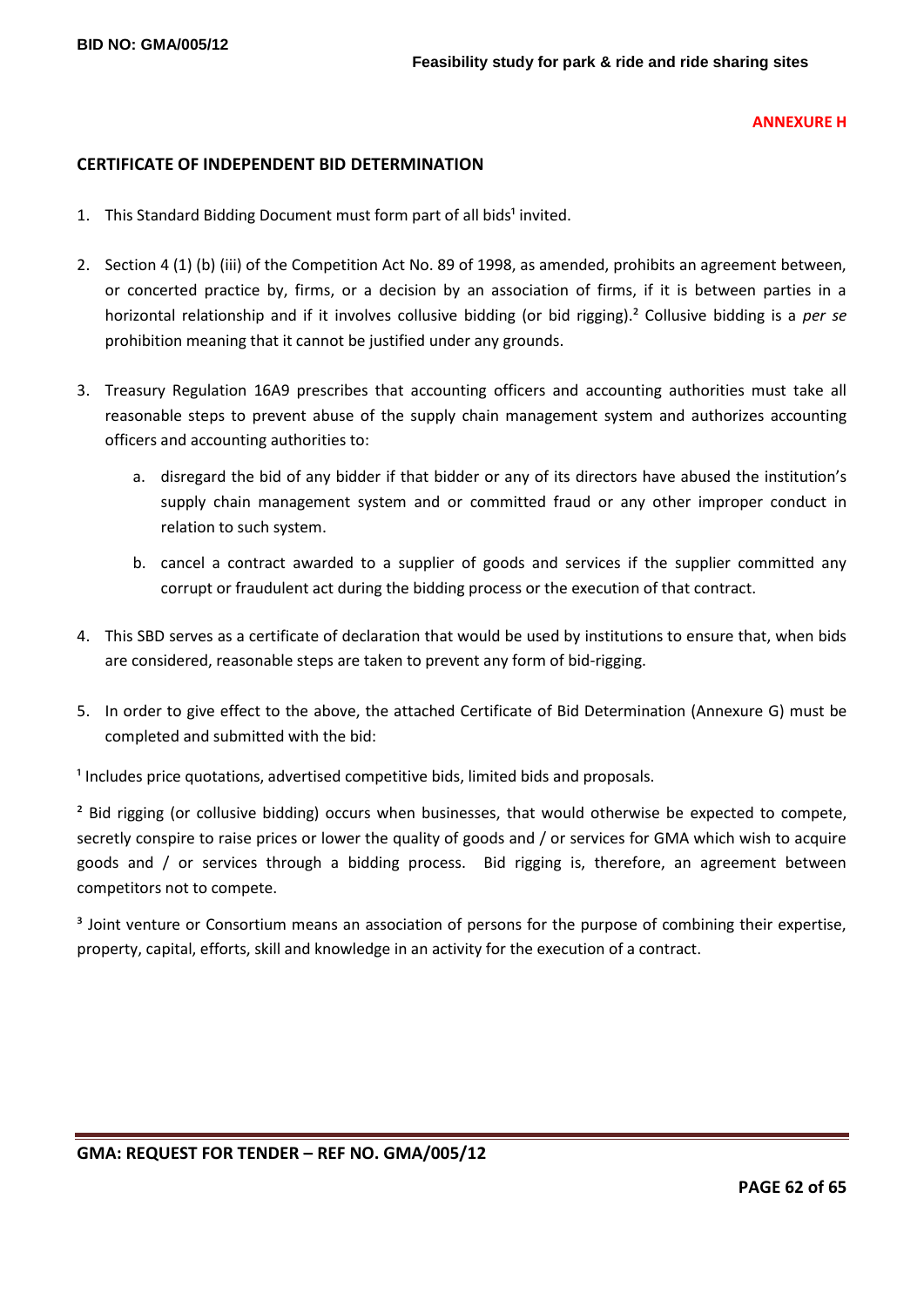**ANNEXURE H**

## CERTIFICATE OF INDEPENDENT BID DETERMINATION

1. This Standard Bidding Document must form part of all bids[1] invited.

2. Section 4 (1) (b) (iii) of the Competition Act No. 89 of 1998, as amended, prohibits an agreement between, or concerted practice by, firms, or a decision by an association of firms, if it is between parties in a horizontal relationship and if it involves collusive bidding (or bid rigging).[2] Collusive bidding is a *per se* prohibition meaning that it cannot be justified under any grounds.

3. Treasury Regulation 16A9 prescribes that accounting officers and accounting authorities must take all reasonable steps to prevent abuse of the supply chain management system and authorizes accounting officers and accounting authorities to:

   a. disregard the bid of any bidder if that bidder or any of its directors have abused the institution's supply chain management system and or committed fraud or any other improper conduct in relation to such system.

   b. cancel a contract awarded to a supplier of goods and services if the supplier committed any corrupt or fraudulent act during the bidding process or the execution of that contract.

4. This SBD serves as a certificate of declaration that would be used by institutions to ensure that, when bids are considered, reasonable steps are taken to prevent any form of bid-rigging.

5. In order to give effect to the above, the attached Certificate of Bid Determination (Annexure G) must be completed and submitted with the bid:

[1] Includes price quotations, advertised competitive bids, limited bids and proposals.

[2] Bid rigging (or collusive bidding) occurs when businesses, that would otherwise be expected to compete, secretly conspire to raise prices or lower the quality of goods and / or services for GMA which wish to acquire goods and / or services through a bidding process. Bid rigging is, therefore, an agreement between competitors not to compete.

[3] Joint venture or Consortium means an association of persons for the purpose of combining their expertise, property, capital, efforts, skill and knowledge in an activity for the execution of a contract.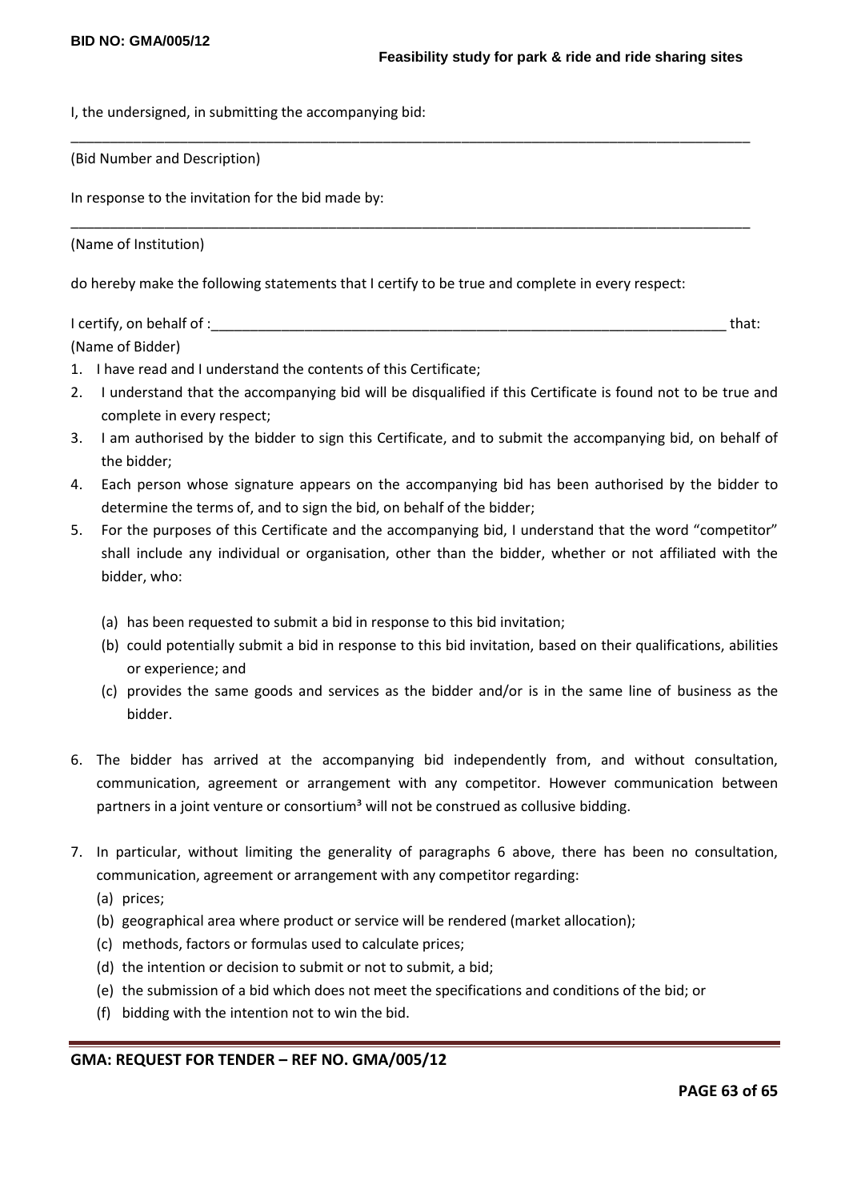I, the undersigned, in submitting the accompanying bid:

\_\_\_\_\_\_\_\_\_\_\_\_\_\_\_\_\_\_\_\_\_\_\_\_\_\_\_\_\_\_\_\_\_\_\_\_\_\_\_\_\_\_\_\_\_\_\_\_\_\_\_\_\_\_\_\_\_\_\_\_\_\_\_\_\_\_\_\_\_\_\_\_\_\_\_\_\_\_\_\_\_\_\_\_\_\_

(Bid Number and Description)

In response to the invitation for the bid made by:

\_\_\_\_\_\_\_\_\_\_\_\_\_\_\_\_\_\_\_\_\_\_\_\_\_\_\_\_\_\_\_\_\_\_\_\_\_\_\_\_\_\_\_\_\_\_\_\_\_\_\_\_\_\_\_\_\_\_\_\_\_\_\_\_\_\_\_\_\_\_\_\_\_\_\_\_\_\_\_\_\_\_\_\_\_\_

(Name of Institution)

do hereby make the following statements that I certify to be true and complete in every respect:

I certify, on behalf of :\_\_\_\_\_\_\_\_\_\_\_\_\_\_\_\_\_\_\_\_\_\_\_\_\_\_\_\_\_\_\_\_\_\_\_\_\_\_\_\_\_\_\_\_\_\_\_\_\_\_\_\_\_\_\_\_\_\_\_\_\_\_\_ that:

(Name of Bidder)

1. I have read and I understand the contents of this Certificate;
2. I understand that the accompanying bid will be disqualified if this Certificate is found not to be true and complete in every respect;
3. I am authorised by the bidder to sign this Certificate, and to submit the accompanying bid, on behalf of the bidder;
4. Each person whose signature appears on the accompanying bid has been authorised by the bidder to determine the terms of, and to sign the bid, on behalf of the bidder;
5. For the purposes of this Certificate and the accompanying bid, I understand that the word "competitor" shall include any individual or organisation, other than the bidder, whether or not affiliated with the bidder, who:

   (a) has been requested to submit a bid in response to this bid invitation;

   (b) could potentially submit a bid in response to this bid invitation, based on their qualifications, abilities or experience; and

   (c) provides the same goods and services as the bidder and/or is in the same line of business as the bidder.

6. The bidder has arrived at the accompanying bid independently from, and without consultation, communication, agreement or arrangement with any competitor. However communication between partners in a joint venture or consortium[3] will not be construed as collusive bidding.

7. In particular, without limiting the generality of paragraphs 6 above, there has been no consultation, communication, agreement or arrangement with any competitor regarding:

   (a) prices;

   (b) geographical area where product or service will be rendered (market allocation);

   (c) methods, factors or formulas used to calculate prices;

   (d) the intention or decision to submit or not to submit, a bid;

   (e) the submission of a bid which does not meet the specifications and conditions of the bid; or

   (f) bidding with the intention not to win the bid.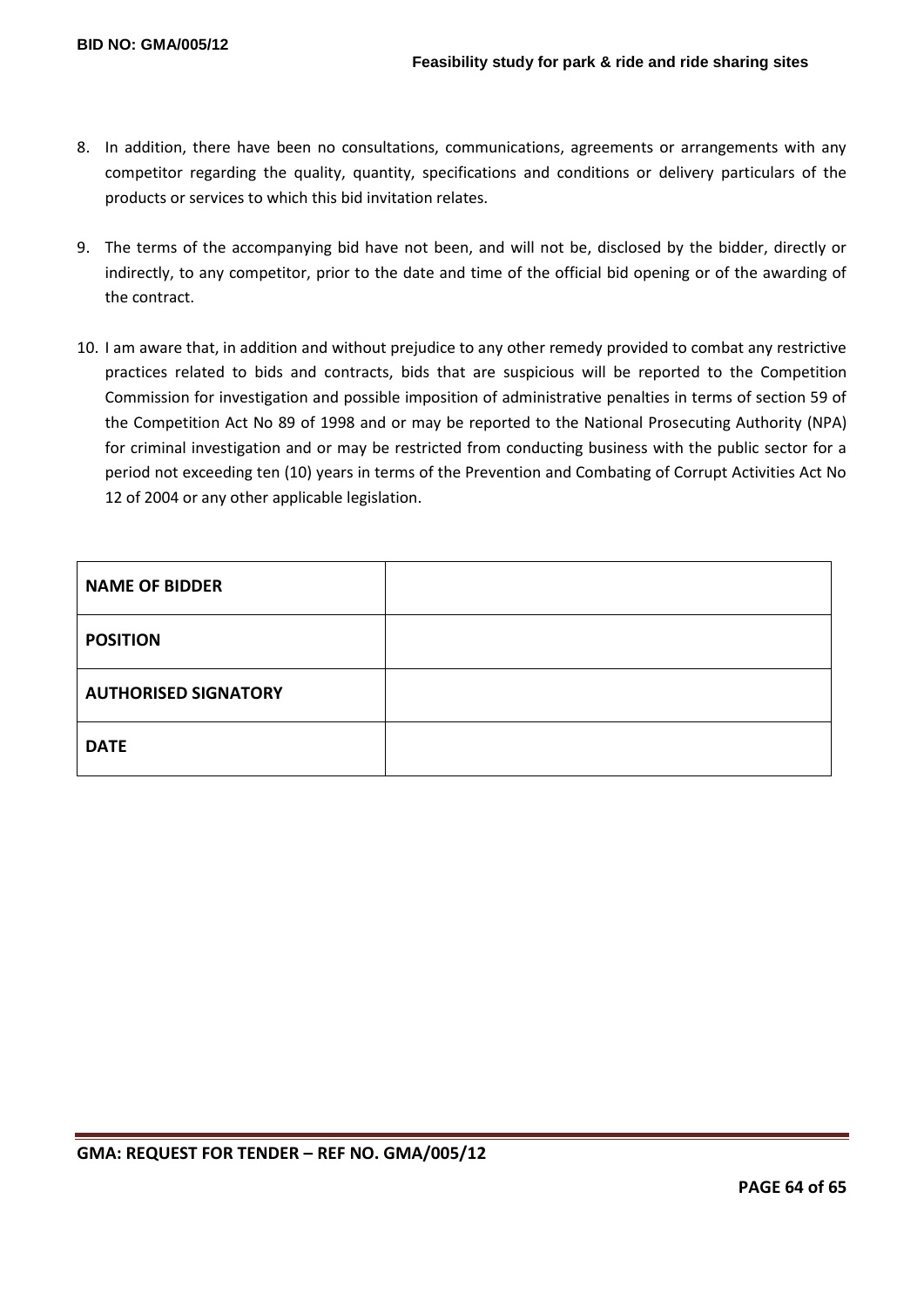8. In addition, there have been no consultations, communications, agreements or arrangements with any competitor regarding the quality, quantity, specifications and conditions or delivery particulars of the products or services to which this bid invitation relates.

9. The terms of the accompanying bid have not been, and will not be, disclosed by the bidder, directly or indirectly, to any competitor, prior to the date and time of the official bid opening or of the awarding of the contract.

10. I am aware that, in addition and without prejudice to any other remedy provided to combat any restrictive practices related to bids and contracts, bids that are suspicious will be reported to the Competition Commission for investigation and possible imposition of administrative penalties in terms of section 59 of the Competition Act No 89 of 1998 and or may be reported to the National Prosecuting Authority (NPA) for criminal investigation and or may be restricted from conducting business with the public sector for a period not exceeding ten (10) years in terms of the Prevention and Combating of Corrupt Activities Act No 12 of 2004 or any other applicable legislation.

| | |
|---|---|
| **NAME OF BIDDER** | |
| **POSITION** | |
| **AUTHORISED SIGNATORY** | |
| **DATE** | |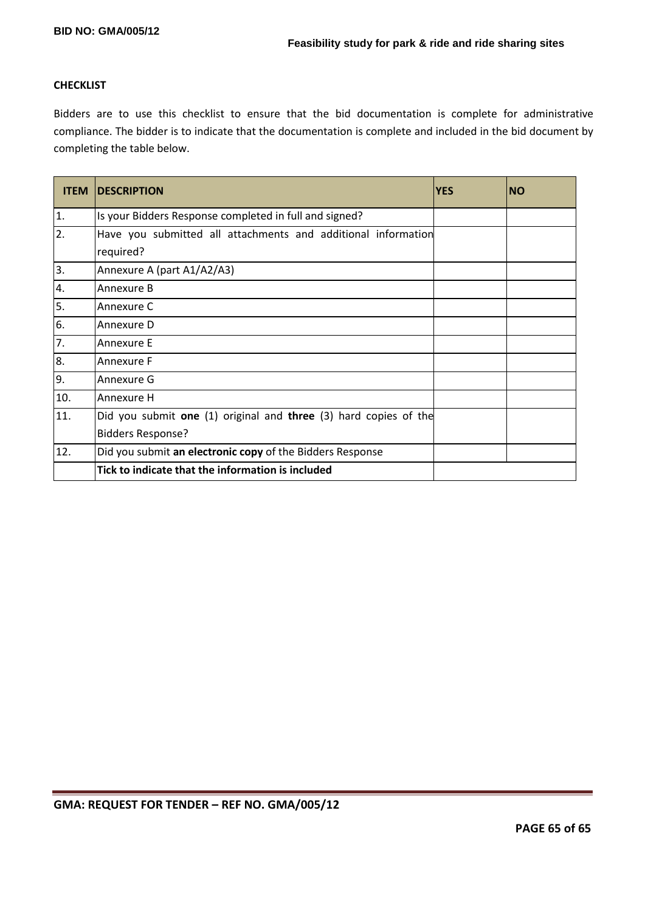**CHECKLIST**

Bidders are to use this checklist to ensure that the bid documentation is complete for administrative compliance. The bidder is to indicate that the documentation is complete and included in the bid document by completing the table below.

| ITEM | DESCRIPTION | YES | NO |
|---|---|---|---|
| 1. | Is your Bidders Response completed in full and signed? | | |
| 2. | Have you submitted all attachments and additional information required? | | |
| 3. | Annexure A (part A1/A2/A3) | | |
| 4. | Annexure B | | |
| 5. | Annexure C | | |
| 6. | Annexure D | | |
| 7. | Annexure E | | |
| 8. | Annexure F | | |
| 9. | Annexure G | | |
| 10. | Annexure H | | |
| 11. | Did you submit **one** (1) original and **three** (3) hard copies of the Bidders Response? | | |
| 12. | Did you submit **an electronic copy** of the Bidders Response | | |
| | **Tick to indicate that the information is included** | | |